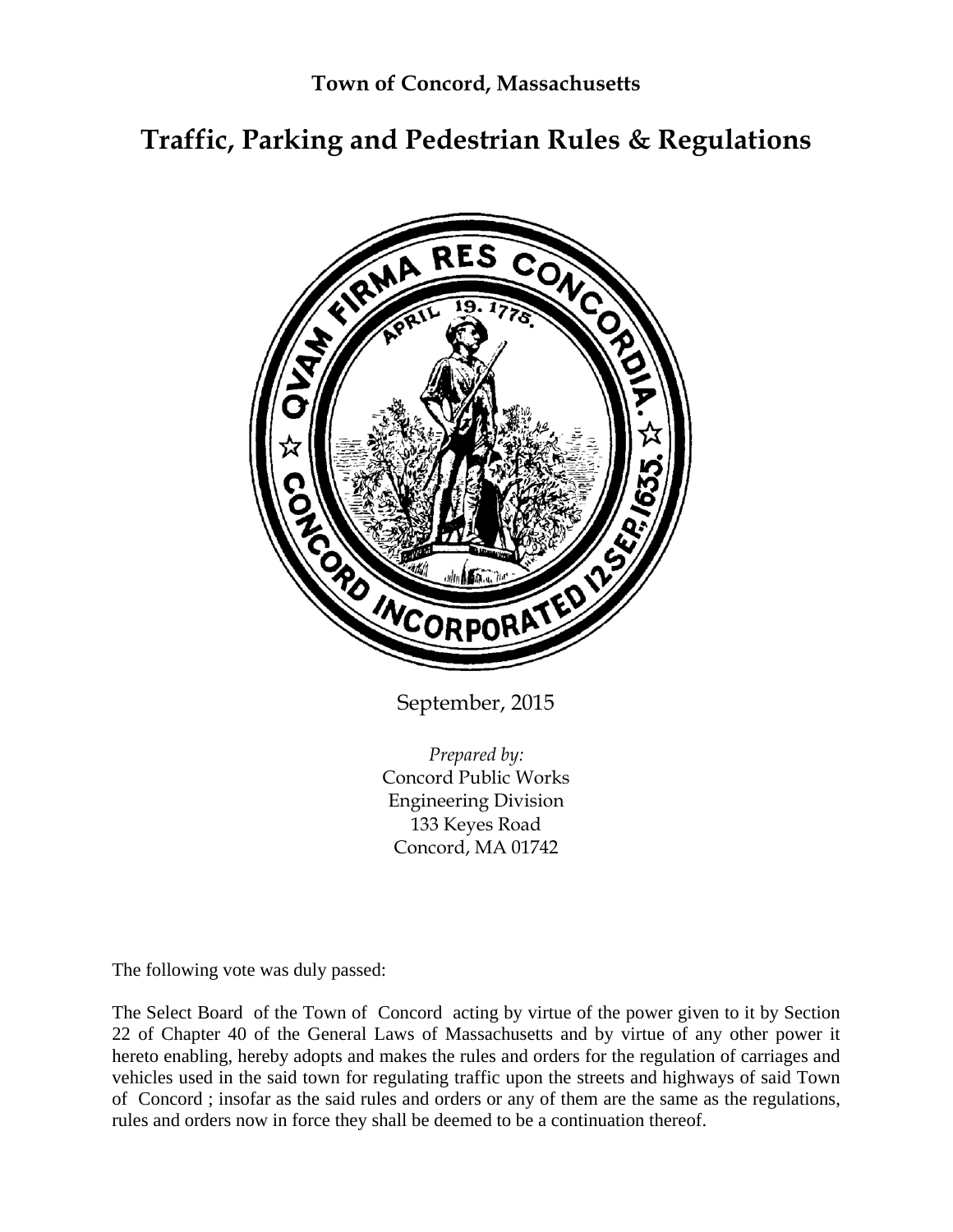**Town of Concord, Massachusetts**

# Traffic, Parking and Pedestrian Rules & Regulations

September, 2015

*Prepared by:*
Concord Public Works
Engineering Division
133 Keyes Road
Concord, MA 01742

The following vote was duly passed:

The Select Board of the Town of Concord acting by virtue of the power given to it by Section 22 of Chapter 40 of the General Laws of Massachusetts and by virtue of any other power it hereto enabling, hereby adopts and makes the rules and orders for the regulation of carriages and vehicles used in the said town for regulating traffic upon the streets and highways of said Town of Concord ; insofar as the said rules and orders or any of them are the same as the regulations, rules and orders now in force they shall be deemed to be a continuation thereof.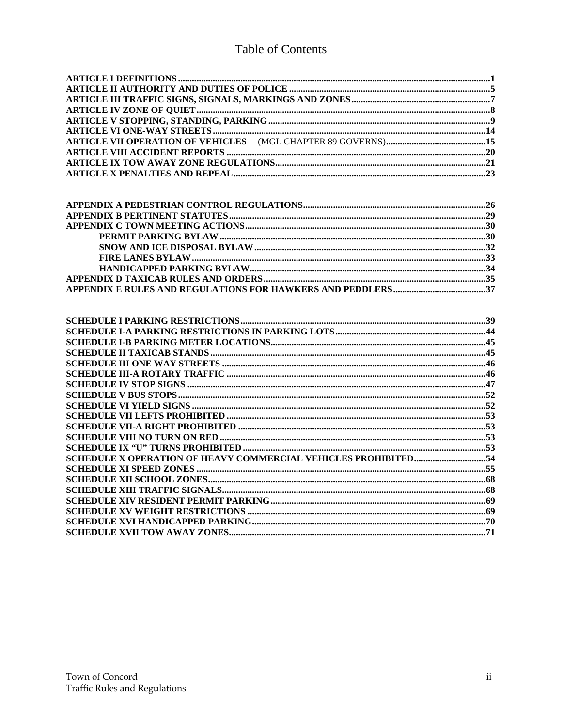# Table of Contents

**ARTICLE I DEFINITIONS** .....1
**ARTICLE II AUTHORITY AND DUTIES OF POLICE** .....5
**ARTICLE III TRAFFIC SIGNS, SIGNALS, MARKINGS AND ZONES** .....7
**ARTICLE IV ZONE OF QUIET** .....8
**ARTICLE V STOPPING, STANDING, PARKING** .....9
**ARTICLE VI ONE-WAY STREETS** .....14
**ARTICLE VII OPERATION OF VEHICLES** (MGL CHAPTER 89 GOVERNS) .....15
**ARTICLE VIII ACCIDENT REPORTS** .....20
**ARTICLE IX TOW AWAY ZONE REGULATIONS** .....21
**ARTICLE X PENALTIES AND REPEAL** .....23

**APPENDIX A PEDESTRIAN CONTROL REGULATIONS** .....26
**APPENDIX B PERTINENT STATUTES** .....29
**APPENDIX C TOWN MEETING ACTIONS** .....30
- **PERMIT PARKING BYLAW** .....30
- **SNOW AND ICE DISPOSAL BYLAW** .....32
- **FIRE LANES BYLAW** .....33
- **HANDICAPPED PARKING BYLAW** .....34

**APPENDIX D TAXICAB RULES AND ORDERS** .....35
**APPENDIX E RULES AND REGULATIONS FOR HAWKERS AND PEDDLERS** .....37

**SCHEDULE I PARKING RESTRICTIONS** .....39
**SCHEDULE I-A PARKING RESTRICTIONS IN PARKING LOTS** .....44
**SCHEDULE I-B PARKING METER LOCATIONS** .....45
**SCHEDULE II TAXICAB STANDS** .....45
**SCHEDULE III ONE WAY STREETS** .....46
**SCHEDULE III-A ROTARY TRAFFIC** .....46
**SCHEDULE IV STOP SIGNS** .....47
**SCHEDULE V BUS STOPS** .....52
**SCHEDULE VI YIELD SIGNS** .....52
**SCHEDULE VII LEFTS PROHIBITED** .....53
**SCHEDULE VII-A RIGHT PROHIBITED** .....53
**SCHEDULE VIII NO TURN ON RED** .....53
**SCHEDULE IX "U" TURNS PROHIBITED** .....53
**SCHEDULE X OPERATION OF HEAVY COMMERCIAL VEHICLES PROHIBITED** .....54
**SCHEDULE XI SPEED ZONES** .....55
**SCHEDULE XII SCHOOL ZONES** .....68
**SCHEDULE XIII TRAFFIC SIGNALS** .....68
**SCHEDULE XIV RESIDENT PERMIT PARKING** .....69
**SCHEDULE XV WEIGHT RESTRICTIONS** .....69
**SCHEDULE XVI HANDICAPPED PARKING** .....70
**SCHEDULE XVII TOW AWAY ZONES** .....71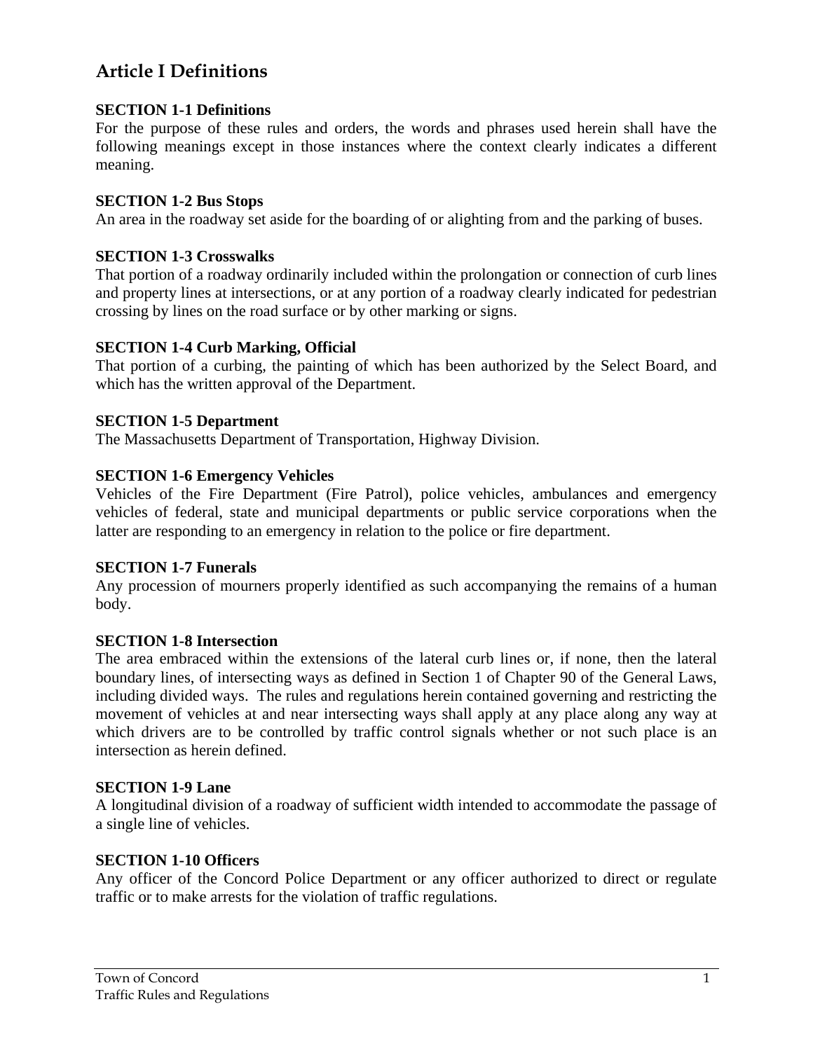# Article I Definitions

**SECTION 1-1 Definitions**
For the purpose of these rules and orders, the words and phrases used herein shall have the following meanings except in those instances where the context clearly indicates a different meaning.

**SECTION 1-2 Bus Stops**
An area in the roadway set aside for the boarding of or alighting from and the parking of buses.

**SECTION 1-3 Crosswalks**
That portion of a roadway ordinarily included within the prolongation or connection of curb lines and property lines at intersections, or at any portion of a roadway clearly indicated for pedestrian crossing by lines on the road surface or by other marking or signs.

**SECTION 1-4 Curb Marking, Official**
That portion of a curbing, the painting of which has been authorized by the Select Board, and which has the written approval of the Department.

**SECTION 1-5 Department**
The Massachusetts Department of Transportation, Highway Division.

**SECTION 1-6 Emergency Vehicles**
Vehicles of the Fire Department (Fire Patrol), police vehicles, ambulances and emergency vehicles of federal, state and municipal departments or public service corporations when the latter are responding to an emergency in relation to the police or fire department.

**SECTION 1-7 Funerals**
Any procession of mourners properly identified as such accompanying the remains of a human body.

**SECTION 1-8 Intersection**
The area embraced within the extensions of the lateral curb lines or, if none, then the lateral boundary lines, of intersecting ways as defined in Section 1 of Chapter 90 of the General Laws, including divided ways. The rules and regulations herein contained governing and restricting the movement of vehicles at and near intersecting ways shall apply at any place along any way at which drivers are to be controlled by traffic control signals whether or not such place is an intersection as herein defined.

**SECTION 1-9 Lane**
A longitudinal division of a roadway of sufficient width intended to accommodate the passage of a single line of vehicles.

**SECTION 1-10 Officers**
Any officer of the Concord Police Department or any officer authorized to direct or regulate traffic or to make arrests for the violation of traffic regulations.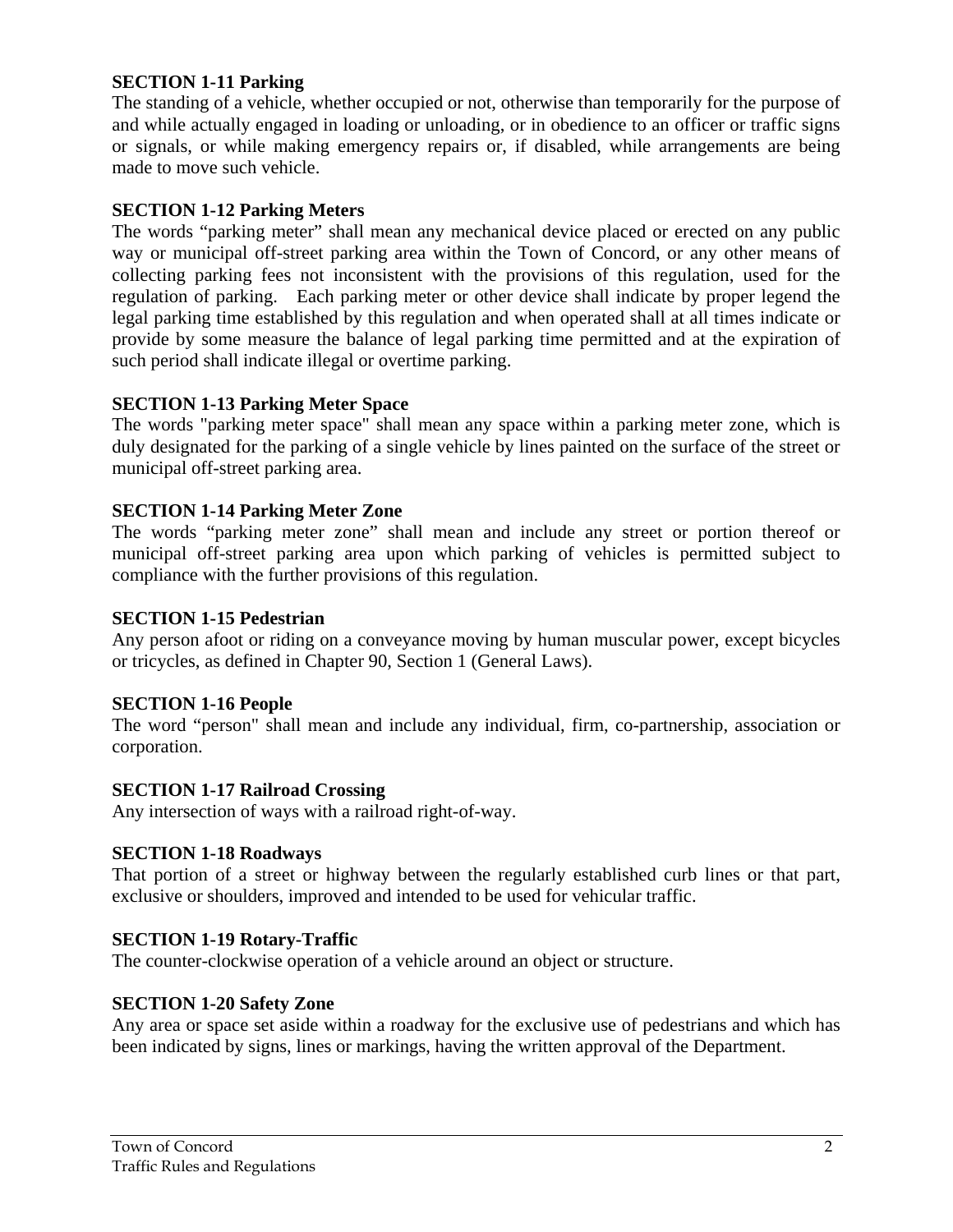**SECTION 1-11 Parking**
The standing of a vehicle, whether occupied or not, otherwise than temporarily for the purpose of and while actually engaged in loading or unloading, or in obedience to an officer or traffic signs or signals, or while making emergency repairs or, if disabled, while arrangements are being made to move such vehicle.

**SECTION 1-12 Parking Meters**
The words "parking meter" shall mean any mechanical device placed or erected on any public way or municipal off-street parking area within the Town of Concord, or any other means of collecting parking fees not inconsistent with the provisions of this regulation, used for the regulation of parking. Each parking meter or other device shall indicate by proper legend the legal parking time established by this regulation and when operated shall at all times indicate or provide by some measure the balance of legal parking time permitted and at the expiration of such period shall indicate illegal or overtime parking.

**SECTION 1-13 Parking Meter Space**
The words "parking meter space" shall mean any space within a parking meter zone, which is duly designated for the parking of a single vehicle by lines painted on the surface of the street or municipal off-street parking area.

**SECTION 1-14 Parking Meter Zone**
The words "parking meter zone" shall mean and include any street or portion thereof or municipal off-street parking area upon which parking of vehicles is permitted subject to compliance with the further provisions of this regulation.

**SECTION 1-15 Pedestrian**
Any person afoot or riding on a conveyance moving by human muscular power, except bicycles or tricycles, as defined in Chapter 90, Section 1 (General Laws).

**SECTION 1-16 People**
The word "person" shall mean and include any individual, firm, co-partnership, association or corporation.

**SECTION 1-17 Railroad Crossing**
Any intersection of ways with a railroad right-of-way.

**SECTION 1-18 Roadways**
That portion of a street or highway between the regularly established curb lines or that part, exclusive or shoulders, improved and intended to be used for vehicular traffic.

**SECTION 1-19 Rotary-Traffic**
The counter-clockwise operation of a vehicle around an object or structure.

**SECTION 1-20 Safety Zone**
Any area or space set aside within a roadway for the exclusive use of pedestrians and which has been indicated by signs, lines or markings, having the written approval of the Department.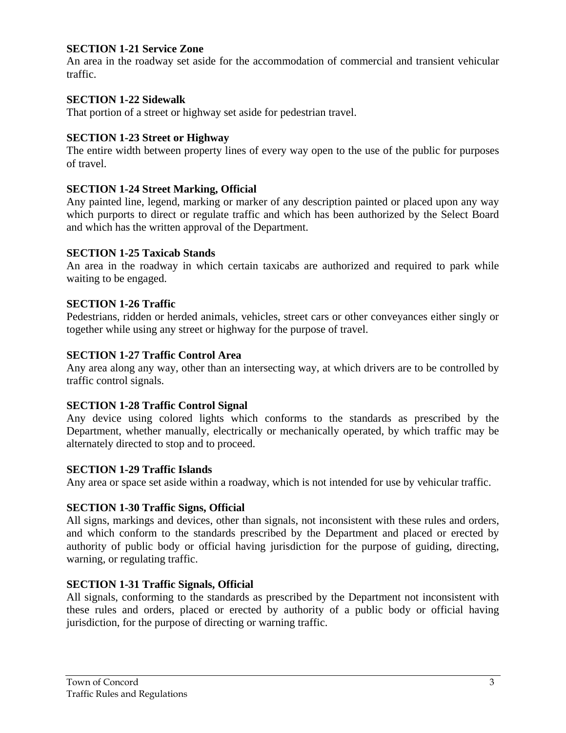**SECTION 1-21 Service Zone**
An area in the roadway set aside for the accommodation of commercial and transient vehicular traffic.

**SECTION 1-22 Sidewalk**
That portion of a street or highway set aside for pedestrian travel.

**SECTION 1-23 Street or Highway**
The entire width between property lines of every way open to the use of the public for purposes of travel.

**SECTION 1-24 Street Marking, Official**
Any painted line, legend, marking or marker of any description painted or placed upon any way which purports to direct or regulate traffic and which has been authorized by the Select Board and which has the written approval of the Department.

**SECTION 1-25 Taxicab Stands**
An area in the roadway in which certain taxicabs are authorized and required to park while waiting to be engaged.

**SECTION 1-26 Traffic**
Pedestrians, ridden or herded animals, vehicles, street cars or other conveyances either singly or together while using any street or highway for the purpose of travel.

**SECTION 1-27 Traffic Control Area**
Any area along any way, other than an intersecting way, at which drivers are to be controlled by traffic control signals.

**SECTION 1-28 Traffic Control Signal**
Any device using colored lights which conforms to the standards as prescribed by the Department, whether manually, electrically or mechanically operated, by which traffic may be alternately directed to stop and to proceed.

**SECTION 1-29 Traffic Islands**
Any area or space set aside within a roadway, which is not intended for use by vehicular traffic.

**SECTION 1-30 Traffic Signs, Official**
All signs, markings and devices, other than signals, not inconsistent with these rules and orders, and which conform to the standards prescribed by the Department and placed or erected by authority of public body or official having jurisdiction for the purpose of guiding, directing, warning, or regulating traffic.

**SECTION 1-31 Traffic Signals, Official**
All signals, conforming to the standards as prescribed by the Department not inconsistent with these rules and orders, placed or erected by authority of a public body or official having jurisdiction, for the purpose of directing or warning traffic.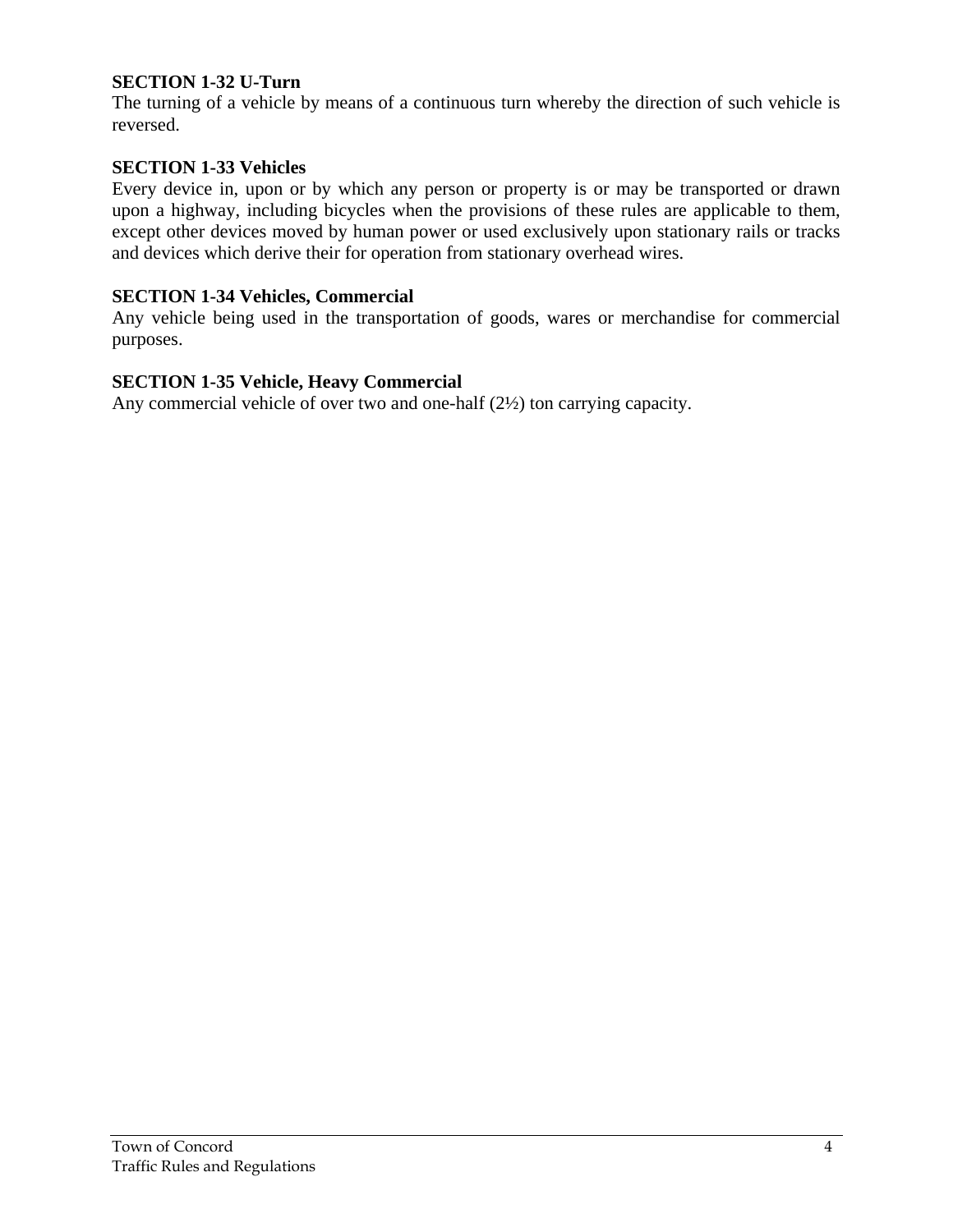**SECTION 1-32 U-Turn**

The turning of a vehicle by means of a continuous turn whereby the direction of such vehicle is reversed.

**SECTION 1-33 Vehicles**

Every device in, upon or by which any person or property is or may be transported or drawn upon a highway, including bicycles when the provisions of these rules are applicable to them, except other devices moved by human power or used exclusively upon stationary rails or tracks and devices which derive their for operation from stationary overhead wires.

**SECTION 1-34 Vehicles, Commercial**

Any vehicle being used in the transportation of goods, wares or merchandise for commercial purposes.

**SECTION 1-35 Vehicle, Heavy Commercial**

Any commercial vehicle of over two and one-half (2½) ton carrying capacity.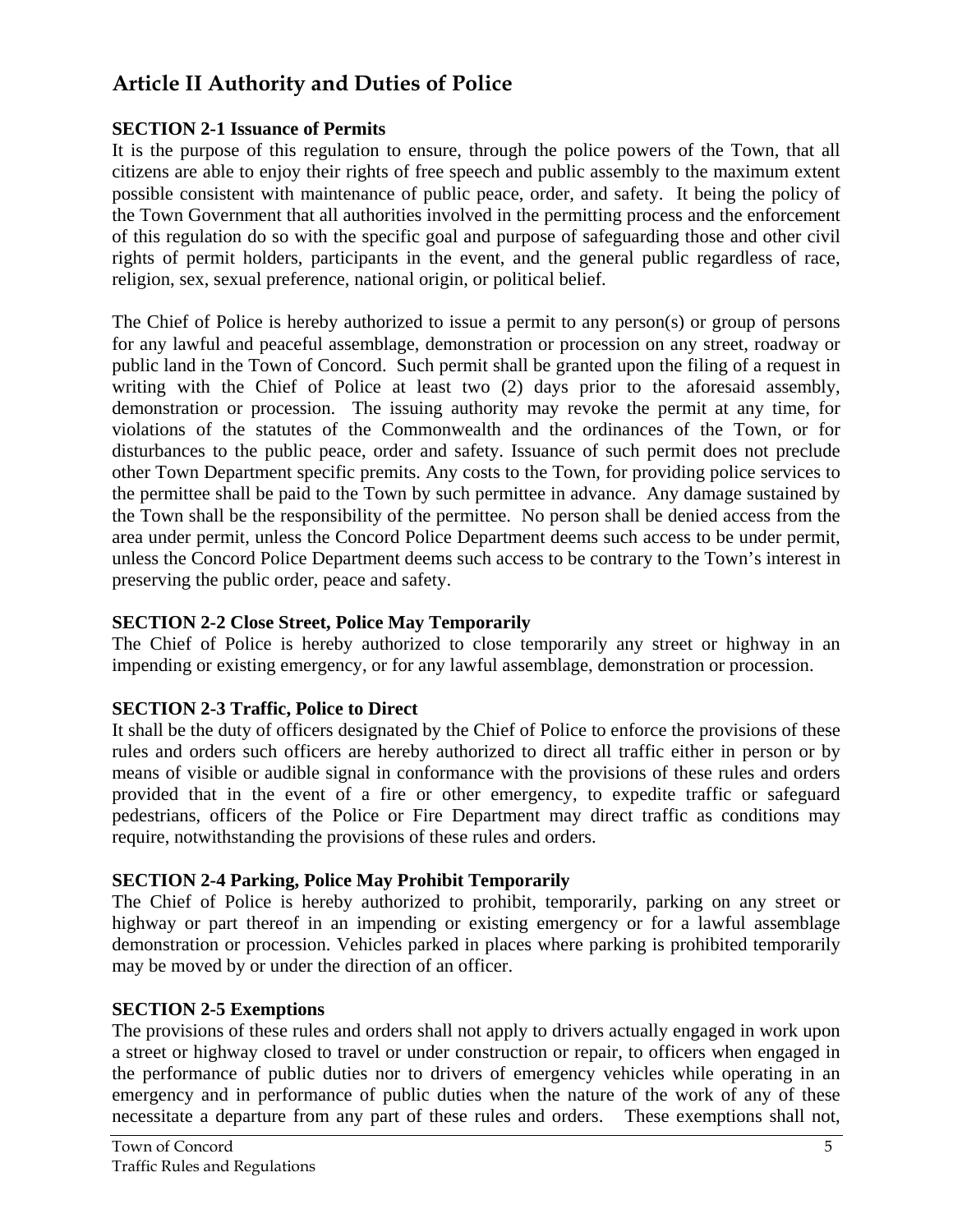## Article II Authority and Duties of Police

**SECTION 2-1 Issuance of Permits**

It is the purpose of this regulation to ensure, through the police powers of the Town, that all citizens are able to enjoy their rights of free speech and public assembly to the maximum extent possible consistent with maintenance of public peace, order, and safety. It being the policy of the Town Government that all authorities involved in the permitting process and the enforcement of this regulation do so with the specific goal and purpose of safeguarding those and other civil rights of permit holders, participants in the event, and the general public regardless of race, religion, sex, sexual preference, national origin, or political belief.

The Chief of Police is hereby authorized to issue a permit to any person(s) or group of persons for any lawful and peaceful assemblage, demonstration or procession on any street, roadway or public land in the Town of Concord. Such permit shall be granted upon the filing of a request in writing with the Chief of Police at least two (2) days prior to the aforesaid assembly, demonstration or procession. The issuing authority may revoke the permit at any time, for violations of the statutes of the Commonwealth and the ordinances of the Town, or for disturbances to the public peace, order and safety. Issuance of such permit does not preclude other Town Department specific premits. Any costs to the Town, for providing police services to the permittee shall be paid to the Town by such permittee in advance. Any damage sustained by the Town shall be the responsibility of the permittee. No person shall be denied access from the area under permit, unless the Concord Police Department deems such access to be under permit, unless the Concord Police Department deems such access to be contrary to the Town's interest in preserving the public order, peace and safety.

**SECTION 2-2 Close Street, Police May Temporarily**

The Chief of Police is hereby authorized to close temporarily any street or highway in an impending or existing emergency, or for any lawful assemblage, demonstration or procession.

**SECTION 2-3 Traffic, Police to Direct**

It shall be the duty of officers designated by the Chief of Police to enforce the provisions of these rules and orders such officers are hereby authorized to direct all traffic either in person or by means of visible or audible signal in conformance with the provisions of these rules and orders provided that in the event of a fire or other emergency, to expedite traffic or safeguard pedestrians, officers of the Police or Fire Department may direct traffic as conditions may require, notwithstanding the provisions of these rules and orders.

**SECTION 2-4 Parking, Police May Prohibit Temporarily**

The Chief of Police is hereby authorized to prohibit, temporarily, parking on any street or highway or part thereof in an impending or existing emergency or for a lawful assemblage demonstration or procession. Vehicles parked in places where parking is prohibited temporarily may be moved by or under the direction of an officer.

**SECTION 2-5 Exemptions**

The provisions of these rules and orders shall not apply to drivers actually engaged in work upon a street or highway closed to travel or under construction or repair, to officers when engaged in the performance of public duties nor to drivers of emergency vehicles while operating in an emergency and in performance of public duties when the nature of the work of any of these necessitate a departure from any part of these rules and orders. These exemptions shall not,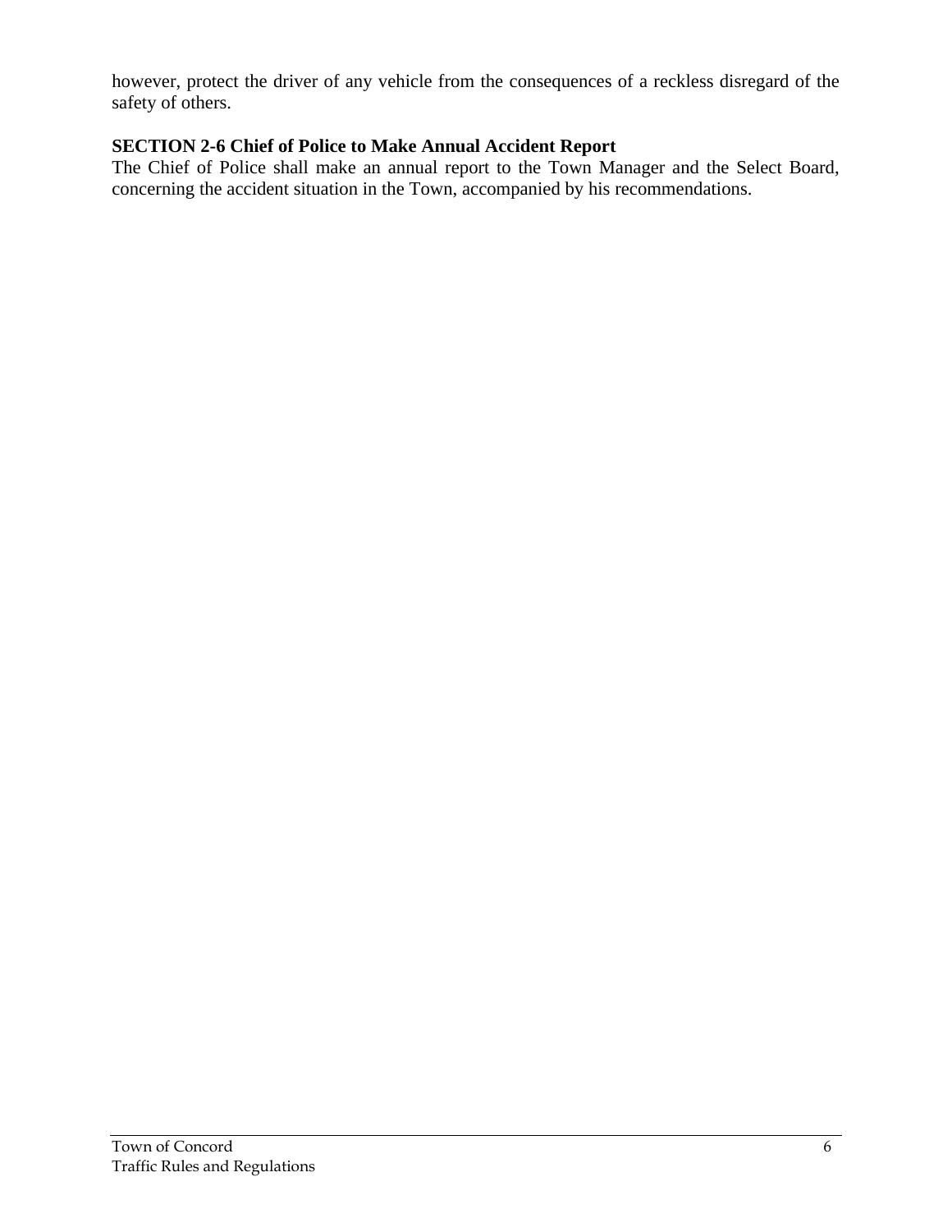however, protect the driver of any vehicle from the consequences of a reckless disregard of the safety of others.

**SECTION 2-6 Chief of Police to Make Annual Accident Report**

The Chief of Police shall make an annual report to the Town Manager and the Select Board, concerning the accident situation in the Town, accompanied by his recommendations.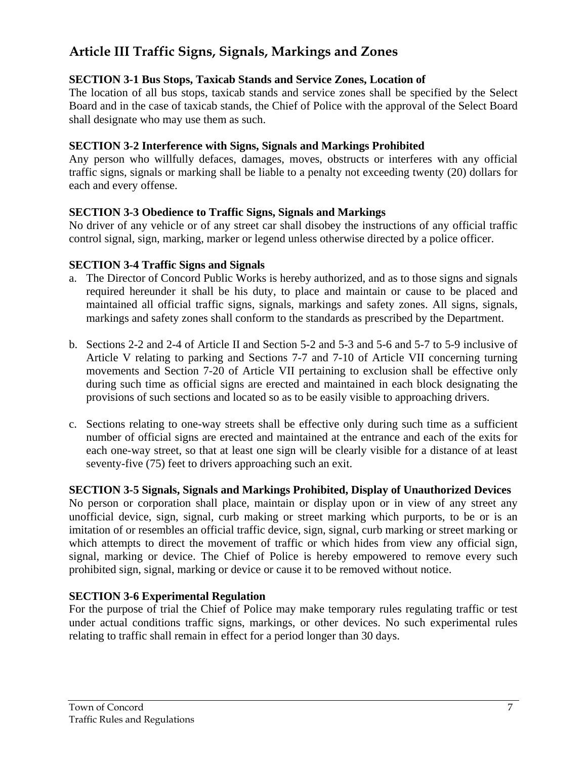## Article III Traffic Signs, Signals, Markings and Zones

**SECTION 3-1 Bus Stops, Taxicab Stands and Service Zones, Location of**

The location of all bus stops, taxicab stands and service zones shall be specified by the Select Board and in the case of taxicab stands, the Chief of Police with the approval of the Select Board shall designate who may use them as such.

**SECTION 3-2 Interference with Signs, Signals and Markings Prohibited**

Any person who willfully defaces, damages, moves, obstructs or interferes with any official traffic signs, signals or marking shall be liable to a penalty not exceeding twenty (20) dollars for each and every offense.

**SECTION 3-3 Obedience to Traffic Signs, Signals and Markings**

No driver of any vehicle or of any street car shall disobey the instructions of any official traffic control signal, sign, marking, marker or legend unless otherwise directed by a police officer.

**SECTION 3-4 Traffic Signs and Signals**

a. The Director of Concord Public Works is hereby authorized, and as to those signs and signals required hereunder it shall be his duty, to place and maintain or cause to be placed and maintained all official traffic signs, signals, markings and safety zones. All signs, signals, markings and safety zones shall conform to the standards as prescribed by the Department.

b. Sections 2-2 and 2-4 of Article II and Section 5-2 and 5-3 and 5-6 and 5-7 to 5-9 inclusive of Article V relating to parking and Sections 7-7 and 7-10 of Article VII concerning turning movements and Section 7-20 of Article VII pertaining to exclusion shall be effective only during such time as official signs are erected and maintained in each block designating the provisions of such sections and located so as to be easily visible to approaching drivers.

c. Sections relating to one-way streets shall be effective only during such time as a sufficient number of official signs are erected and maintained at the entrance and each of the exits for each one-way street, so that at least one sign will be clearly visible for a distance of at least seventy-five (75) feet to drivers approaching such an exit.

**SECTION 3-5 Signals, Signals and Markings Prohibited, Display of Unauthorized Devices**

No person or corporation shall place, maintain or display upon or in view of any street any unofficial device, sign, signal, curb making or street marking which purports, to be or is an imitation of or resembles an official traffic device, sign, signal, curb marking or street marking or which attempts to direct the movement of traffic or which hides from view any official sign, signal, marking or device. The Chief of Police is hereby empowered to remove every such prohibited sign, signal, marking or device or cause it to be removed without notice.

**SECTION 3-6 Experimental Regulation**

For the purpose of trial the Chief of Police may make temporary rules regulating traffic or test under actual conditions traffic signs, markings, or other devices. No such experimental rules relating to traffic shall remain in effect for a period longer than 30 days.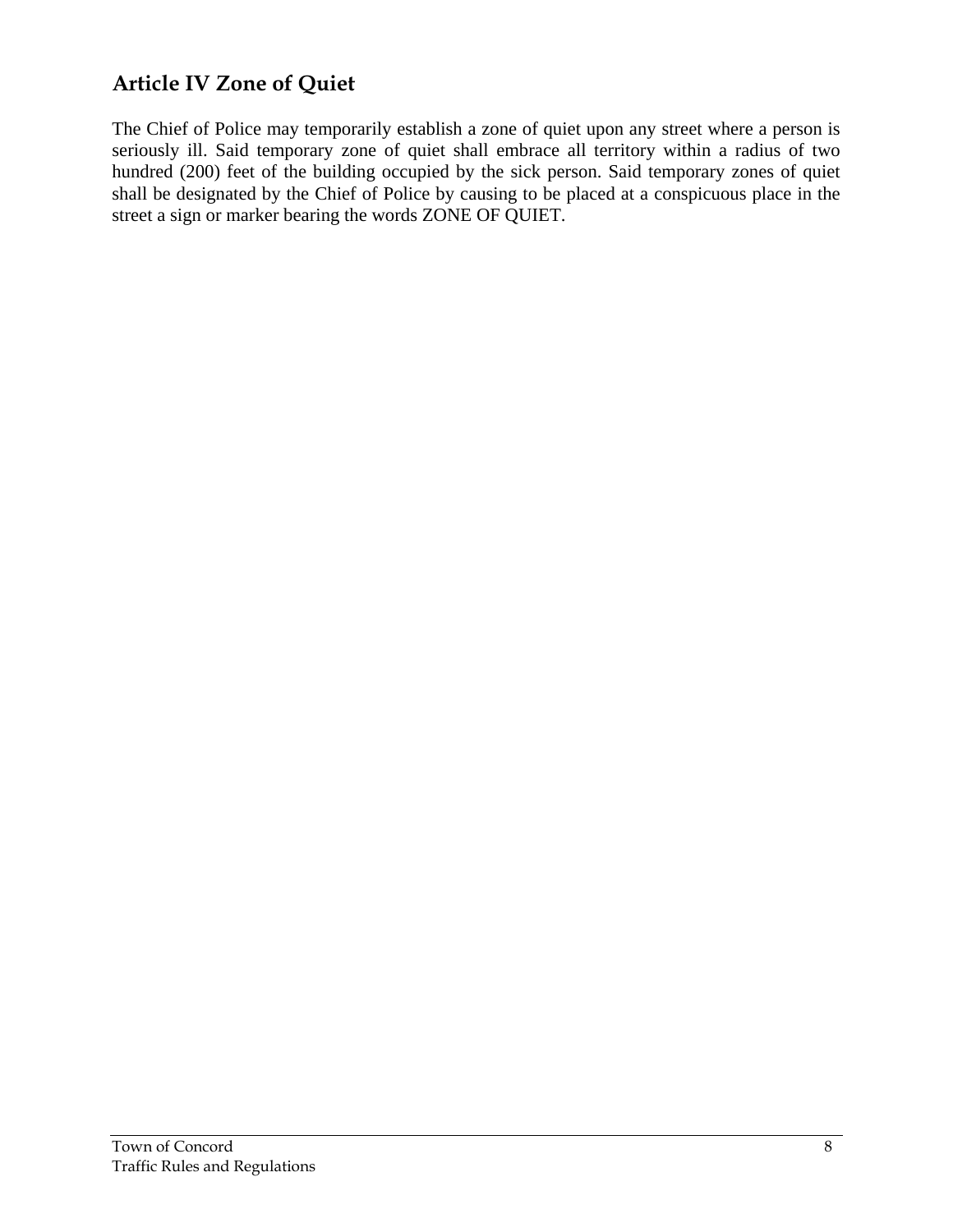## Article IV Zone of Quiet

The Chief of Police may temporarily establish a zone of quiet upon any street where a person is seriously ill. Said temporary zone of quiet shall embrace all territory within a radius of two hundred (200) feet of the building occupied by the sick person. Said temporary zones of quiet shall be designated by the Chief of Police by causing to be placed at a conspicuous place in the street a sign or marker bearing the words ZONE OF QUIET.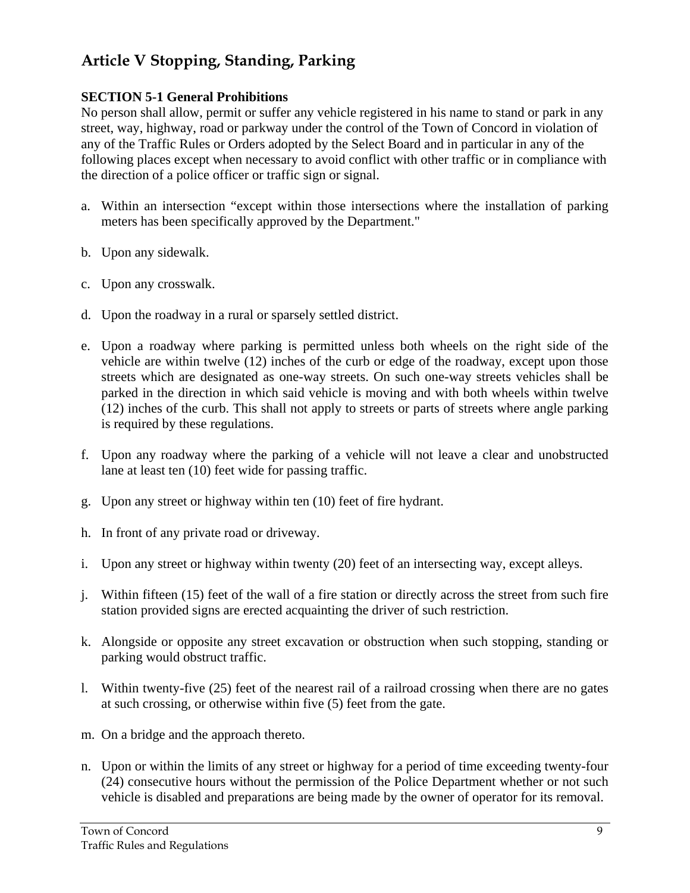# Article V Stopping, Standing, Parking

**SECTION 5-1 General Prohibitions**

No person shall allow, permit or suffer any vehicle registered in his name to stand or park in any street, way, highway, road or parkway under the control of the Town of Concord in violation of any of the Traffic Rules or Orders adopted by the Select Board and in particular in any of the following places except when necessary to avoid conflict with other traffic or in compliance with the direction of a police officer or traffic sign or signal.

a. Within an intersection "except within those intersections where the installation of parking meters has been specifically approved by the Department."

b. Upon any sidewalk.

c. Upon any crosswalk.

d. Upon the roadway in a rural or sparsely settled district.

e. Upon a roadway where parking is permitted unless both wheels on the right side of the vehicle are within twelve (12) inches of the curb or edge of the roadway, except upon those streets which are designated as one-way streets. On such one-way streets vehicles shall be parked in the direction in which said vehicle is moving and with both wheels within twelve (12) inches of the curb. This shall not apply to streets or parts of streets where angle parking is required by these regulations.

f. Upon any roadway where the parking of a vehicle will not leave a clear and unobstructed lane at least ten (10) feet wide for passing traffic.

g. Upon any street or highway within ten (10) feet of fire hydrant.

h. In front of any private road or driveway.

i. Upon any street or highway within twenty (20) feet of an intersecting way, except alleys.

j. Within fifteen (15) feet of the wall of a fire station or directly across the street from such fire station provided signs are erected acquainting the driver of such restriction.

k. Alongside or opposite any street excavation or obstruction when such stopping, standing or parking would obstruct traffic.

l. Within twenty-five (25) feet of the nearest rail of a railroad crossing when there are no gates at such crossing, or otherwise within five (5) feet from the gate.

m. On a bridge and the approach thereto.

n. Upon or within the limits of any street or highway for a period of time exceeding twenty-four (24) consecutive hours without the permission of the Police Department whether or not such vehicle is disabled and preparations are being made by the owner of operator for its removal.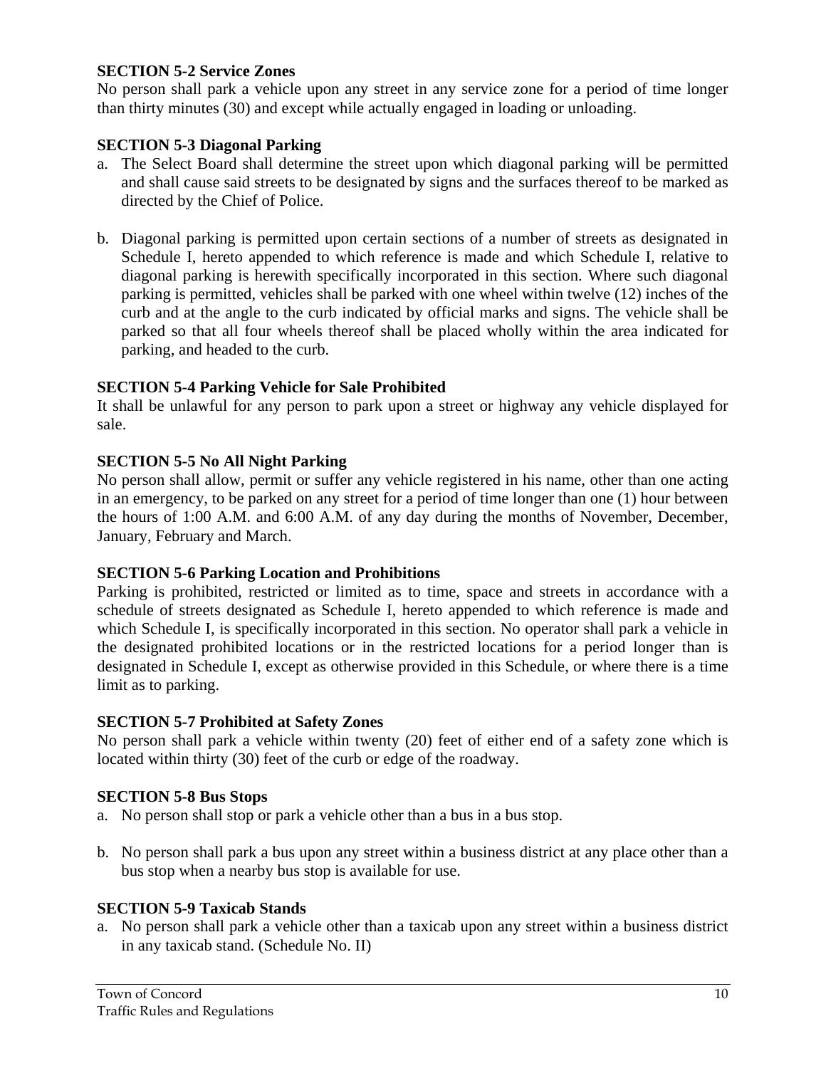**SECTION 5-2 Service Zones**

No person shall park a vehicle upon any street in any service zone for a period of time longer than thirty minutes (30) and except while actually engaged in loading or unloading.

**SECTION 5-3 Diagonal Parking**

a. The Select Board shall determine the street upon which diagonal parking will be permitted and shall cause said streets to be designated by signs and the surfaces thereof to be marked as directed by the Chief of Police.

b. Diagonal parking is permitted upon certain sections of a number of streets as designated in Schedule I, hereto appended to which reference is made and which Schedule I, relative to diagonal parking is herewith specifically incorporated in this section. Where such diagonal parking is permitted, vehicles shall be parked with one wheel within twelve (12) inches of the curb and at the angle to the curb indicated by official marks and signs. The vehicle shall be parked so that all four wheels thereof shall be placed wholly within the area indicated for parking, and headed to the curb.

**SECTION 5-4 Parking Vehicle for Sale Prohibited**

It shall be unlawful for any person to park upon a street or highway any vehicle displayed for sale.

**SECTION 5-5 No All Night Parking**

No person shall allow, permit or suffer any vehicle registered in his name, other than one acting in an emergency, to be parked on any street for a period of time longer than one (1) hour between the hours of 1:00 A.M. and 6:00 A.M. of any day during the months of November, December, January, February and March.

**SECTION 5-6 Parking Location and Prohibitions**

Parking is prohibited, restricted or limited as to time, space and streets in accordance with a schedule of streets designated as Schedule I, hereto appended to which reference is made and which Schedule I, is specifically incorporated in this section. No operator shall park a vehicle in the designated prohibited locations or in the restricted locations for a period longer than is designated in Schedule I, except as otherwise provided in this Schedule, or where there is a time limit as to parking.

**SECTION 5-7 Prohibited at Safety Zones**

No person shall park a vehicle within twenty (20) feet of either end of a safety zone which is located within thirty (30) feet of the curb or edge of the roadway.

**SECTION 5-8 Bus Stops**

a. No person shall stop or park a vehicle other than a bus in a bus stop.

b. No person shall park a bus upon any street within a business district at any place other than a bus stop when a nearby bus stop is available for use.

**SECTION 5-9 Taxicab Stands**

a. No person shall park a vehicle other than a taxicab upon any street within a business district in any taxicab stand. (Schedule No. II)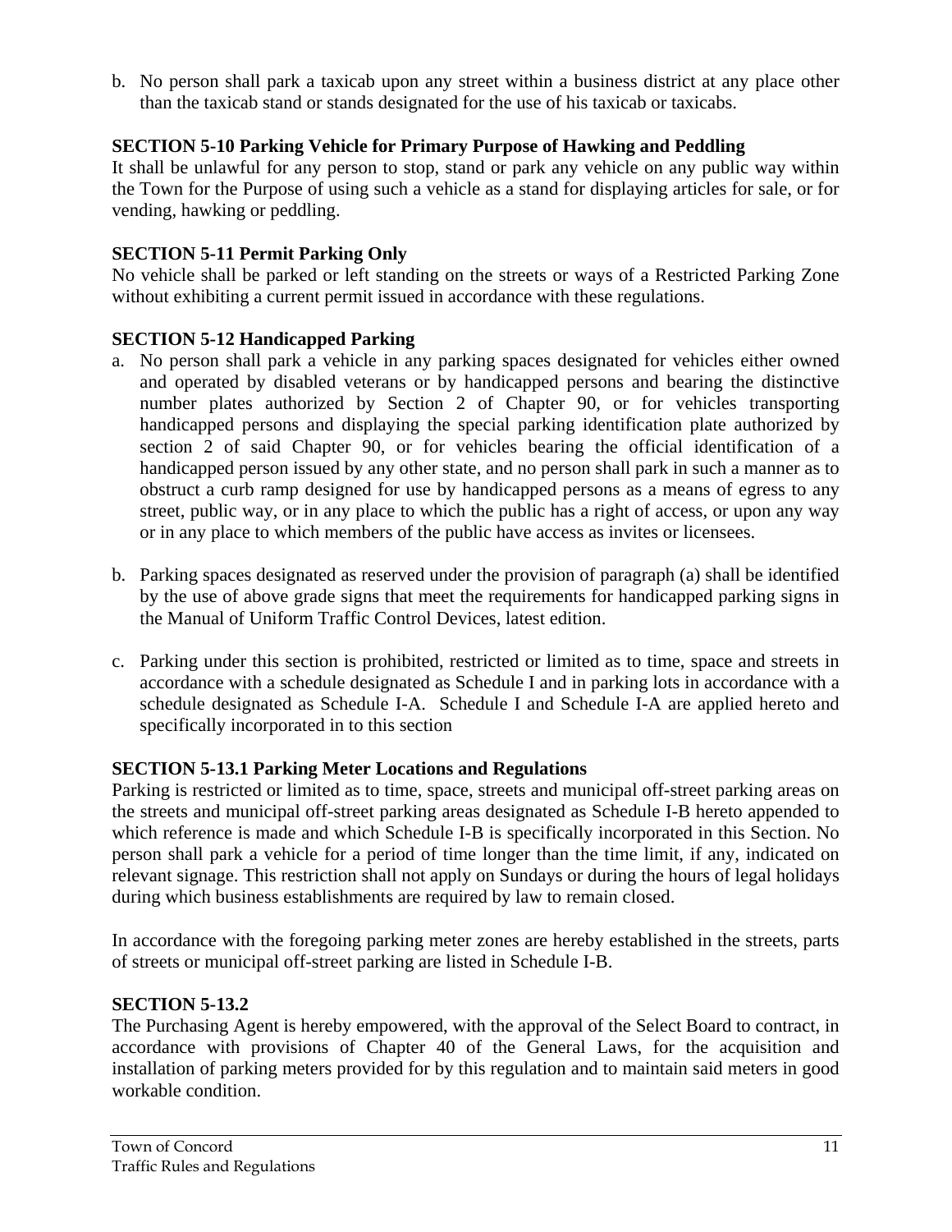b. No person shall park a taxicab upon any street within a business district at any place other than the taxicab stand or stands designated for the use of his taxicab or taxicabs.

**SECTION 5-10 Parking Vehicle for Primary Purpose of Hawking and Peddling**

It shall be unlawful for any person to stop, stand or park any vehicle on any public way within the Town for the Purpose of using such a vehicle as a stand for displaying articles for sale, or for vending, hawking or peddling.

**SECTION 5-11 Permit Parking Only**

No vehicle shall be parked or left standing on the streets or ways of a Restricted Parking Zone without exhibiting a current permit issued in accordance with these regulations.

**SECTION 5-12 Handicapped Parking**

a. No person shall park a vehicle in any parking spaces designated for vehicles either owned and operated by disabled veterans or by handicapped persons and bearing the distinctive number plates authorized by Section 2 of Chapter 90, or for vehicles transporting handicapped persons and displaying the special parking identification plate authorized by section 2 of said Chapter 90, or for vehicles bearing the official identification of a handicapped person issued by any other state, and no person shall park in such a manner as to obstruct a curb ramp designed for use by handicapped persons as a means of egress to any street, public way, or in any place to which the public has a right of access, or upon any way or in any place to which members of the public have access as invites or licensees.

b. Parking spaces designated as reserved under the provision of paragraph (a) shall be identified by the use of above grade signs that meet the requirements for handicapped parking signs in the Manual of Uniform Traffic Control Devices, latest edition.

c. Parking under this section is prohibited, restricted or limited as to time, space and streets in accordance with a schedule designated as Schedule I and in parking lots in accordance with a schedule designated as Schedule I-A. Schedule I and Schedule I-A are applied hereto and specifically incorporated in to this section

**SECTION 5-13.1 Parking Meter Locations and Regulations**

Parking is restricted or limited as to time, space, streets and municipal off-street parking areas on the streets and municipal off-street parking areas designated as Schedule I-B hereto appended to which reference is made and which Schedule I-B is specifically incorporated in this Section. No person shall park a vehicle for a period of time longer than the time limit, if any, indicated on relevant signage. This restriction shall not apply on Sundays or during the hours of legal holidays during which business establishments are required by law to remain closed.

In accordance with the foregoing parking meter zones are hereby established in the streets, parts of streets or municipal off-street parking are listed in Schedule I-B.

**SECTION 5-13.2**

The Purchasing Agent is hereby empowered, with the approval of the Select Board to contract, in accordance with provisions of Chapter 40 of the General Laws, for the acquisition and installation of parking meters provided for by this regulation and to maintain said meters in good workable condition.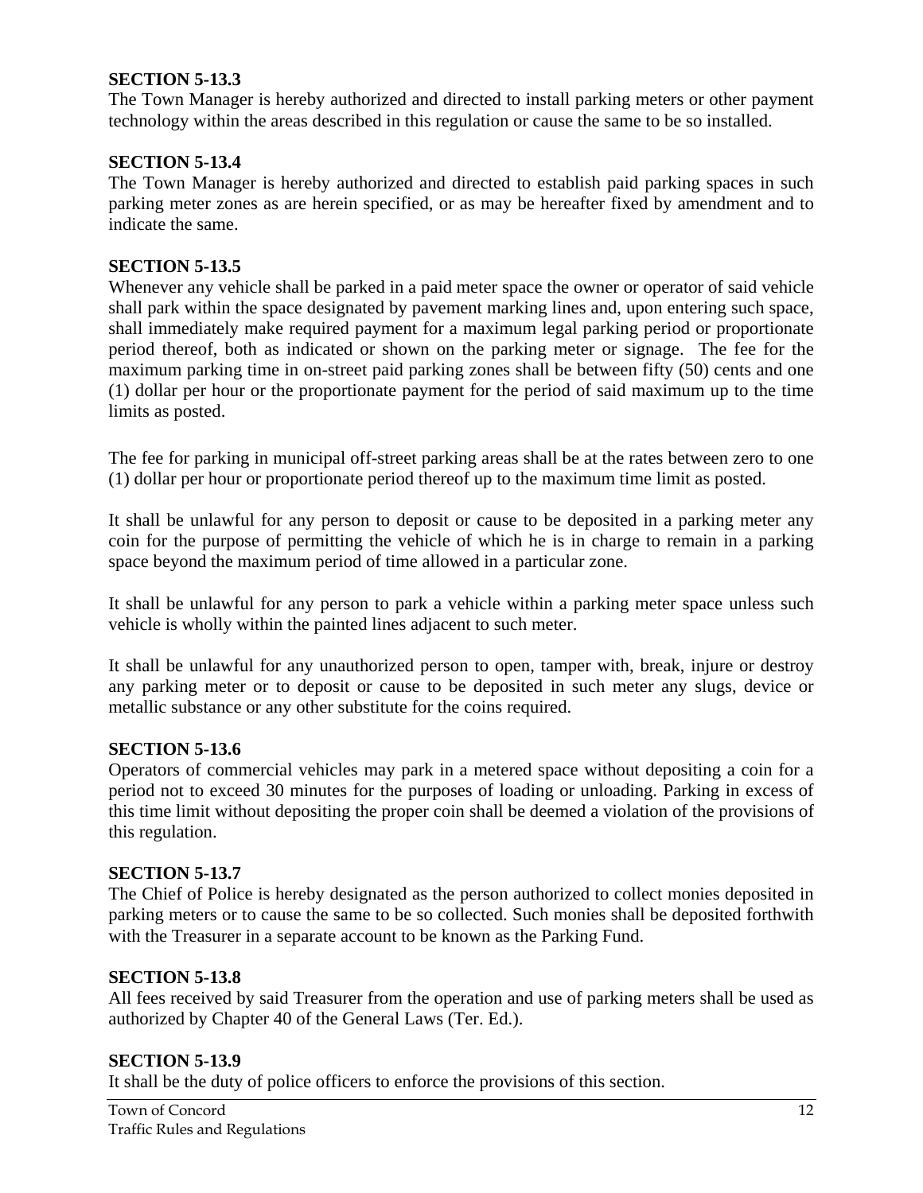**SECTION 5-13.3**

The Town Manager is hereby authorized and directed to install parking meters or other payment technology within the areas described in this regulation or cause the same to be so installed.

**SECTION 5-13.4**

The Town Manager is hereby authorized and directed to establish paid parking spaces in such parking meter zones as are herein specified, or as may be hereafter fixed by amendment and to indicate the same.

**SECTION 5-13.5**

Whenever any vehicle shall be parked in a paid meter space the owner or operator of said vehicle shall park within the space designated by pavement marking lines and, upon entering such space, shall immediately make required payment for a maximum legal parking period or proportionate period thereof, both as indicated or shown on the parking meter or signage. The fee for the maximum parking time in on-street paid parking zones shall be between fifty (50) cents and one (1) dollar per hour or the proportionate payment for the period of said maximum up to the time limits as posted.

The fee for parking in municipal off-street parking areas shall be at the rates between zero to one (1) dollar per hour or proportionate period thereof up to the maximum time limit as posted.

It shall be unlawful for any person to deposit or cause to be deposited in a parking meter any coin for the purpose of permitting the vehicle of which he is in charge to remain in a parking space beyond the maximum period of time allowed in a particular zone.

It shall be unlawful for any person to park a vehicle within a parking meter space unless such vehicle is wholly within the painted lines adjacent to such meter.

It shall be unlawful for any unauthorized person to open, tamper with, break, injure or destroy any parking meter or to deposit or cause to be deposited in such meter any slugs, device or metallic substance or any other substitute for the coins required.

**SECTION 5-13.6**

Operators of commercial vehicles may park in a metered space without depositing a coin for a period not to exceed 30 minutes for the purposes of loading or unloading. Parking in excess of this time limit without depositing the proper coin shall be deemed a violation of the provisions of this regulation.

**SECTION 5-13.7**

The Chief of Police is hereby designated as the person authorized to collect monies deposited in parking meters or to cause the same to be so collected. Such monies shall be deposited forthwith with the Treasurer in a separate account to be known as the Parking Fund.

**SECTION 5-13.8**

All fees received by said Treasurer from the operation and use of parking meters shall be used as authorized by Chapter 40 of the General Laws (Ter. Ed.).

**SECTION 5-13.9**

It shall be the duty of police officers to enforce the provisions of this section.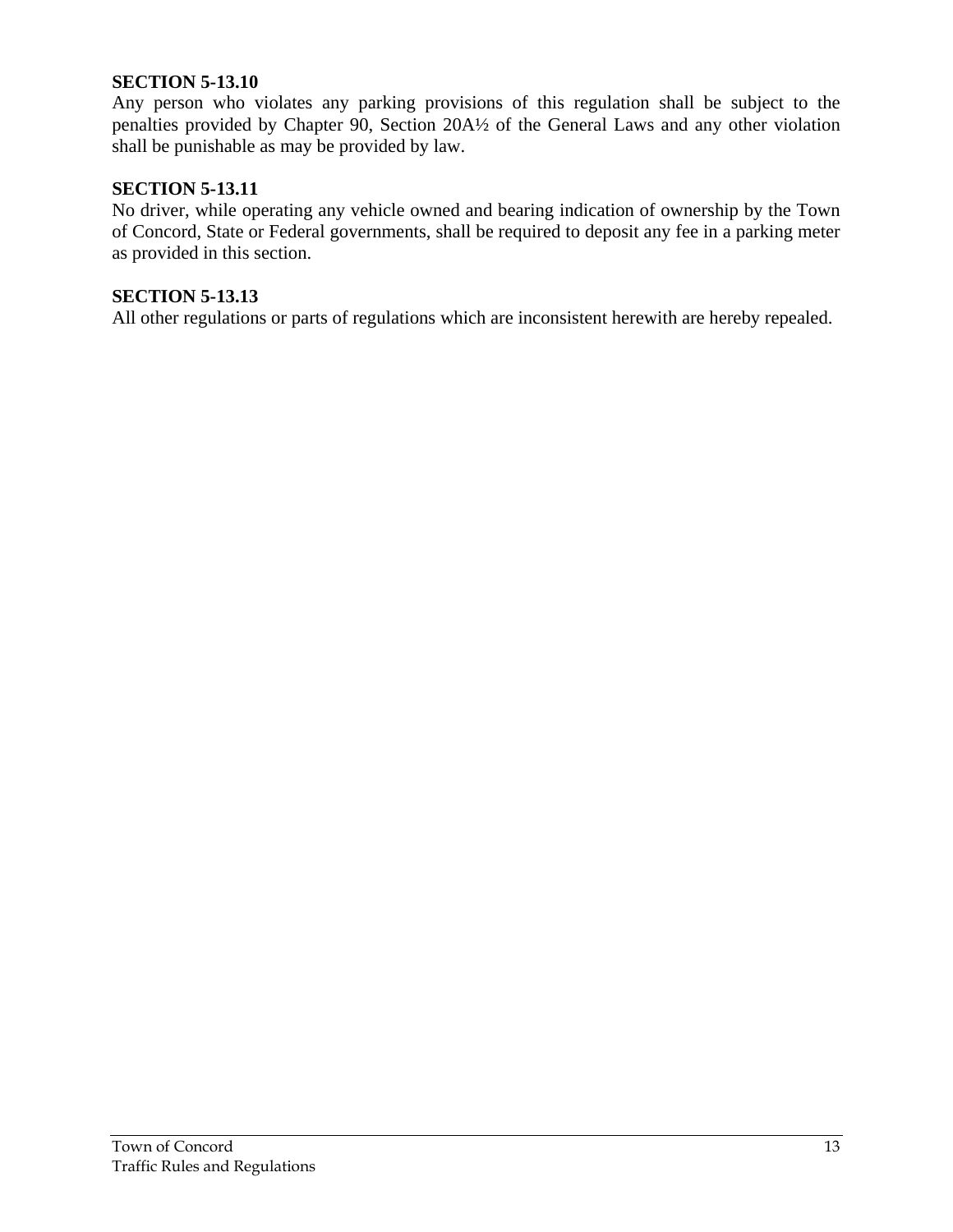**SECTION 5-13.10**
Any person who violates any parking provisions of this regulation shall be subject to the penalties provided by Chapter 90, Section 20A½ of the General Laws and any other violation shall be punishable as may be provided by law.

**SECTION 5-13.11**
No driver, while operating any vehicle owned and bearing indication of ownership by the Town of Concord, State or Federal governments, shall be required to deposit any fee in a parking meter as provided in this section.

**SECTION 5-13.13**
All other regulations or parts of regulations which are inconsistent herewith are hereby repealed.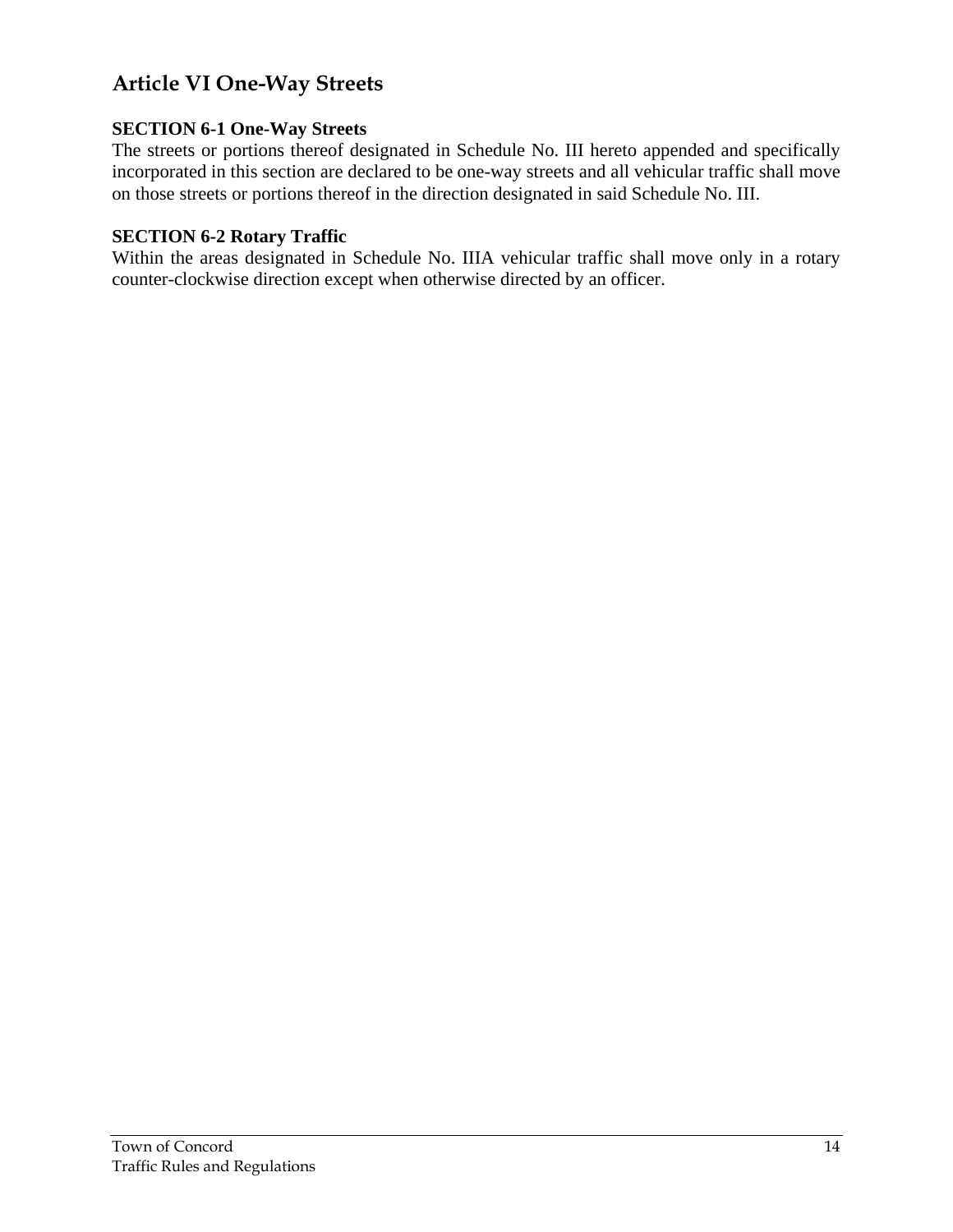# Article VI One-Way Streets

**SECTION 6-1 One-Way Streets**

The streets or portions thereof designated in Schedule No. III hereto appended and specifically incorporated in this section are declared to be one-way streets and all vehicular traffic shall move on those streets or portions thereof in the direction designated in said Schedule No. III.

**SECTION 6-2 Rotary Traffic**

Within the areas designated in Schedule No. IIIA vehicular traffic shall move only in a rotary counter-clockwise direction except when otherwise directed by an officer.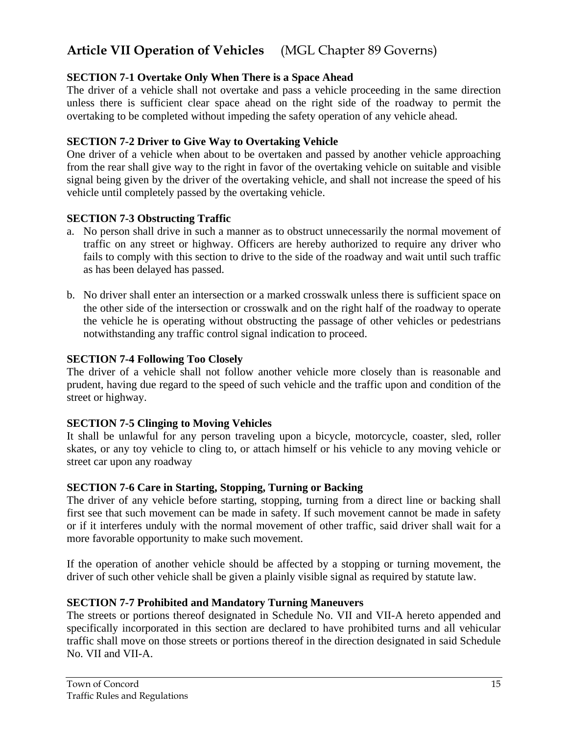# Article VII Operation of Vehicles (MGL Chapter 89 Governs)

### SECTION 7-1 Overtake Only When There is a Space Ahead

The driver of a vehicle shall not overtake and pass a vehicle proceeding in the same direction unless there is sufficient clear space ahead on the right side of the roadway to permit the overtaking to be completed without impeding the safety operation of any vehicle ahead.

### SECTION 7-2 Driver to Give Way to Overtaking Vehicle

One driver of a vehicle when about to be overtaken and passed by another vehicle approaching from the rear shall give way to the right in favor of the overtaking vehicle on suitable and visible signal being given by the driver of the overtaking vehicle, and shall not increase the speed of his vehicle until completely passed by the overtaking vehicle.

### SECTION 7-3 Obstructing Traffic

a. No person shall drive in such a manner as to obstruct unnecessarily the normal movement of traffic on any street or highway. Officers are hereby authorized to require any driver who fails to comply with this section to drive to the side of the roadway and wait until such traffic as has been delayed has passed.

b. No driver shall enter an intersection or a marked crosswalk unless there is sufficient space on the other side of the intersection or crosswalk and on the right half of the roadway to operate the vehicle he is operating without obstructing the passage of other vehicles or pedestrians notwithstanding any traffic control signal indication to proceed.

### SECTION 7-4 Following Too Closely

The driver of a vehicle shall not follow another vehicle more closely than is reasonable and prudent, having due regard to the speed of such vehicle and the traffic upon and condition of the street or highway.

### SECTION 7-5 Clinging to Moving Vehicles

It shall be unlawful for any person traveling upon a bicycle, motorcycle, coaster, sled, roller skates, or any toy vehicle to cling to, or attach himself or his vehicle to any moving vehicle or street car upon any roadway

### SECTION 7-6 Care in Starting, Stopping, Turning or Backing

The driver of any vehicle before starting, stopping, turning from a direct line or backing shall first see that such movement can be made in safety. If such movement cannot be made in safety or if it interferes unduly with the normal movement of other traffic, said driver shall wait for a more favorable opportunity to make such movement.

If the operation of another vehicle should be affected by a stopping or turning movement, the driver of such other vehicle shall be given a plainly visible signal as required by statute law.

### SECTION 7-7 Prohibited and Mandatory Turning Maneuvers

The streets or portions thereof designated in Schedule No. VII and VII-A hereto appended and specifically incorporated in this section are declared to have prohibited turns and all vehicular traffic shall move on those streets or portions thereof in the direction designated in said Schedule No. VII and VII-A.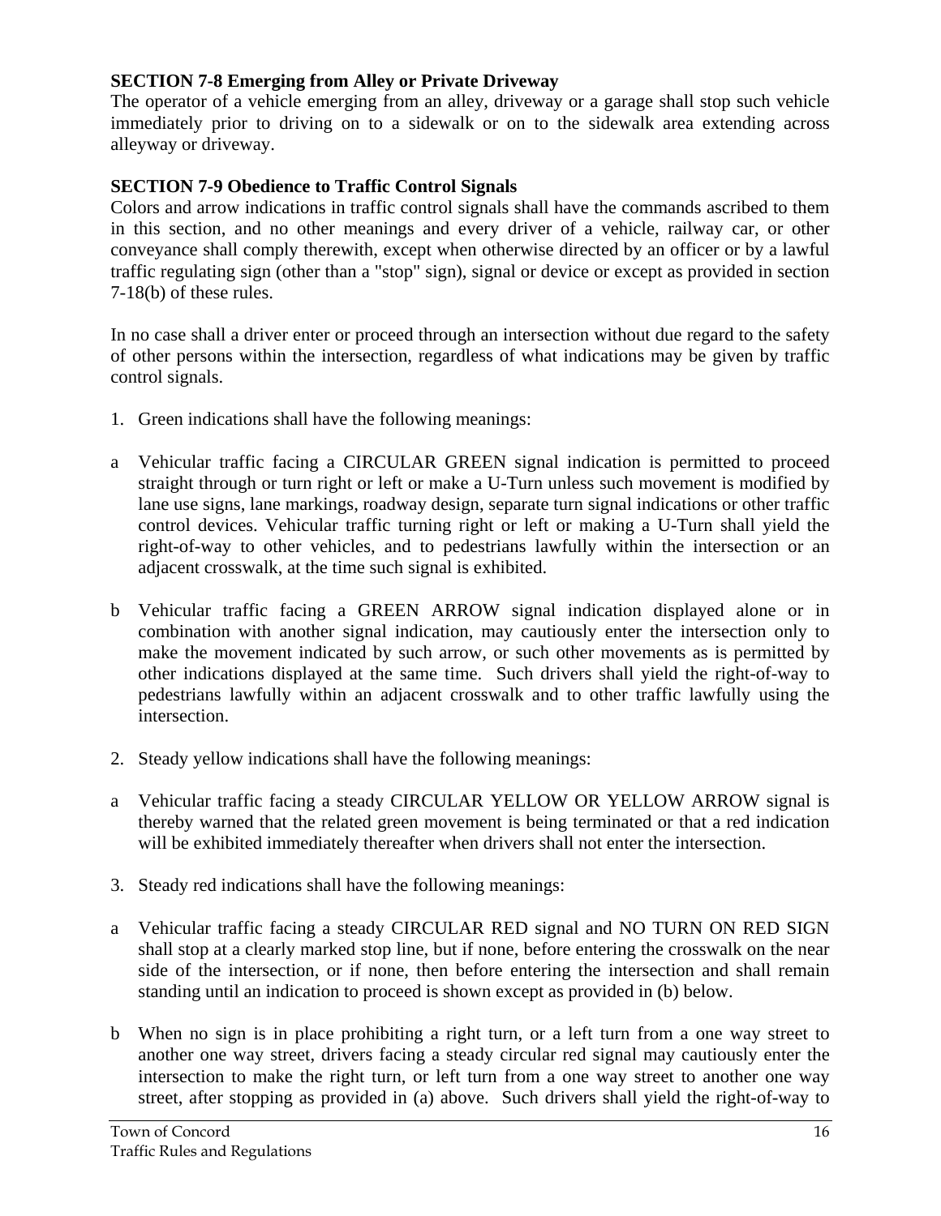**SECTION 7-8 Emerging from Alley or Private Driveway**

The operator of a vehicle emerging from an alley, driveway or a garage shall stop such vehicle immediately prior to driving on to a sidewalk or on to the sidewalk area extending across alleyway or driveway.

**SECTION 7-9 Obedience to Traffic Control Signals**

Colors and arrow indications in traffic control signals shall have the commands ascribed to them in this section, and no other meanings and every driver of a vehicle, railway car, or other conveyance shall comply therewith, except when otherwise directed by an officer or by a lawful traffic regulating sign (other than a "stop" sign), signal or device or except as provided in section 7-18(b) of these rules.

In no case shall a driver enter or proceed through an intersection without due regard to the safety of other persons within the intersection, regardless of what indications may be given by traffic control signals.

1. Green indications shall have the following meanings:

a Vehicular traffic facing a CIRCULAR GREEN signal indication is permitted to proceed straight through or turn right or left or make a U-Turn unless such movement is modified by lane use signs, lane markings, roadway design, separate turn signal indications or other traffic control devices. Vehicular traffic turning right or left or making a U-Turn shall yield the right-of-way to other vehicles, and to pedestrians lawfully within the intersection or an adjacent crosswalk, at the time such signal is exhibited.

b Vehicular traffic facing a GREEN ARROW signal indication displayed alone or in combination with another signal indication, may cautiously enter the intersection only to make the movement indicated by such arrow, or such other movements as is permitted by other indications displayed at the same time. Such drivers shall yield the right-of-way to pedestrians lawfully within an adjacent crosswalk and to other traffic lawfully using the intersection.

2. Steady yellow indications shall have the following meanings:

a Vehicular traffic facing a steady CIRCULAR YELLOW OR YELLOW ARROW signal is thereby warned that the related green movement is being terminated or that a red indication will be exhibited immediately thereafter when drivers shall not enter the intersection.

3. Steady red indications shall have the following meanings:

a Vehicular traffic facing a steady CIRCULAR RED signal and NO TURN ON RED SIGN shall stop at a clearly marked stop line, but if none, before entering the crosswalk on the near side of the intersection, or if none, then before entering the intersection and shall remain standing until an indication to proceed is shown except as provided in (b) below.

b When no sign is in place prohibiting a right turn, or a left turn from a one way street to another one way street, drivers facing a steady circular red signal may cautiously enter the intersection to make the right turn, or left turn from a one way street to another one way street, after stopping as provided in (a) above. Such drivers shall yield the right-of-way to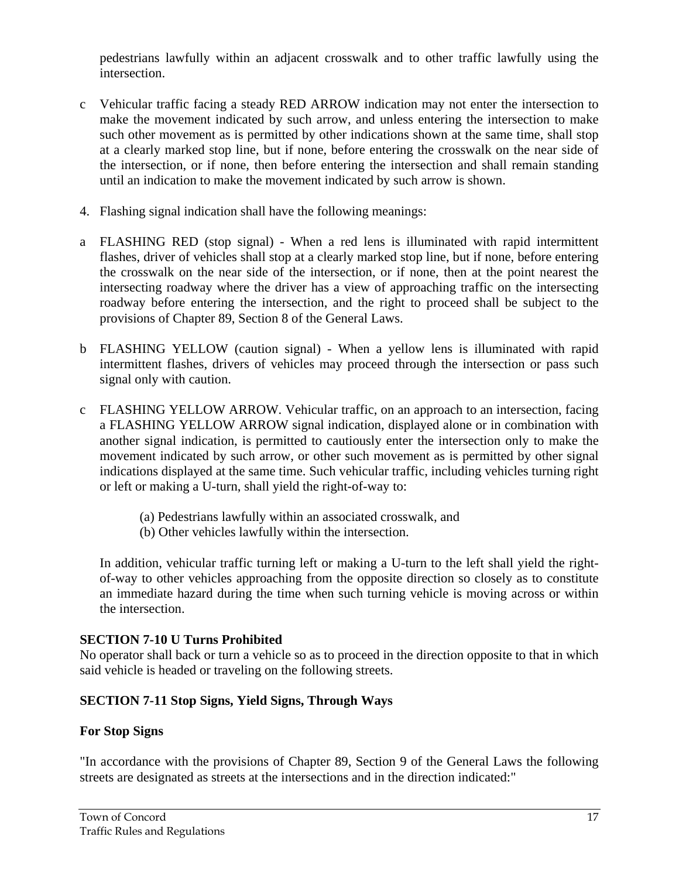pedestrians lawfully within an adjacent crosswalk and to other traffic lawfully using the intersection.

c Vehicular traffic facing a steady RED ARROW indication may not enter the intersection to make the movement indicated by such arrow, and unless entering the intersection to make such other movement as is permitted by other indications shown at the same time, shall stop at a clearly marked stop line, but if none, before entering the crosswalk on the near side of the intersection, or if none, then before entering the intersection and shall remain standing until an indication to make the movement indicated by such arrow is shown.

4. Flashing signal indication shall have the following meanings:

a FLASHING RED (stop signal) - When a red lens is illuminated with rapid intermittent flashes, driver of vehicles shall stop at a clearly marked stop line, but if none, before entering the crosswalk on the near side of the intersection, or if none, then at the point nearest the intersecting roadway where the driver has a view of approaching traffic on the intersecting roadway before entering the intersection, and the right to proceed shall be subject to the provisions of Chapter 89, Section 8 of the General Laws.

b FLASHING YELLOW (caution signal) - When a yellow lens is illuminated with rapid intermittent flashes, drivers of vehicles may proceed through the intersection or pass such signal only with caution.

c FLASHING YELLOW ARROW. Vehicular traffic, on an approach to an intersection, facing a FLASHING YELLOW ARROW signal indication, displayed alone or in combination with another signal indication, is permitted to cautiously enter the intersection only to make the movement indicated by such arrow, or other such movement as is permitted by other signal indications displayed at the same time. Such vehicular traffic, including vehicles turning right or left or making a U-turn, shall yield the right-of-way to:

(a) Pedestrians lawfully within an associated crosswalk, and
(b) Other vehicles lawfully within the intersection.

In addition, vehicular traffic turning left or making a U-turn to the left shall yield the right-of-way to other vehicles approaching from the opposite direction so closely as to constitute an immediate hazard during the time when such turning vehicle is moving across or within the intersection.

**SECTION 7-10 U Turns Prohibited**

No operator shall back or turn a vehicle so as to proceed in the direction opposite to that in which said vehicle is headed or traveling on the following streets.

**SECTION 7-11 Stop Signs, Yield Signs, Through Ways**

**For Stop Signs**

"In accordance with the provisions of Chapter 89, Section 9 of the General Laws the following streets are designated as streets at the intersections and in the direction indicated:"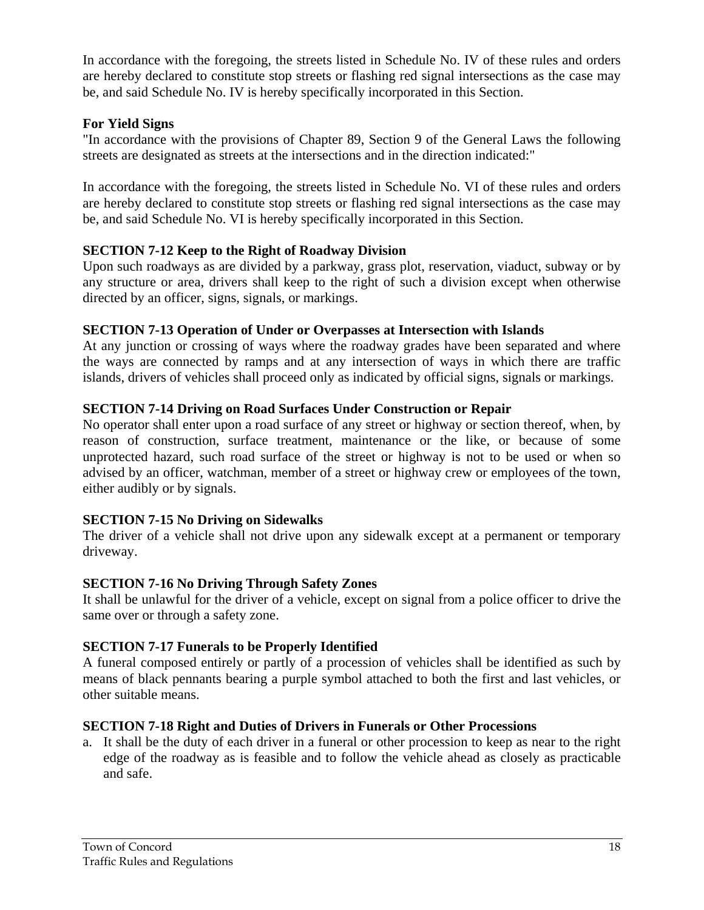In accordance with the foregoing, the streets listed in Schedule No. IV of these rules and orders are hereby declared to constitute stop streets or flashing red signal intersections as the case may be, and said Schedule No. IV is hereby specifically incorporated in this Section.

**For Yield Signs**

"In accordance with the provisions of Chapter 89, Section 9 of the General Laws the following streets are designated as streets at the intersections and in the direction indicated:"

In accordance with the foregoing, the streets listed in Schedule No. VI of these rules and orders are hereby declared to constitute stop streets or flashing red signal intersections as the case may be, and said Schedule No. VI is hereby specifically incorporated in this Section.

**SECTION 7-12 Keep to the Right of Roadway Division**

Upon such roadways as are divided by a parkway, grass plot, reservation, viaduct, subway or by any structure or area, drivers shall keep to the right of such a division except when otherwise directed by an officer, signs, signals, or markings.

**SECTION 7-13 Operation of Under or Overpasses at Intersection with Islands**

At any junction or crossing of ways where the roadway grades have been separated and where the ways are connected by ramps and at any intersection of ways in which there are traffic islands, drivers of vehicles shall proceed only as indicated by official signs, signals or markings.

**SECTION 7-14 Driving on Road Surfaces Under Construction or Repair**

No operator shall enter upon a road surface of any street or highway or section thereof, when, by reason of construction, surface treatment, maintenance or the like, or because of some unprotected hazard, such road surface of the street or highway is not to be used or when so advised by an officer, watchman, member of a street or highway crew or employees of the town, either audibly or by signals.

**SECTION 7-15 No Driving on Sidewalks**

The driver of a vehicle shall not drive upon any sidewalk except at a permanent or temporary driveway.

**SECTION 7-16 No Driving Through Safety Zones**

It shall be unlawful for the driver of a vehicle, except on signal from a police officer to drive the same over or through a safety zone.

**SECTION 7-17 Funerals to be Properly Identified**

A funeral composed entirely or partly of a procession of vehicles shall be identified as such by means of black pennants bearing a purple symbol attached to both the first and last vehicles, or other suitable means.

**SECTION 7-18 Right and Duties of Drivers in Funerals or Other Processions**

a. It shall be the duty of each driver in a funeral or other procession to keep as near to the right edge of the roadway as is feasible and to follow the vehicle ahead as closely as practicable and safe.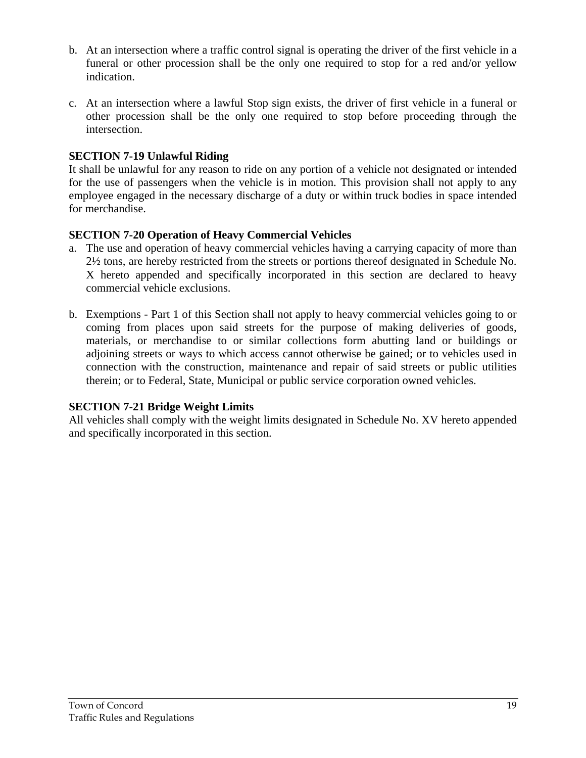b. At an intersection where a traffic control signal is operating the driver of the first vehicle in a funeral or other procession shall be the only one required to stop for a red and/or yellow indication.

c. At an intersection where a lawful Stop sign exists, the driver of first vehicle in a funeral or other procession shall be the only one required to stop before proceeding through the intersection.

**SECTION 7-19 Unlawful Riding**

It shall be unlawful for any reason to ride on any portion of a vehicle not designated or intended for the use of passengers when the vehicle is in motion. This provision shall not apply to any employee engaged in the necessary discharge of a duty or within truck bodies in space intended for merchandise.

**SECTION 7-20 Operation of Heavy Commercial Vehicles**

a. The use and operation of heavy commercial vehicles having a carrying capacity of more than 2½ tons, are hereby restricted from the streets or portions thereof designated in Schedule No. X hereto appended and specifically incorporated in this section are declared to heavy commercial vehicle exclusions.

b. Exemptions - Part 1 of this Section shall not apply to heavy commercial vehicles going to or coming from places upon said streets for the purpose of making deliveries of goods, materials, or merchandise to or similar collections form abutting land or buildings or adjoining streets or ways to which access cannot otherwise be gained; or to vehicles used in connection with the construction, maintenance and repair of said streets or public utilities therein; or to Federal, State, Municipal or public service corporation owned vehicles.

**SECTION 7-21 Bridge Weight Limits**

All vehicles shall comply with the weight limits designated in Schedule No. XV hereto appended and specifically incorporated in this section.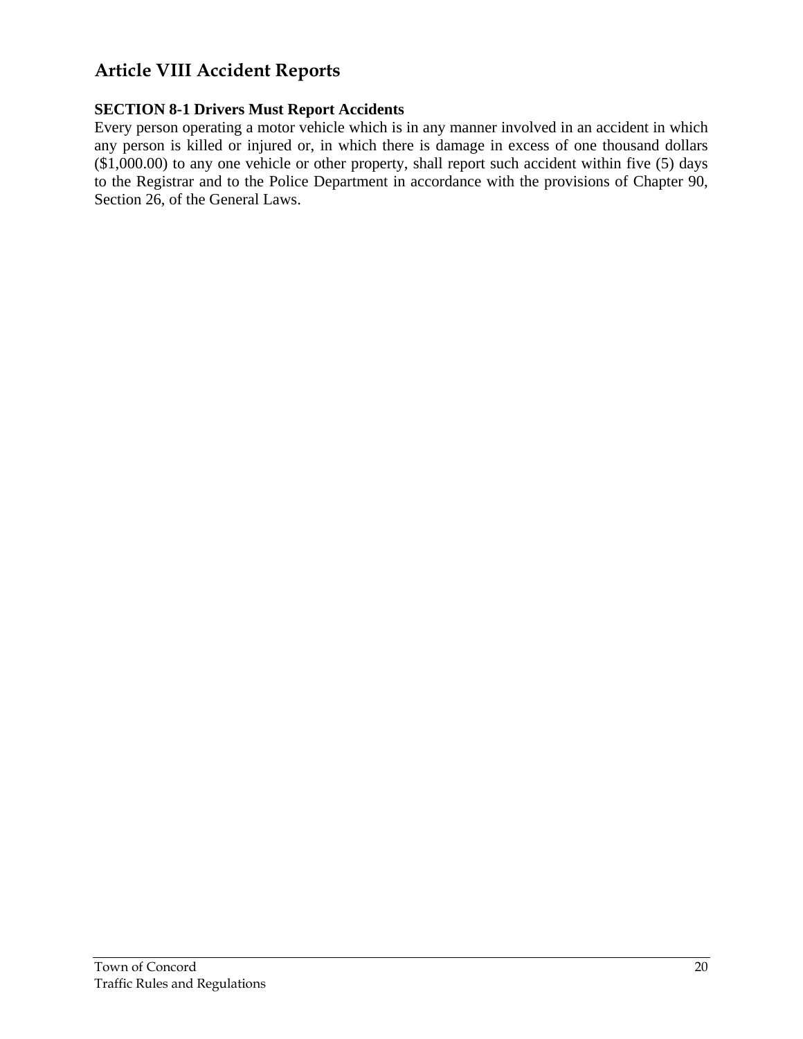## Article VIII Accident Reports

**SECTION 8-1 Drivers Must Report Accidents**

Every person operating a motor vehicle which is in any manner involved in an accident in which any person is killed or injured or, in which there is damage in excess of one thousand dollars ($1,000.00) to any one vehicle or other property, shall report such accident within five (5) days to the Registrar and to the Police Department in accordance with the provisions of Chapter 90, Section 26, of the General Laws.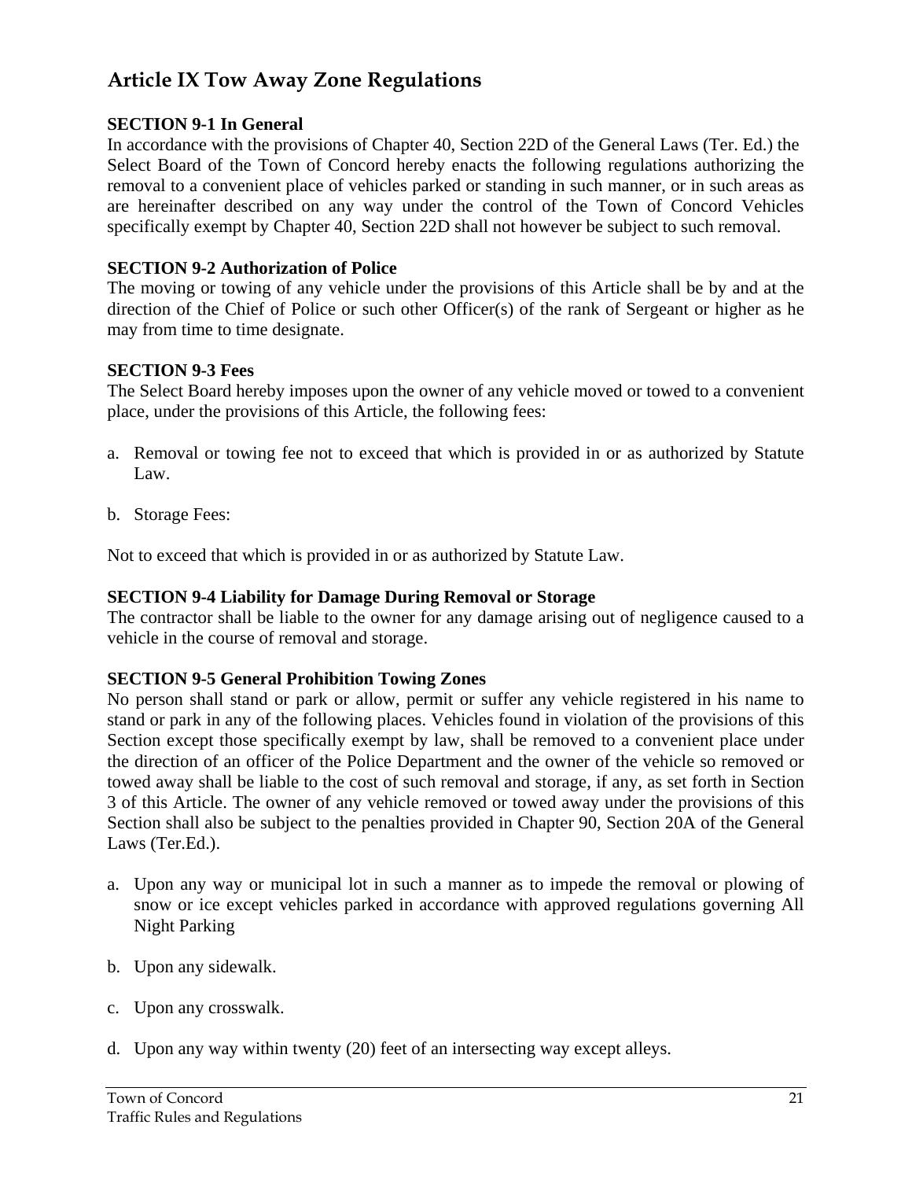## Article IX Tow Away Zone Regulations

**SECTION 9-1 In General**
In accordance with the provisions of Chapter 40, Section 22D of the General Laws (Ter. Ed.) the Select Board of the Town of Concord hereby enacts the following regulations authorizing the removal to a convenient place of vehicles parked or standing in such manner, or in such areas as are hereinafter described on any way under the control of the Town of Concord Vehicles specifically exempt by Chapter 40, Section 22D shall not however be subject to such removal.

**SECTION 9-2 Authorization of Police**
The moving or towing of any vehicle under the provisions of this Article shall be by and at the direction of the Chief of Police or such other Officer(s) of the rank of Sergeant or higher as he may from time to time designate.

**SECTION 9-3 Fees**
The Select Board hereby imposes upon the owner of any vehicle moved or towed to a convenient place, under the provisions of this Article, the following fees:

a. Removal or towing fee not to exceed that which is provided in or as authorized by Statute Law.

b. Storage Fees:

Not to exceed that which is provided in or as authorized by Statute Law.

**SECTION 9-4 Liability for Damage During Removal or Storage**
The contractor shall be liable to the owner for any damage arising out of negligence caused to a vehicle in the course of removal and storage.

**SECTION 9-5 General Prohibition Towing Zones**
No person shall stand or park or allow, permit or suffer any vehicle registered in his name to stand or park in any of the following places. Vehicles found in violation of the provisions of this Section except those specifically exempt by law, shall be removed to a convenient place under the direction of an officer of the Police Department and the owner of the vehicle so removed or towed away shall be liable to the cost of such removal and storage, if any, as set forth in Section 3 of this Article. The owner of any vehicle removed or towed away under the provisions of this Section shall also be subject to the penalties provided in Chapter 90, Section 20A of the General Laws (Ter.Ed.).

a. Upon any way or municipal lot in such a manner as to impede the removal or plowing of snow or ice except vehicles parked in accordance with approved regulations governing All Night Parking

b. Upon any sidewalk.

c. Upon any crosswalk.

d. Upon any way within twenty (20) feet of an intersecting way except alleys.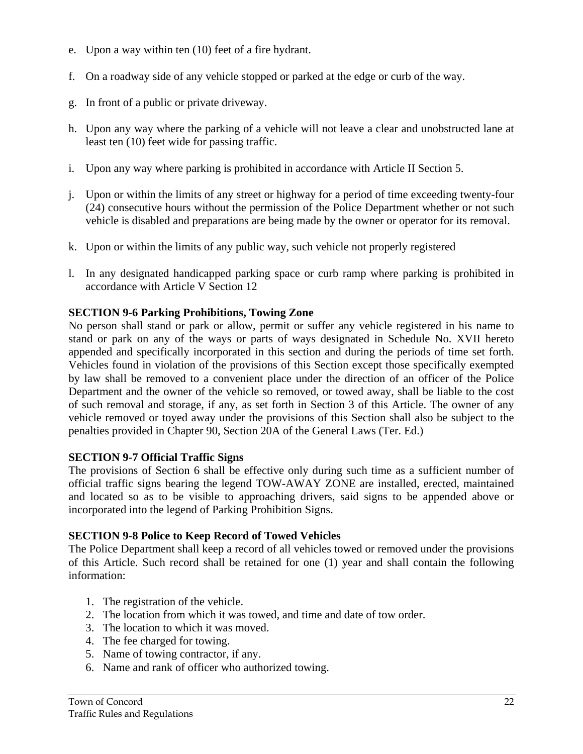e. Upon a way within ten (10) feet of a fire hydrant.

f. On a roadway side of any vehicle stopped or parked at the edge or curb of the way.

g. In front of a public or private driveway.

h. Upon any way where the parking of a vehicle will not leave a clear and unobstructed lane at least ten (10) feet wide for passing traffic.

i. Upon any way where parking is prohibited in accordance with Article II Section 5.

j. Upon or within the limits of any street or highway for a period of time exceeding twenty-four (24) consecutive hours without the permission of the Police Department whether or not such vehicle is disabled and preparations are being made by the owner or operator for its removal.

k. Upon or within the limits of any public way, such vehicle not properly registered

l. In any designated handicapped parking space or curb ramp where parking is prohibited in accordance with Article V Section 12

**SECTION 9-6 Parking Prohibitions, Towing Zone**

No person shall stand or park or allow, permit or suffer any vehicle registered in his name to stand or park on any of the ways or parts of ways designated in Schedule No. XVII hereto appended and specifically incorporated in this section and during the periods of time set forth. Vehicles found in violation of the provisions of this Section except those specifically exempted by law shall be removed to a convenient place under the direction of an officer of the Police Department and the owner of the vehicle so removed, or towed away, shall be liable to the cost of such removal and storage, if any, as set forth in Section 3 of this Article. The owner of any vehicle removed or toyed away under the provisions of this Section shall also be subject to the penalties provided in Chapter 90, Section 20A of the General Laws (Ter. Ed.)

**SECTION 9-7 Official Traffic Signs**

The provisions of Section 6 shall be effective only during such time as a sufficient number of official traffic signs bearing the legend TOW-AWAY ZONE are installed, erected, maintained and located so as to be visible to approaching drivers, said signs to be appended above or incorporated into the legend of Parking Prohibition Signs.

**SECTION 9-8 Police to Keep Record of Towed Vehicles**

The Police Department shall keep a record of all vehicles towed or removed under the provisions of this Article. Such record shall be retained for one (1) year and shall contain the following information:

1. The registration of the vehicle.
2. The location from which it was towed, and time and date of tow order.
3. The location to which it was moved.
4. The fee charged for towing.
5. Name of towing contractor, if any.
6. Name and rank of officer who authorized towing.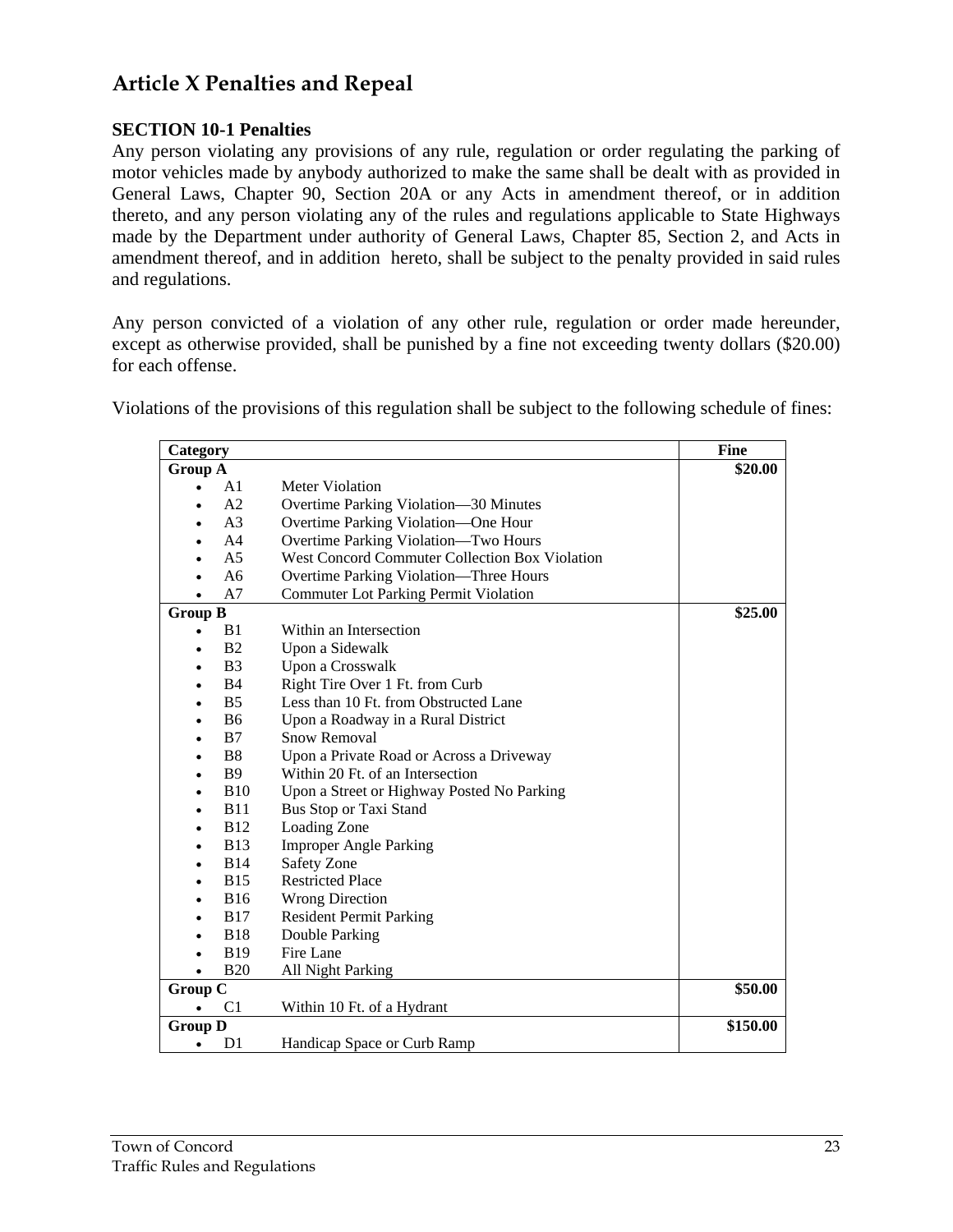## Article X Penalties and Repeal

**SECTION 10-1 Penalties**

Any person violating any provisions of any rule, regulation or order regulating the parking of motor vehicles made by anybody authorized to make the same shall be dealt with as provided in General Laws, Chapter 90, Section 20A or any Acts in amendment thereof, or in addition thereto, and any person violating any of the rules and regulations applicable to State Highways made by the Department under authority of General Laws, Chapter 85, Section 2, and Acts in amendment thereof, and in addition hereto, shall be subject to the penalty provided in said rules and regulations.

Any person convicted of a violation of any other rule, regulation or order made hereunder, except as otherwise provided, shall be punished by a fine not exceeding twenty dollars ($20.00) for each offense.

Violations of the provisions of this regulation shall be subject to the following schedule of fines:

| Category | | Fine |
|---|---|---|
| **Group A** | | **$20.00** |
| A1 | Meter Violation | |
| A2 | Overtime Parking Violation—30 Minutes | |
| A3 | Overtime Parking Violation—One Hour | |
| A4 | Overtime Parking Violation—Two Hours | |
| A5 | West Concord Commuter Collection Box Violation | |
| A6 | Overtime Parking Violation—Three Hours | |
| A7 | Commuter Lot Parking Permit Violation | |
| **Group B** | | **$25.00** |
| B1 | Within an Intersection | |
| B2 | Upon a Sidewalk | |
| B3 | Upon a Crosswalk | |
| B4 | Right Tire Over 1 Ft. from Curb | |
| B5 | Less than 10 Ft. from Obstructed Lane | |
| B6 | Upon a Roadway in a Rural District | |
| B7 | Snow Removal | |
| B8 | Upon a Private Road or Across a Driveway | |
| B9 | Within 20 Ft. of an Intersection | |
| B10 | Upon a Street or Highway Posted No Parking | |
| B11 | Bus Stop or Taxi Stand | |
| B12 | Loading Zone | |
| B13 | Improper Angle Parking | |
| B14 | Safety Zone | |
| B15 | Restricted Place | |
| B16 | Wrong Direction | |
| B17 | Resident Permit Parking | |
| B18 | Double Parking | |
| B19 | Fire Lane | |
| B20 | All Night Parking | |
| **Group C** | | **$50.00** |
| C1 | Within 10 Ft. of a Hydrant | |
| **Group D** | | **$150.00** |
| D1 | Handicap Space or Curb Ramp | |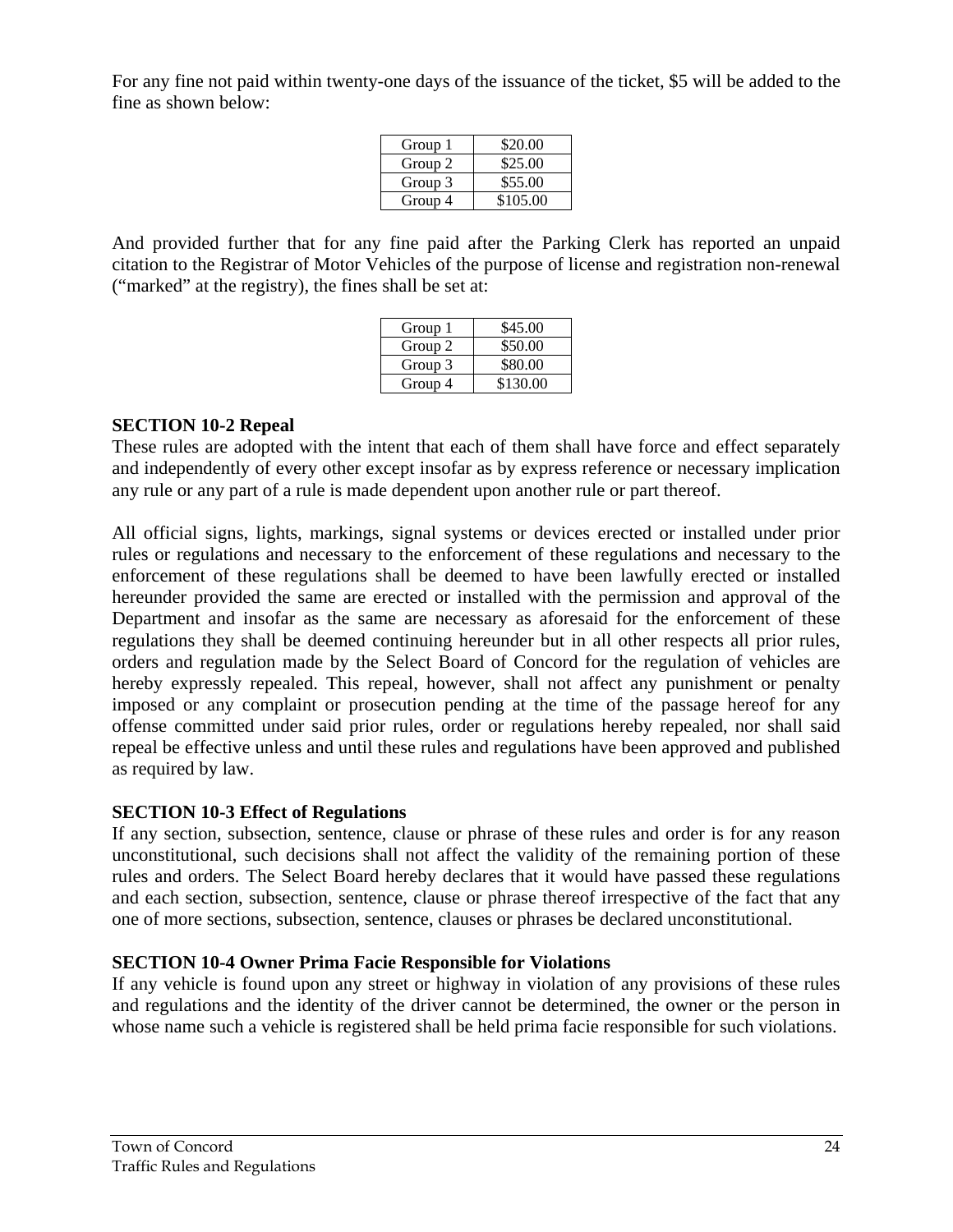For any fine not paid within twenty-one days of the issuance of the ticket, $5 will be added to the fine as shown below:

| Group 1 | $20.00 |
|---|---|
| Group 2 | $25.00 |
| Group 3 | $55.00 |
| Group 4 | $105.00 |

And provided further that for any fine paid after the Parking Clerk has reported an unpaid citation to the Registrar of Motor Vehicles of the purpose of license and registration non-renewal ("marked" at the registry), the fines shall be set at:

| Group 1 | $45.00 |
|---|---|
| Group 2 | $50.00 |
| Group 3 | $80.00 |
| Group 4 | $130.00 |

**SECTION 10-2 Repeal**

These rules are adopted with the intent that each of them shall have force and effect separately and independently of every other except insofar as by express reference or necessary implication any rule or any part of a rule is made dependent upon another rule or part thereof.

All official signs, lights, markings, signal systems or devices erected or installed under prior rules or regulations and necessary to the enforcement of these regulations and necessary to the enforcement of these regulations shall be deemed to have been lawfully erected or installed hereunder provided the same are erected or installed with the permission and approval of the Department and insofar as the same are necessary as aforesaid for the enforcement of these regulations they shall be deemed continuing hereunder but in all other respects all prior rules, orders and regulation made by the Select Board of Concord for the regulation of vehicles are hereby expressly repealed. This repeal, however, shall not affect any punishment or penalty imposed or any complaint or prosecution pending at the time of the passage hereof for any offense committed under said prior rules, order or regulations hereby repealed, nor shall said repeal be effective unless and until these rules and regulations have been approved and published as required by law.

**SECTION 10-3 Effect of Regulations**

If any section, subsection, sentence, clause or phrase of these rules and order is for any reason unconstitutional, such decisions shall not affect the validity of the remaining portion of these rules and orders. The Select Board hereby declares that it would have passed these regulations and each section, subsection, sentence, clause or phrase thereof irrespective of the fact that any one of more sections, subsection, sentence, clauses or phrases be declared unconstitutional.

**SECTION 10-4 Owner Prima Facie Responsible for Violations**

If any vehicle is found upon any street or highway in violation of any provisions of these rules and regulations and the identity of the driver cannot be determined, the owner or the person in whose name such a vehicle is registered shall be held prima facie responsible for such violations.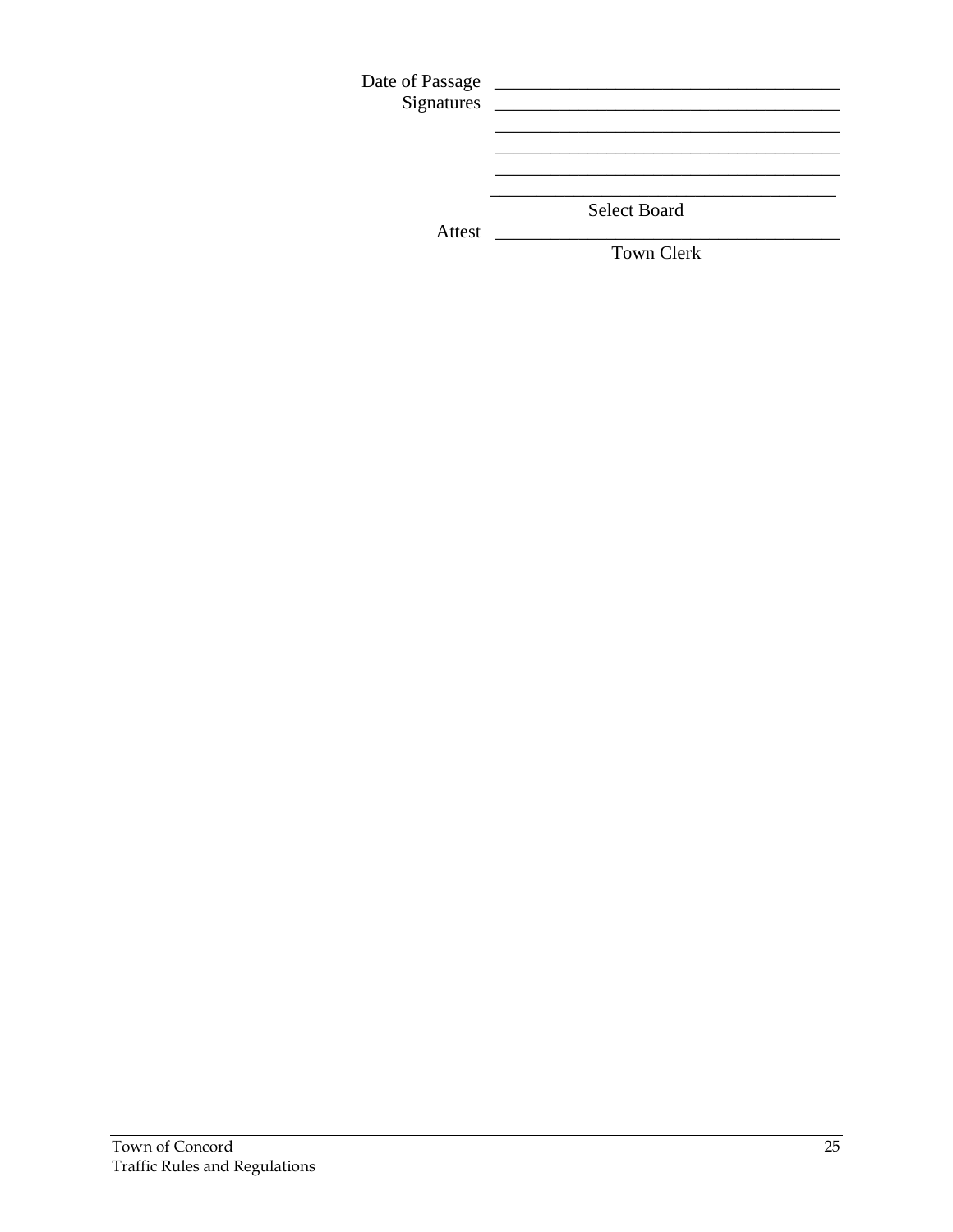Date of Passage ______________________________________

Signatures ______________________________________

______________________________________

______________________________________

______________________________________

______________________________________

Select Board

Attest ______________________________________

Town Clerk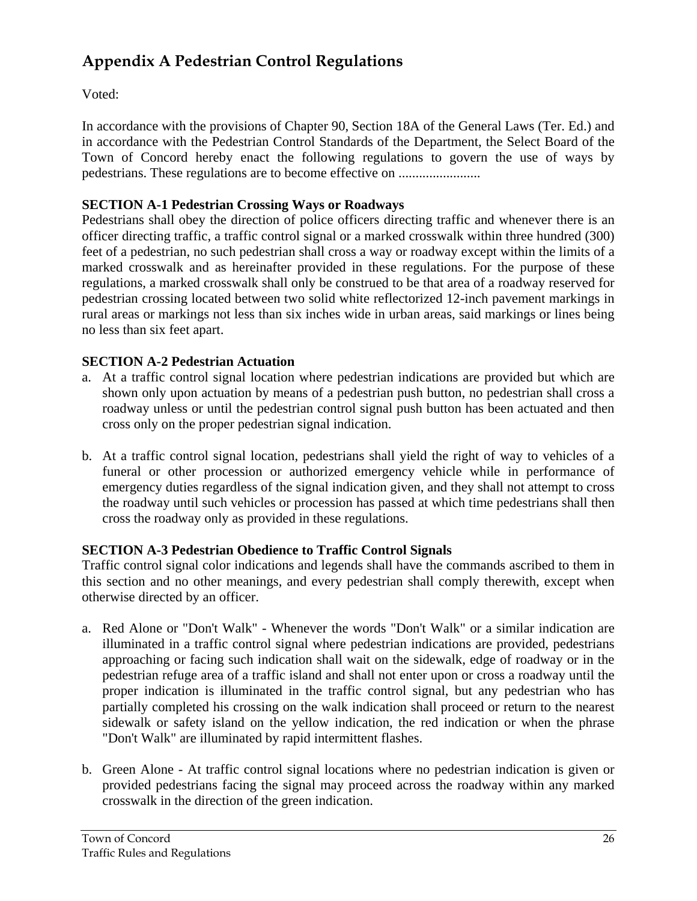# Appendix A Pedestrian Control Regulations

Voted:

In accordance with the provisions of Chapter 90, Section 18A of the General Laws (Ter. Ed.) and in accordance with the Pedestrian Control Standards of the Department, the Select Board of the Town of Concord hereby enact the following regulations to govern the use of ways by pedestrians. These regulations are to become effective on ........................

**SECTION A-1 Pedestrian Crossing Ways or Roadways**

Pedestrians shall obey the direction of police officers directing traffic and whenever there is an officer directing traffic, a traffic control signal or a marked crosswalk within three hundred (300) feet of a pedestrian, no such pedestrian shall cross a way or roadway except within the limits of a marked crosswalk and as hereinafter provided in these regulations. For the purpose of these regulations, a marked crosswalk shall only be construed to be that area of a roadway reserved for pedestrian crossing located between two solid white reflectorized 12-inch pavement markings in rural areas or markings not less than six inches wide in urban areas, said markings or lines being no less than six feet apart.

**SECTION A-2 Pedestrian Actuation**

a. At a traffic control signal location where pedestrian indications are provided but which are shown only upon actuation by means of a pedestrian push button, no pedestrian shall cross a roadway unless or until the pedestrian control signal push button has been actuated and then cross only on the proper pedestrian signal indication.

b. At a traffic control signal location, pedestrians shall yield the right of way to vehicles of a funeral or other procession or authorized emergency vehicle while in performance of emergency duties regardless of the signal indication given, and they shall not attempt to cross the roadway until such vehicles or procession has passed at which time pedestrians shall then cross the roadway only as provided in these regulations.

**SECTION A-3 Pedestrian Obedience to Traffic Control Signals**

Traffic control signal color indications and legends shall have the commands ascribed to them in this section and no other meanings, and every pedestrian shall comply therewith, except when otherwise directed by an officer.

a. Red Alone or "Don't Walk" - Whenever the words "Don't Walk" or a similar indication are illuminated in a traffic control signal where pedestrian indications are provided, pedestrians approaching or facing such indication shall wait on the sidewalk, edge of roadway or in the pedestrian refuge area of a traffic island and shall not enter upon or cross a roadway until the proper indication is illuminated in the traffic control signal, but any pedestrian who has partially completed his crossing on the walk indication shall proceed or return to the nearest sidewalk or safety island on the yellow indication, the red indication or when the phrase "Don't Walk" are illuminated by rapid intermittent flashes.

b. Green Alone - At traffic control signal locations where no pedestrian indication is given or provided pedestrians facing the signal may proceed across the roadway within any marked crosswalk in the direction of the green indication.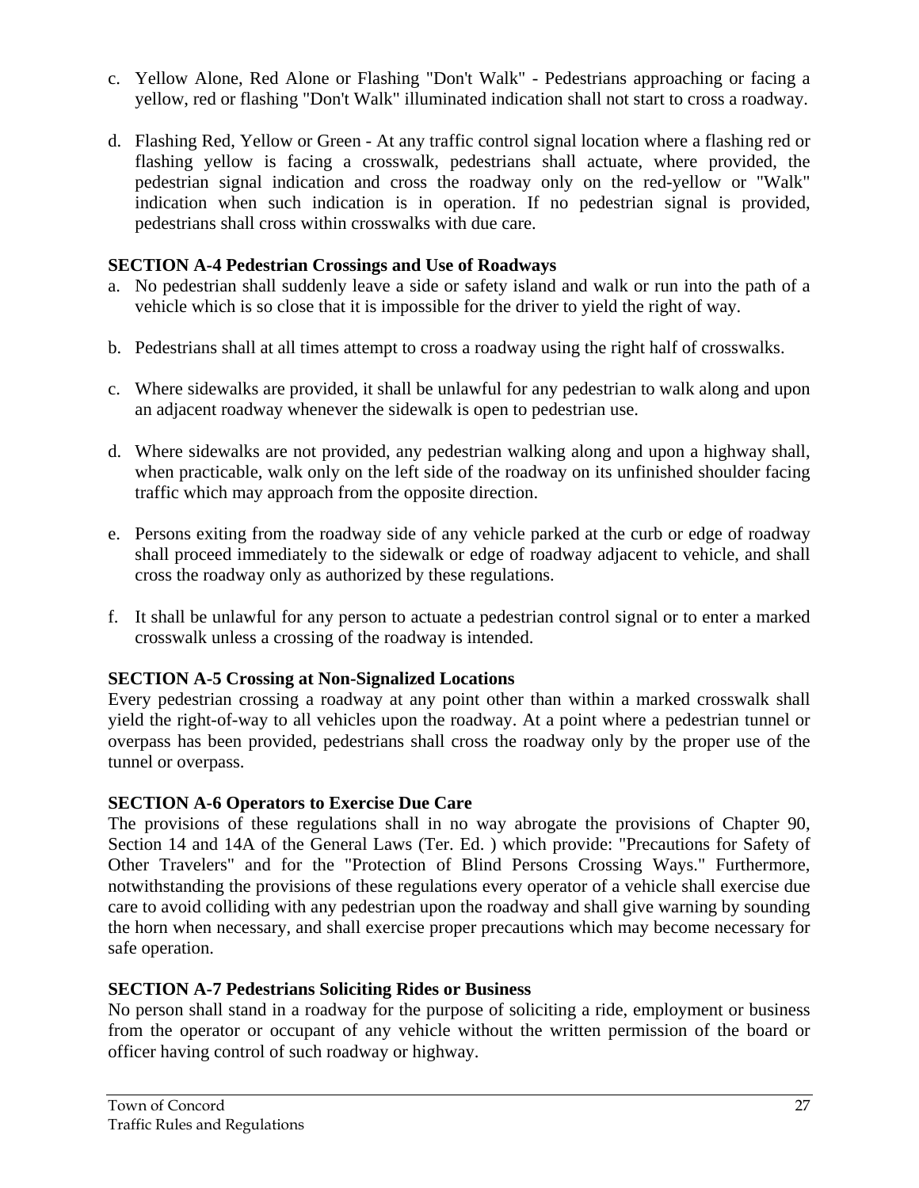c. Yellow Alone, Red Alone or Flashing "Don't Walk" - Pedestrians approaching or facing a yellow, red or flashing "Don't Walk" illuminated indication shall not start to cross a roadway.

d. Flashing Red, Yellow or Green - At any traffic control signal location where a flashing red or flashing yellow is facing a crosswalk, pedestrians shall actuate, where provided, the pedestrian signal indication and cross the roadway only on the red-yellow or "Walk" indication when such indication is in operation. If no pedestrian signal is provided, pedestrians shall cross within crosswalks with due care.

**SECTION A-4 Pedestrian Crossings and Use of Roadways**

a. No pedestrian shall suddenly leave a side or safety island and walk or run into the path of a vehicle which is so close that it is impossible for the driver to yield the right of way.

b. Pedestrians shall at all times attempt to cross a roadway using the right half of crosswalks.

c. Where sidewalks are provided, it shall be unlawful for any pedestrian to walk along and upon an adjacent roadway whenever the sidewalk is open to pedestrian use.

d. Where sidewalks are not provided, any pedestrian walking along and upon a highway shall, when practicable, walk only on the left side of the roadway on its unfinished shoulder facing traffic which may approach from the opposite direction.

e. Persons exiting from the roadway side of any vehicle parked at the curb or edge of roadway shall proceed immediately to the sidewalk or edge of roadway adjacent to vehicle, and shall cross the roadway only as authorized by these regulations.

f. It shall be unlawful for any person to actuate a pedestrian control signal or to enter a marked crosswalk unless a crossing of the roadway is intended.

**SECTION A-5 Crossing at Non-Signalized Locations**

Every pedestrian crossing a roadway at any point other than within a marked crosswalk shall yield the right-of-way to all vehicles upon the roadway. At a point where a pedestrian tunnel or overpass has been provided, pedestrians shall cross the roadway only by the proper use of the tunnel or overpass.

**SECTION A-6 Operators to Exercise Due Care**

The provisions of these regulations shall in no way abrogate the provisions of Chapter 90, Section 14 and 14A of the General Laws (Ter. Ed. ) which provide: "Precautions for Safety of Other Travelers" and for the "Protection of Blind Persons Crossing Ways." Furthermore, notwithstanding the provisions of these regulations every operator of a vehicle shall exercise due care to avoid colliding with any pedestrian upon the roadway and shall give warning by sounding the horn when necessary, and shall exercise proper precautions which may become necessary for safe operation.

**SECTION A-7 Pedestrians Soliciting Rides or Business**

No person shall stand in a roadway for the purpose of soliciting a ride, employment or business from the operator or occupant of any vehicle without the written permission of the board or officer having control of such roadway or highway.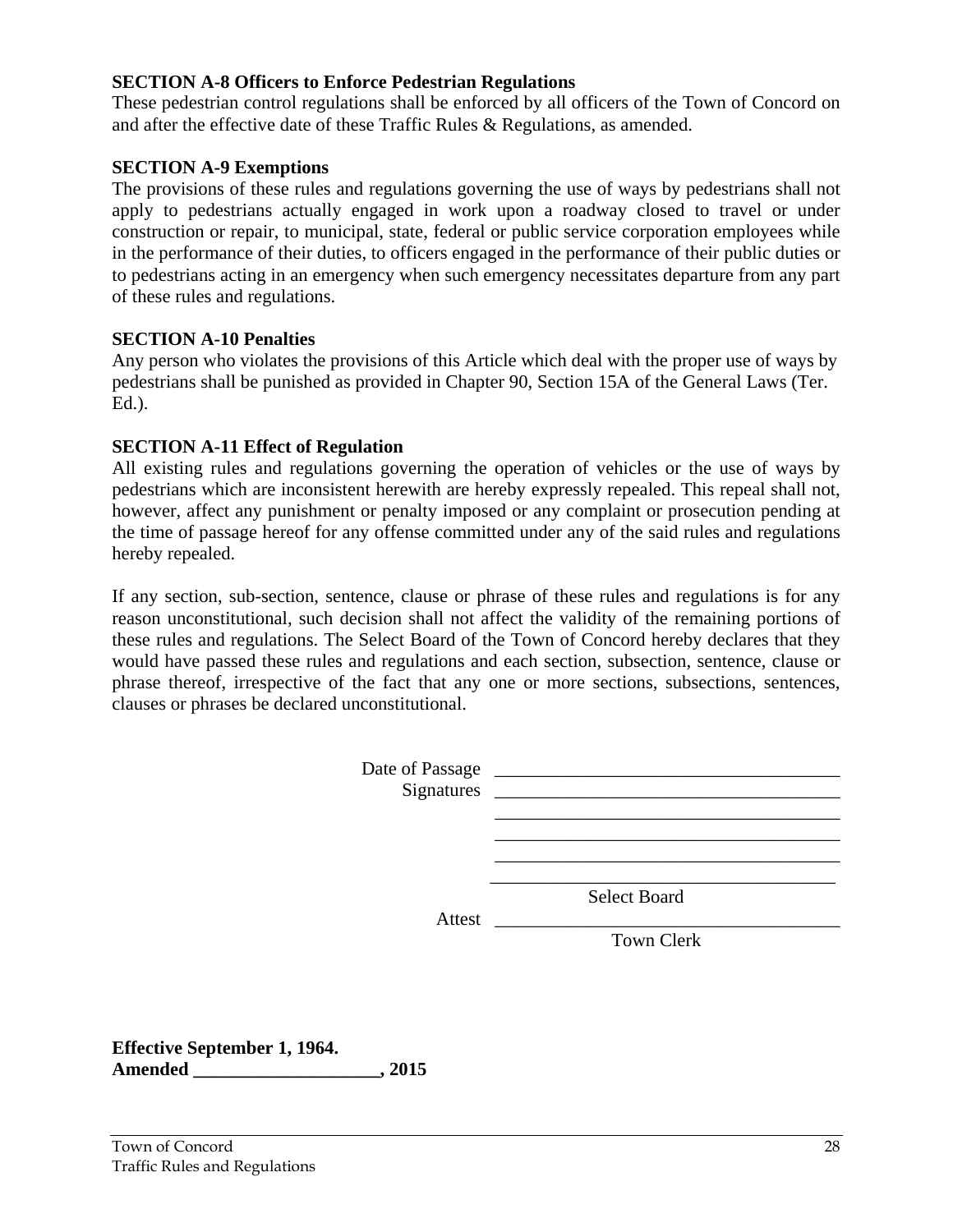**SECTION A-8 Officers to Enforce Pedestrian Regulations**
These pedestrian control regulations shall be enforced by all officers of the Town of Concord on and after the effective date of these Traffic Rules & Regulations, as amended.

**SECTION A-9 Exemptions**
The provisions of these rules and regulations governing the use of ways by pedestrians shall not apply to pedestrians actually engaged in work upon a roadway closed to travel or under construction or repair, to municipal, state, federal or public service corporation employees while in the performance of their duties, to officers engaged in the performance of their public duties or to pedestrians acting in an emergency when such emergency necessitates departure from any part of these rules and regulations.

**SECTION A-10 Penalties**
Any person who violates the provisions of this Article which deal with the proper use of ways by pedestrians shall be punished as provided in Chapter 90, Section 15A of the General Laws (Ter. Ed.).

**SECTION A-11 Effect of Regulation**
All existing rules and regulations governing the operation of vehicles or the use of ways by pedestrians which are inconsistent herewith are hereby expressly repealed. This repeal shall not, however, affect any punishment or penalty imposed or any complaint or prosecution pending at the time of passage hereof for any offense committed under any of the said rules and regulations hereby repealed.

If any section, sub-section, sentence, clause or phrase of these rules and regulations is for any reason unconstitutional, such decision shall not affect the validity of the remaining portions of these rules and regulations. The Select Board of the Town of Concord hereby declares that they would have passed these rules and regulations and each section, subsection, sentence, clause or phrase thereof, irrespective of the fact that any one or more sections, subsections, sentences, clauses or phrases be declared unconstitutional.

Date of Passage ______________________________________

Signatures ______________________________________

______________________________________

______________________________________

______________________________________

______________________________________

Select Board

Attest ______________________________________

Town Clerk

**Effective September 1, 1964.**
**Amended ____________________, 2015**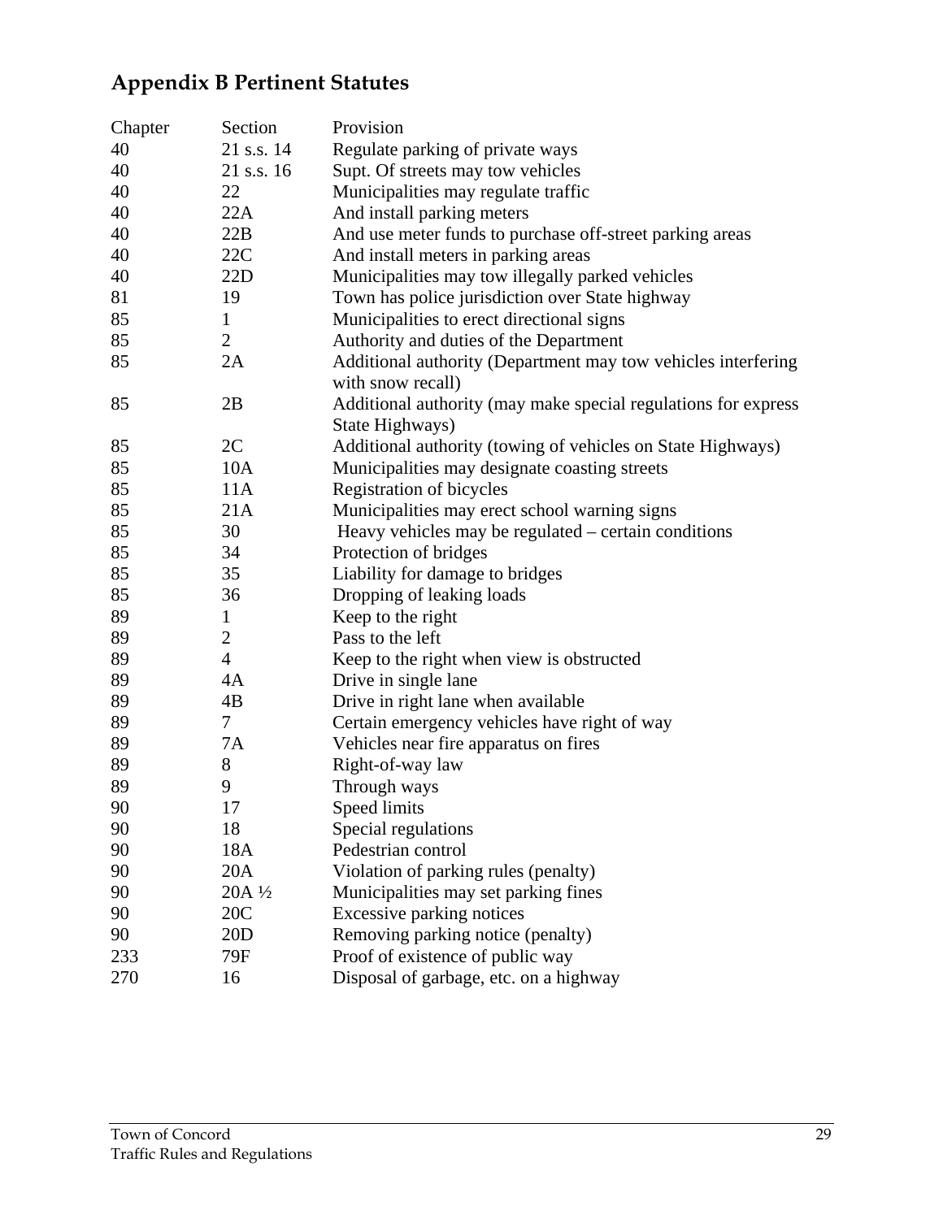## Appendix B Pertinent Statutes

| Chapter | Section | Provision |
|---|---|---|
| 40 | 21 s.s. 14 | Regulate parking of private ways |
| 40 | 21 s.s. 16 | Supt. Of streets may tow vehicles |
| 40 | 22 | Municipalities may regulate traffic |
| 40 | 22A | And install parking meters |
| 40 | 22B | And use meter funds to purchase off-street parking areas |
| 40 | 22C | And install meters in parking areas |
| 40 | 22D | Municipalities may tow illegally parked vehicles |
| 81 | 19 | Town has police jurisdiction over State highway |
| 85 | 1 | Municipalities to erect directional signs |
| 85 | 2 | Authority and duties of the Department |
| 85 | 2A | Additional authority (Department may tow vehicles interfering with snow recall) |
| 85 | 2B | Additional authority (may make special regulations for express State Highways) |
| 85 | 2C | Additional authority (towing of vehicles on State Highways) |
| 85 | 10A | Municipalities may designate coasting streets |
| 85 | 11A | Registration of bicycles |
| 85 | 21A | Municipalities may erect school warning signs |
| 85 | 30 | Heavy vehicles may be regulated – certain conditions |
| 85 | 34 | Protection of bridges |
| 85 | 35 | Liability for damage to bridges |
| 85 | 36 | Dropping of leaking loads |
| 89 | 1 | Keep to the right |
| 89 | 2 | Pass to the left |
| 89 | 4 | Keep to the right when view is obstructed |
| 89 | 4A | Drive in single lane |
| 89 | 4B | Drive in right lane when available |
| 89 | 7 | Certain emergency vehicles have right of way |
| 89 | 7A | Vehicles near fire apparatus on fires |
| 89 | 8 | Right-of-way law |
| 89 | 9 | Through ways |
| 90 | 17 | Speed limits |
| 90 | 18 | Special regulations |
| 90 | 18A | Pedestrian control |
| 90 | 20A | Violation of parking rules (penalty) |
| 90 | 20A ½ | Municipalities may set parking fines |
| 90 | 20C | Excessive parking notices |
| 90 | 20D | Removing parking notice (penalty) |
| 233 | 79F | Proof of existence of public way |
| 270 | 16 | Disposal of garbage, etc. on a highway |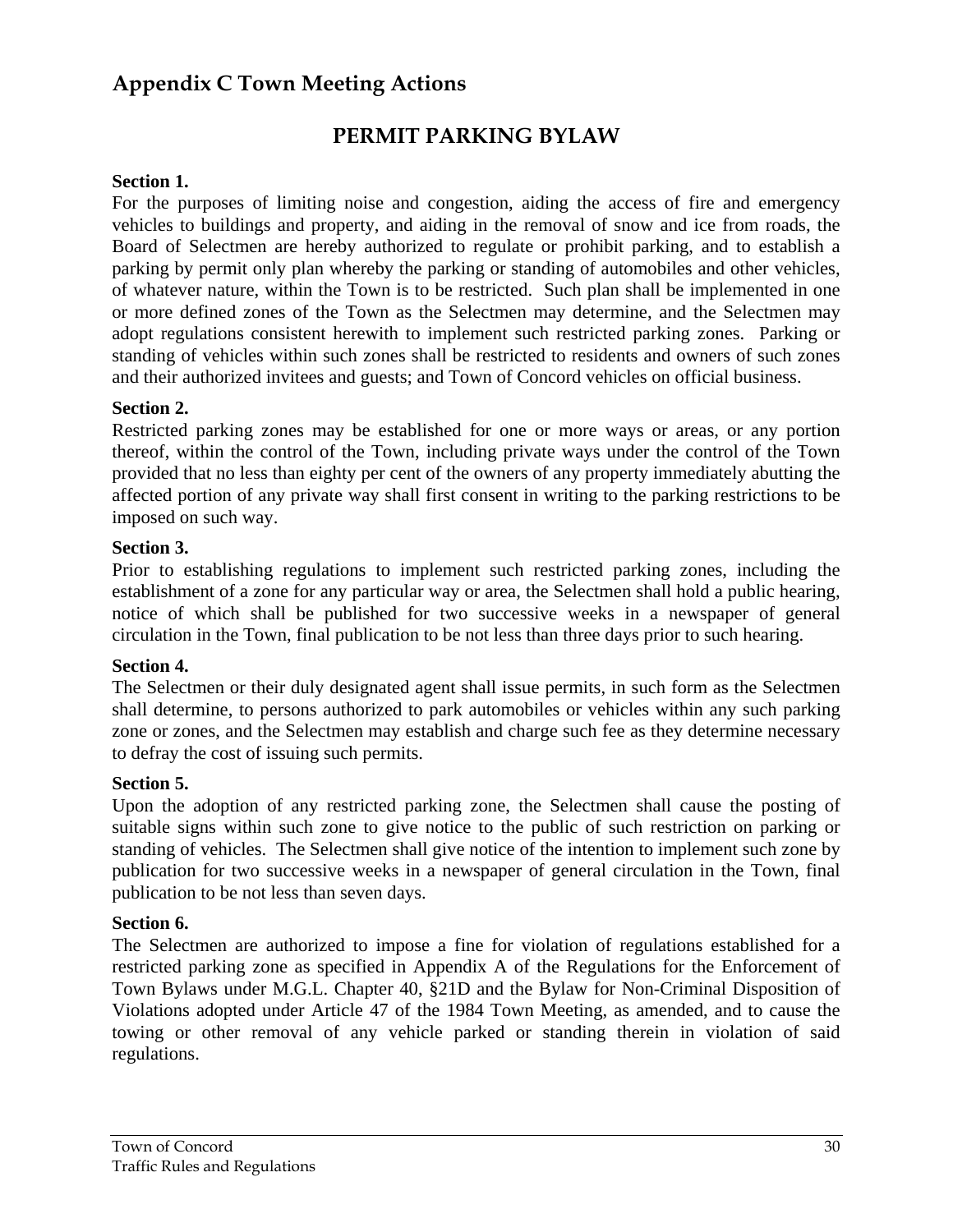## Appendix C Town Meeting Actions

# PERMIT PARKING BYLAW

**Section 1.**

For the purposes of limiting noise and congestion, aiding the access of fire and emergency vehicles to buildings and property, and aiding in the removal of snow and ice from roads, the Board of Selectmen are hereby authorized to regulate or prohibit parking, and to establish a parking by permit only plan whereby the parking or standing of automobiles and other vehicles, of whatever nature, within the Town is to be restricted. Such plan shall be implemented in one or more defined zones of the Town as the Selectmen may determine, and the Selectmen may adopt regulations consistent herewith to implement such restricted parking zones. Parking or standing of vehicles within such zones shall be restricted to residents and owners of such zones and their authorized invitees and guests; and Town of Concord vehicles on official business.

**Section 2.**

Restricted parking zones may be established for one or more ways or areas, or any portion thereof, within the control of the Town, including private ways under the control of the Town provided that no less than eighty per cent of the owners of any property immediately abutting the affected portion of any private way shall first consent in writing to the parking restrictions to be imposed on such way.

**Section 3.**

Prior to establishing regulations to implement such restricted parking zones, including the establishment of a zone for any particular way or area, the Selectmen shall hold a public hearing, notice of which shall be published for two successive weeks in a newspaper of general circulation in the Town, final publication to be not less than three days prior to such hearing.

**Section 4.**

The Selectmen or their duly designated agent shall issue permits, in such form as the Selectmen shall determine, to persons authorized to park automobiles or vehicles within any such parking zone or zones, and the Selectmen may establish and charge such fee as they determine necessary to defray the cost of issuing such permits.

**Section 5.**

Upon the adoption of any restricted parking zone, the Selectmen shall cause the posting of suitable signs within such zone to give notice to the public of such restriction on parking or standing of vehicles. The Selectmen shall give notice of the intention to implement such zone by publication for two successive weeks in a newspaper of general circulation in the Town, final publication to be not less than seven days.

**Section 6.**

The Selectmen are authorized to impose a fine for violation of regulations established for a restricted parking zone as specified in Appendix A of the Regulations for the Enforcement of Town Bylaws under M.G.L. Chapter 40, §21D and the Bylaw for Non-Criminal Disposition of Violations adopted under Article 47 of the 1984 Town Meeting, as amended, and to cause the towing or other removal of any vehicle parked or standing therein in violation of said regulations.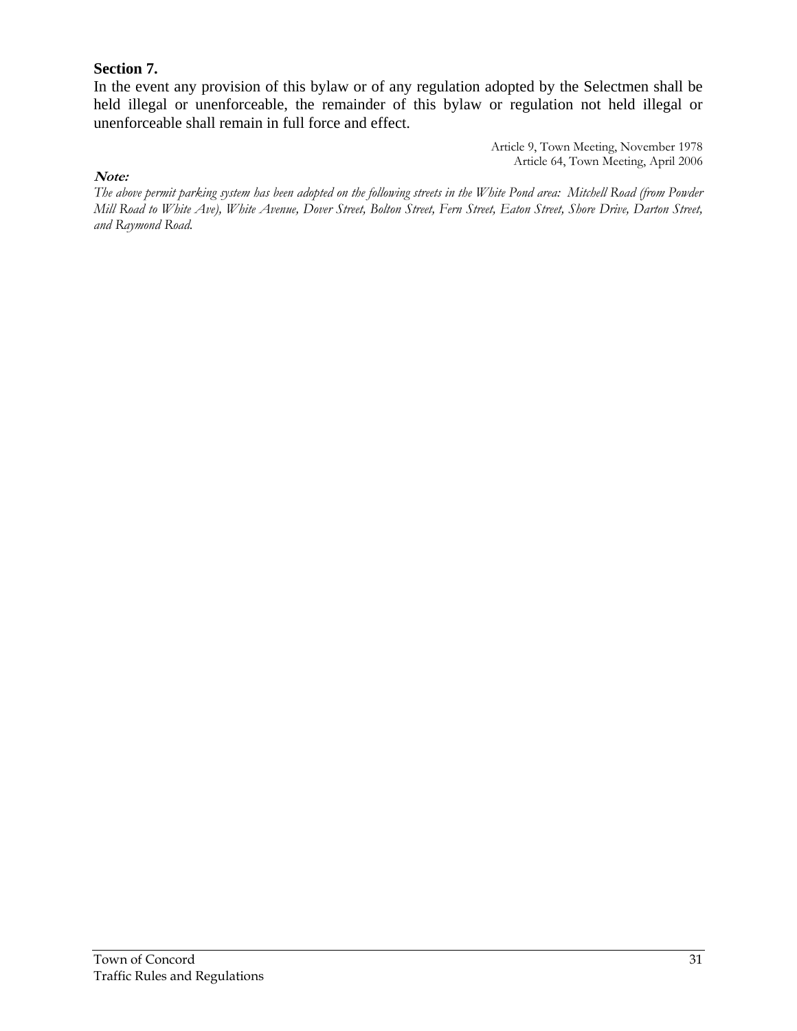**Section 7.**

In the event any provision of this bylaw or of any regulation adopted by the Selectmen shall be held illegal or unenforceable, the remainder of this bylaw or regulation not held illegal or unenforceable shall remain in full force and effect.

Article 9, Town Meeting, November 1978
Article 64, Town Meeting, April 2006

***Note:***

*The above permit parking system has been adopted on the following streets in the White Pond area: Mitchell Road (from Powder Mill Road to White Ave), White Avenue, Dover Street, Bolton Street, Fern Street, Eaton Street, Shore Drive, Darton Street, and Raymond Road.*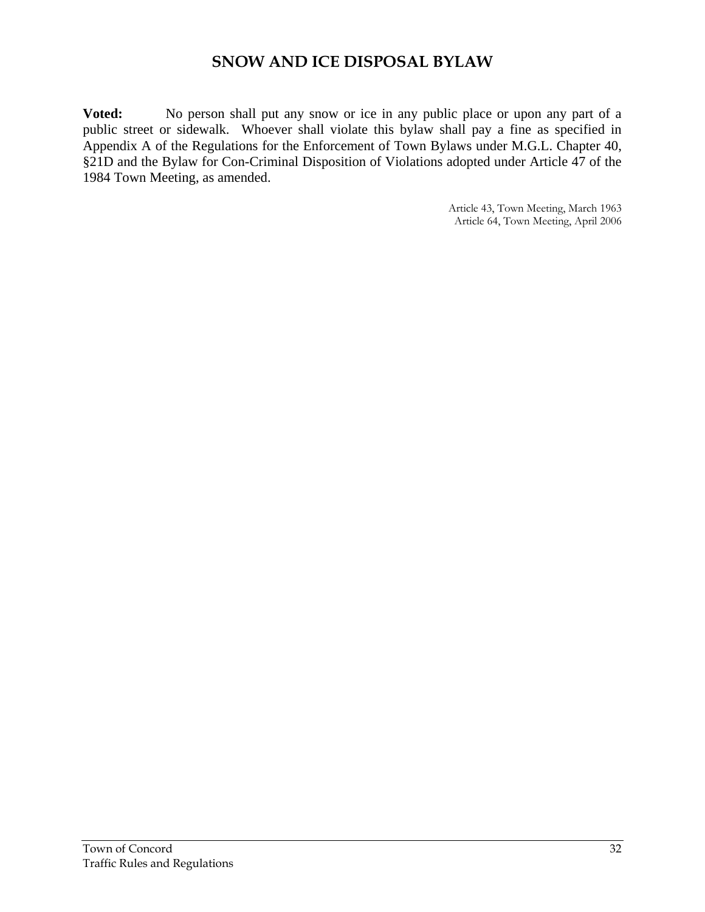# SNOW AND ICE DISPOSAL BYLAW

**Voted:** No person shall put any snow or ice in any public place or upon any part of a public street or sidewalk. Whoever shall violate this bylaw shall pay a fine as specified in Appendix A of the Regulations for the Enforcement of Town Bylaws under M.G.L. Chapter 40, §21D and the Bylaw for Con-Criminal Disposition of Violations adopted under Article 47 of the 1984 Town Meeting, as amended.

Article 43, Town Meeting, March 1963
Article 64, Town Meeting, April 2006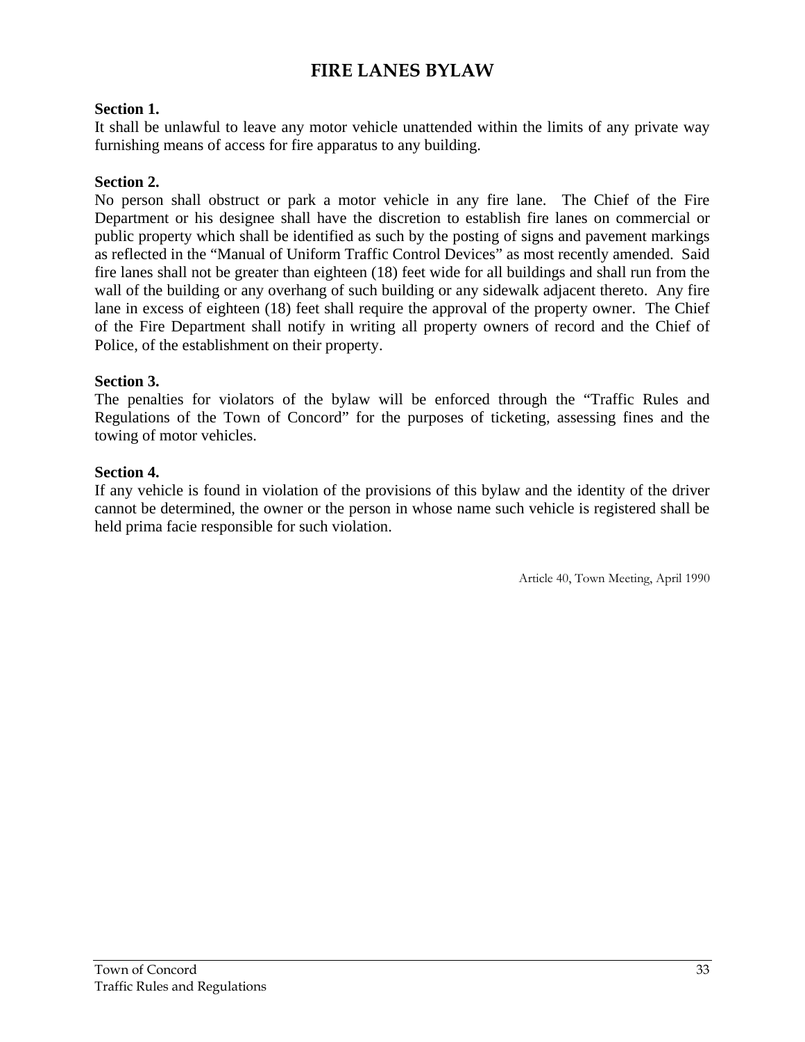# FIRE LANES BYLAW

**Section 1.**
It shall be unlawful to leave any motor vehicle unattended within the limits of any private way furnishing means of access for fire apparatus to any building.

**Section 2.**
No person shall obstruct or park a motor vehicle in any fire lane. The Chief of the Fire Department or his designee shall have the discretion to establish fire lanes on commercial or public property which shall be identified as such by the posting of signs and pavement markings as reflected in the "Manual of Uniform Traffic Control Devices" as most recently amended. Said fire lanes shall not be greater than eighteen (18) feet wide for all buildings and shall run from the wall of the building or any overhang of such building or any sidewalk adjacent thereto. Any fire lane in excess of eighteen (18) feet shall require the approval of the property owner. The Chief of the Fire Department shall notify in writing all property owners of record and the Chief of Police, of the establishment on their property.

**Section 3.**
The penalties for violators of the bylaw will be enforced through the "Traffic Rules and Regulations of the Town of Concord" for the purposes of ticketing, assessing fines and the towing of motor vehicles.

**Section 4.**
If any vehicle is found in violation of the provisions of this bylaw and the identity of the driver cannot be determined, the owner or the person in whose name such vehicle is registered shall be held prima facie responsible for such violation.

Article 40, Town Meeting, April 1990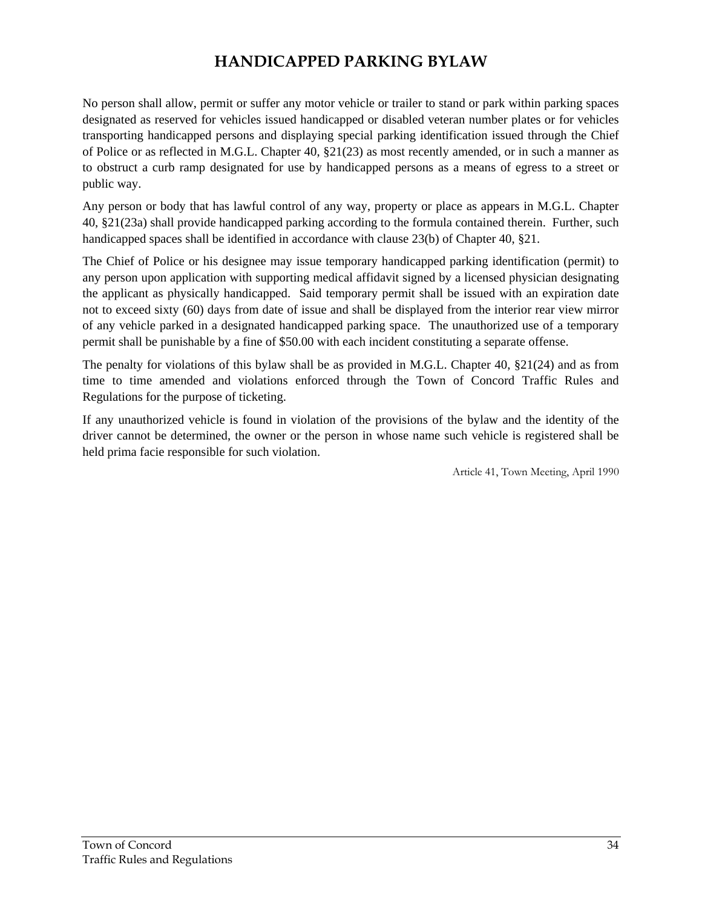# HANDICAPPED PARKING BYLAW

No person shall allow, permit or suffer any motor vehicle or trailer to stand or park within parking spaces designated as reserved for vehicles issued handicapped or disabled veteran number plates or for vehicles transporting handicapped persons and displaying special parking identification issued through the Chief of Police or as reflected in M.G.L. Chapter 40, §21(23) as most recently amended, or in such a manner as to obstruct a curb ramp designated for use by handicapped persons as a means of egress to a street or public way.

Any person or body that has lawful control of any way, property or place as appears in M.G.L. Chapter 40, §21(23a) shall provide handicapped parking according to the formula contained therein. Further, such handicapped spaces shall be identified in accordance with clause 23(b) of Chapter 40, §21.

The Chief of Police or his designee may issue temporary handicapped parking identification (permit) to any person upon application with supporting medical affidavit signed by a licensed physician designating the applicant as physically handicapped. Said temporary permit shall be issued with an expiration date not to exceed sixty (60) days from date of issue and shall be displayed from the interior rear view mirror of any vehicle parked in a designated handicapped parking space. The unauthorized use of a temporary permit shall be punishable by a fine of $50.00 with each incident constituting a separate offense.

The penalty for violations of this bylaw shall be as provided in M.G.L. Chapter 40, §21(24) and as from time to time amended and violations enforced through the Town of Concord Traffic Rules and Regulations for the purpose of ticketing.

If any unauthorized vehicle is found in violation of the provisions of the bylaw and the identity of the driver cannot be determined, the owner or the person in whose name such vehicle is registered shall be held prima facie responsible for such violation.

Article 41, Town Meeting, April 1990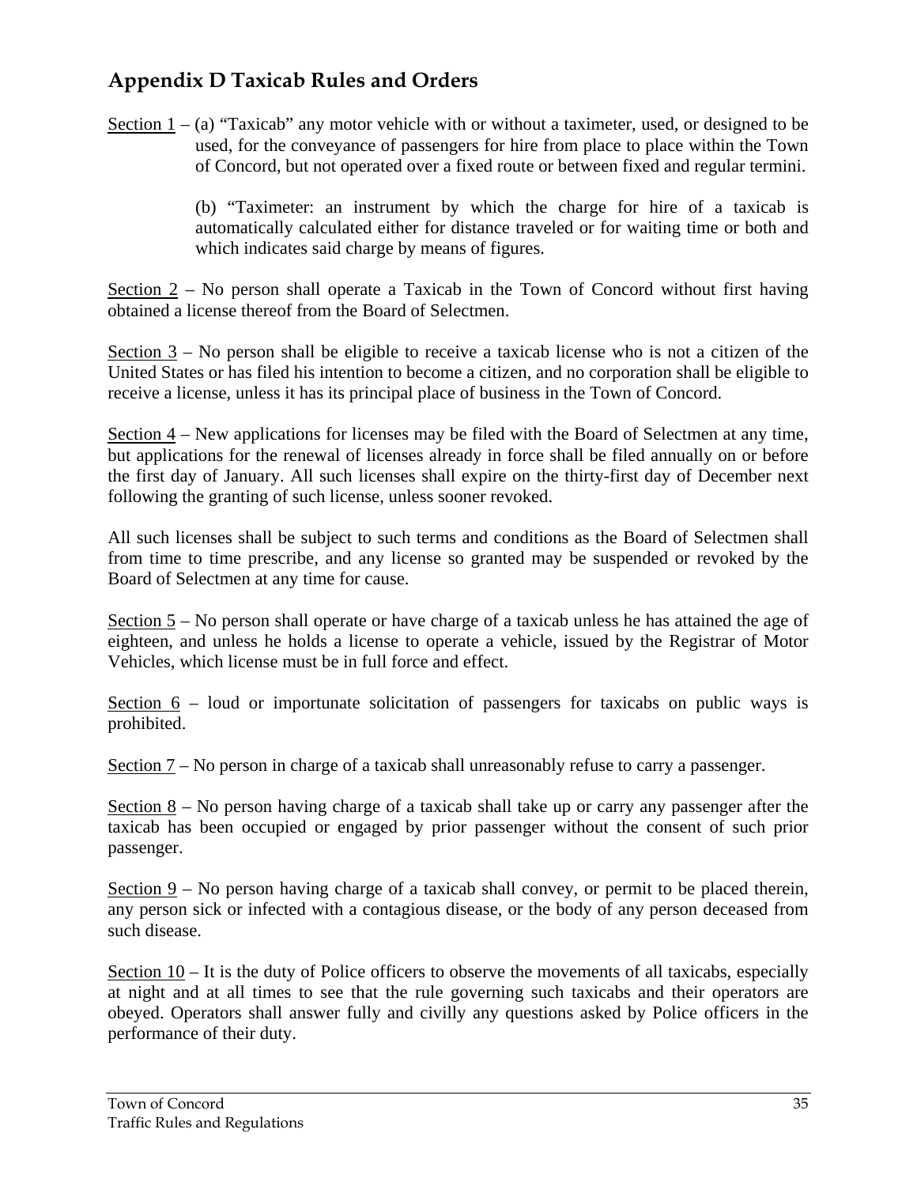## Appendix D Taxicab Rules and Orders

Section 1 – (a) "Taxicab" any motor vehicle with or without a taximeter, used, or designed to be used, for the conveyance of passengers for hire from place to place within the Town of Concord, but not operated over a fixed route or between fixed and regular termini.

(b) "Taximeter: an instrument by which the charge for hire of a taxicab is automatically calculated either for distance traveled or for waiting time or both and which indicates said charge by means of figures.

Section 2 – No person shall operate a Taxicab in the Town of Concord without first having obtained a license thereof from the Board of Selectmen.

Section 3 – No person shall be eligible to receive a taxicab license who is not a citizen of the United States or has filed his intention to become a citizen, and no corporation shall be eligible to receive a license, unless it has its principal place of business in the Town of Concord.

Section 4 – New applications for licenses may be filed with the Board of Selectmen at any time, but applications for the renewal of licenses already in force shall be filed annually on or before the first day of January. All such licenses shall expire on the thirty-first day of December next following the granting of such license, unless sooner revoked.

All such licenses shall be subject to such terms and conditions as the Board of Selectmen shall from time to time prescribe, and any license so granted may be suspended or revoked by the Board of Selectmen at any time for cause.

Section 5 – No person shall operate or have charge of a taxicab unless he has attained the age of eighteen, and unless he holds a license to operate a vehicle, issued by the Registrar of Motor Vehicles, which license must be in full force and effect.

Section 6 – loud or importunate solicitation of passengers for taxicabs on public ways is prohibited.

Section 7 – No person in charge of a taxicab shall unreasonably refuse to carry a passenger.

Section 8 – No person having charge of a taxicab shall take up or carry any passenger after the taxicab has been occupied or engaged by prior passenger without the consent of such prior passenger.

Section 9 – No person having charge of a taxicab shall convey, or permit to be placed therein, any person sick or infected with a contagious disease, or the body of any person deceased from such disease.

Section 10 – It is the duty of Police officers to observe the movements of all taxicabs, especially at night and at all times to see that the rule governing such taxicabs and their operators are obeyed. Operators shall answer fully and civilly any questions asked by Police officers in the performance of their duty.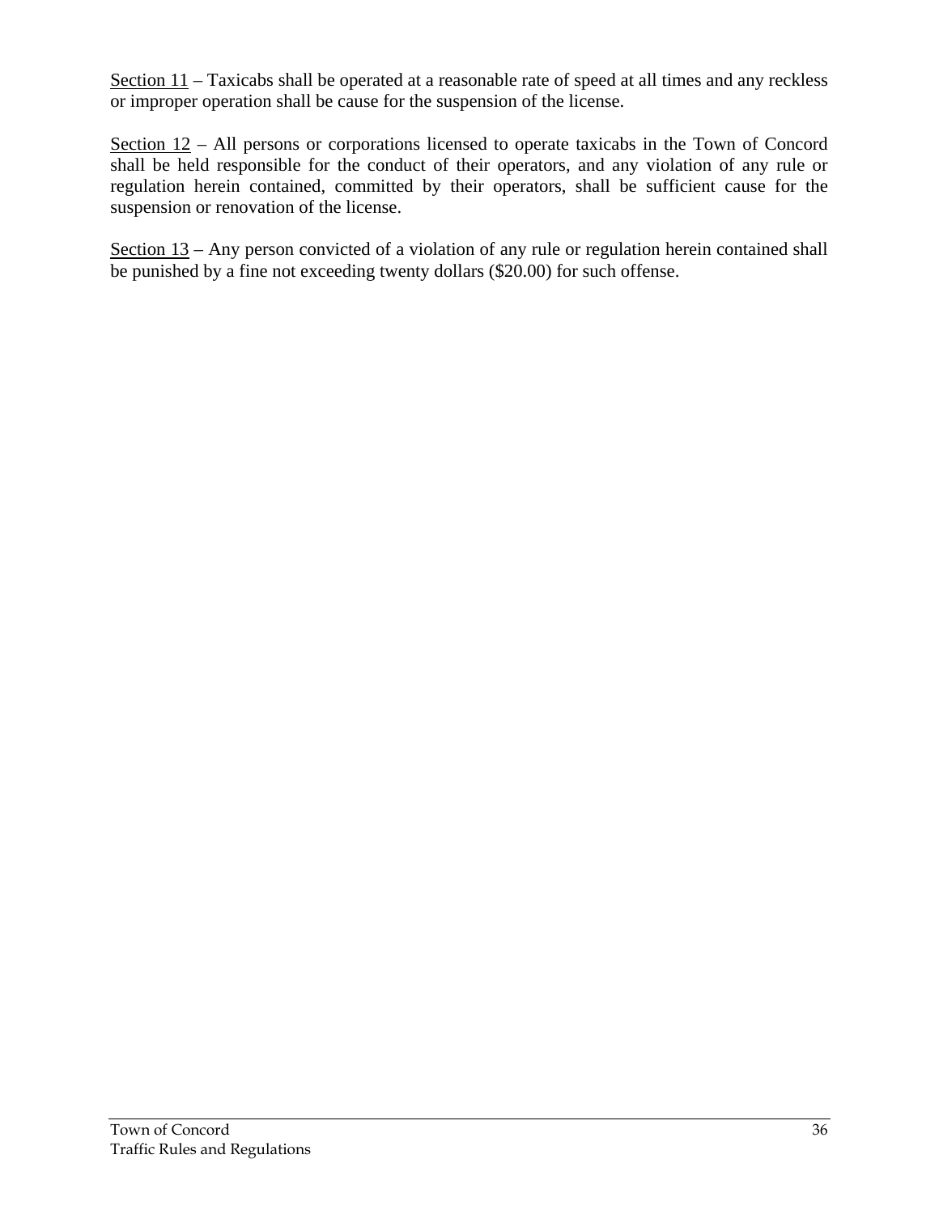<u>Section 11</u> – Taxicabs shall be operated at a reasonable rate of speed at all times and any reckless or improper operation shall be cause for the suspension of the license.

<u>Section 12</u> – All persons or corporations licensed to operate taxicabs in the Town of Concord shall be held responsible for the conduct of their operators, and any violation of any rule or regulation herein contained, committed by their operators, shall be sufficient cause for the suspension or renovation of the license.

<u>Section 13</u> – Any person convicted of a violation of any rule or regulation herein contained shall be punished by a fine not exceeding twenty dollars ($20.00) for such offense.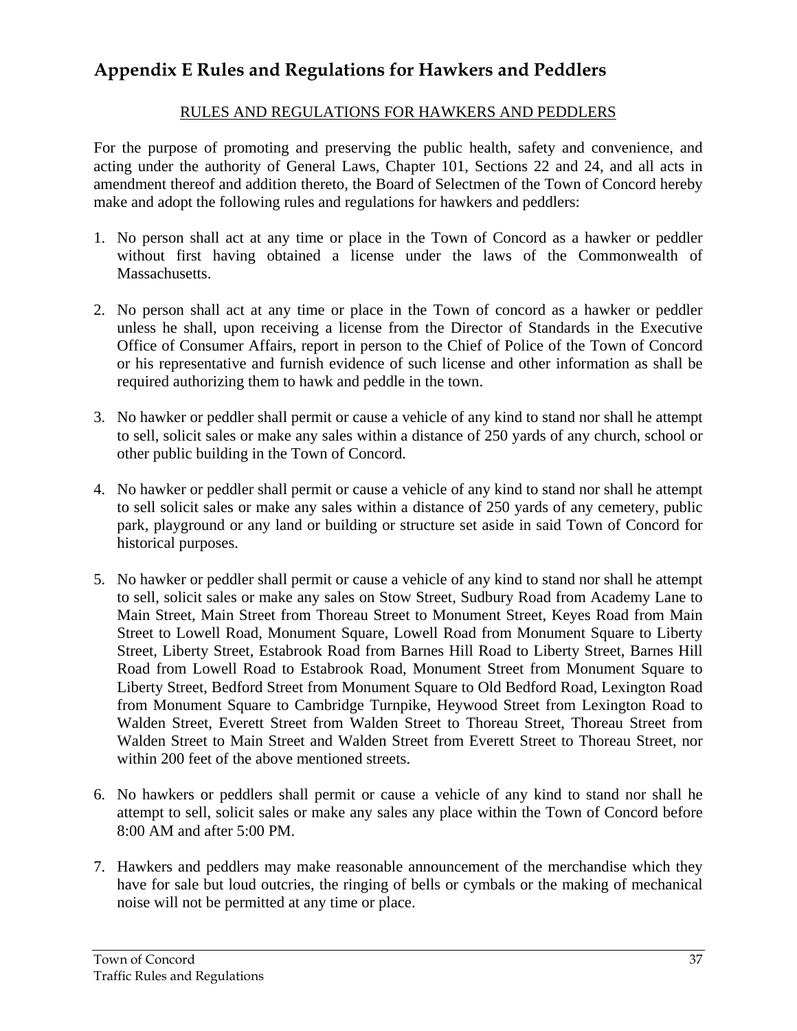## Appendix E Rules and Regulations for Hawkers and Peddlers

RULES AND REGULATIONS FOR HAWKERS AND PEDDLERS

For the purpose of promoting and preserving the public health, safety and convenience, and acting under the authority of General Laws, Chapter 101, Sections 22 and 24, and all acts in amendment thereof and addition thereto, the Board of Selectmen of the Town of Concord hereby make and adopt the following rules and regulations for hawkers and peddlers:

1. No person shall act at any time or place in the Town of Concord as a hawker or peddler without first having obtained a license under the laws of the Commonwealth of Massachusetts.

2. No person shall act at any time or place in the Town of concord as a hawker or peddler unless he shall, upon receiving a license from the Director of Standards in the Executive Office of Consumer Affairs, report in person to the Chief of Police of the Town of Concord or his representative and furnish evidence of such license and other information as shall be required authorizing them to hawk and peddle in the town.

3. No hawker or peddler shall permit or cause a vehicle of any kind to stand nor shall he attempt to sell, solicit sales or make any sales within a distance of 250 yards of any church, school or other public building in the Town of Concord.

4. No hawker or peddler shall permit or cause a vehicle of any kind to stand nor shall he attempt to sell solicit sales or make any sales within a distance of 250 yards of any cemetery, public park, playground or any land or building or structure set aside in said Town of Concord for historical purposes.

5. No hawker or peddler shall permit or cause a vehicle of any kind to stand nor shall he attempt to sell, solicit sales or make any sales on Stow Street, Sudbury Road from Academy Lane to Main Street, Main Street from Thoreau Street to Monument Street, Keyes Road from Main Street to Lowell Road, Monument Square, Lowell Road from Monument Square to Liberty Street, Liberty Street, Estabrook Road from Barnes Hill Road to Liberty Street, Barnes Hill Road from Lowell Road to Estabrook Road, Monument Street from Monument Square to Liberty Street, Bedford Street from Monument Square to Old Bedford Road, Lexington Road from Monument Square to Cambridge Turnpike, Heywood Street from Lexington Road to Walden Street, Everett Street from Walden Street to Thoreau Street, Thoreau Street from Walden Street to Main Street and Walden Street from Everett Street to Thoreau Street, nor within 200 feet of the above mentioned streets.

6. No hawkers or peddlers shall permit or cause a vehicle of any kind to stand nor shall he attempt to sell, solicit sales or make any sales any place within the Town of Concord before 8:00 AM and after 5:00 PM.

7. Hawkers and peddlers may make reasonable announcement of the merchandise which they have for sale but loud outcries, the ringing of bells or cymbals or the making of mechanical noise will not be permitted at any time or place.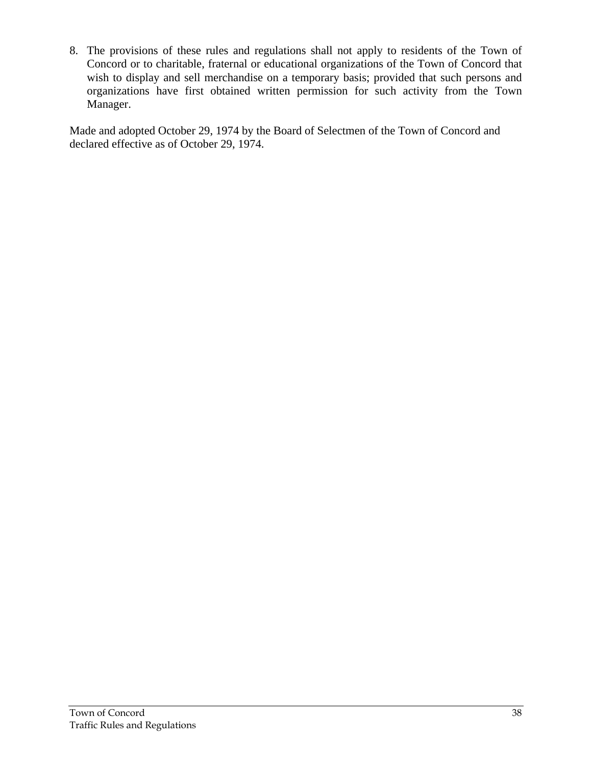8. The provisions of these rules and regulations shall not apply to residents of the Town of Concord or to charitable, fraternal or educational organizations of the Town of Concord that wish to display and sell merchandise on a temporary basis; provided that such persons and organizations have first obtained written permission for such activity from the Town Manager.

Made and adopted October 29, 1974 by the Board of Selectmen of the Town of Concord and declared effective as of October 29, 1974.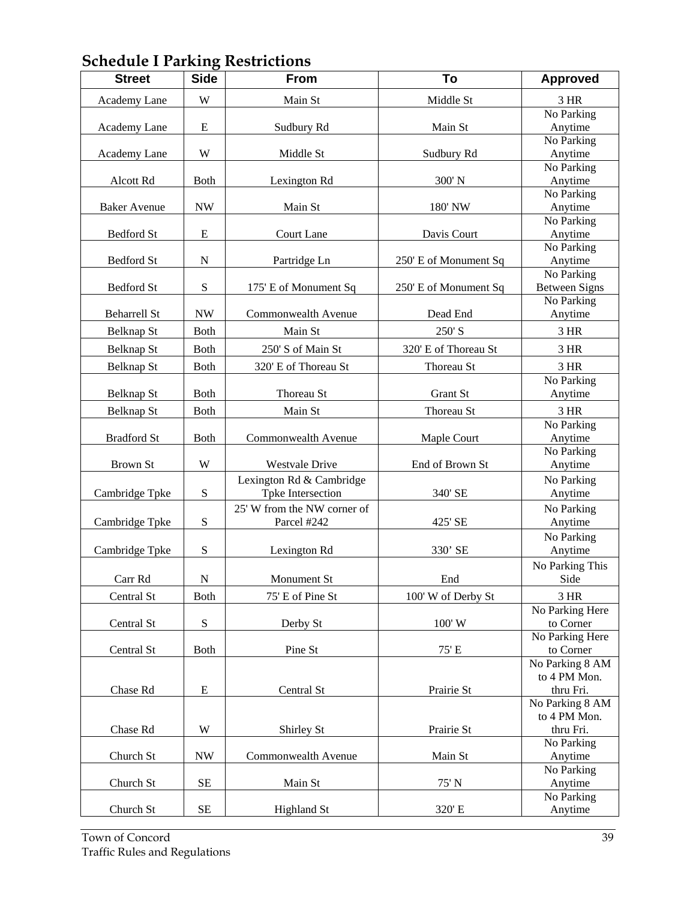## Schedule I Parking Restrictions

| Street | Side | From | To | Approved |
|---|---|---|---|---|
| Academy Lane | W | Main St | Middle St | 3 HR |
| Academy Lane | E | Sudbury Rd | Main St | No Parking Anytime |
| Academy Lane | W | Middle St | Sudbury Rd | No Parking Anytime |
| Alcott Rd | Both | Lexington Rd | 300' N | No Parking Anytime |
| Baker Avenue | NW | Main St | 180' NW | No Parking Anytime |
| Bedford St | E | Court Lane | Davis Court | No Parking Anytime |
| Bedford St | N | Partridge Ln | 250' E of Monument Sq | No Parking Anytime |
| Bedford St | S | 175' E of Monument Sq | 250' E of Monument Sq | No Parking Between Signs |
| Beharrell St | NW | Commonwealth Avenue | Dead End | No Parking Anytime |
| Belknap St | Both | Main St | 250' S | 3 HR |
| Belknap St | Both | 250' S of Main St | 320' E of Thoreau St | 3 HR |
| Belknap St | Both | 320' E of Thoreau St | Thoreau St | 3 HR |
| Belknap St | Both | Thoreau St | Grant St | No Parking Anytime |
| Belknap St | Both | Main St | Thoreau St | 3 HR |
| Bradford St | Both | Commonwealth Avenue | Maple Court | No Parking Anytime |
| Brown St | W | Westvale Drive | End of Brown St | No Parking Anytime |
| Cambridge Tpke | S | Lexington Rd & Cambridge Tpke Intersection | 340' SE | No Parking Anytime |
| Cambridge Tpke | S | 25' W from the NW corner of Parcel #242 | 425' SE | No Parking Anytime |
| Cambridge Tpke | S | Lexington Rd | 330’ SE | No Parking Anytime |
| Carr Rd | N | Monument St | End | No Parking This Side |
| Central St | Both | 75' E of Pine St | 100' W of Derby St | 3 HR |
| Central St | S | Derby St | 100' W | No Parking Here to Corner |
| Central St | Both | Pine St | 75' E | No Parking Here to Corner |
| Chase Rd | E | Central St | Prairie St | No Parking 8 AM to 4 PM Mon. thru Fri. |
| Chase Rd | W | Shirley St | Prairie St | No Parking 8 AM to 4 PM Mon. thru Fri. |
| Church St | NW | Commonwealth Avenue | Main St | No Parking Anytime |
| Church St | SE | Main St | 75' N | No Parking Anytime |
| Church St | SE | Highland St | 320' E | No Parking Anytime |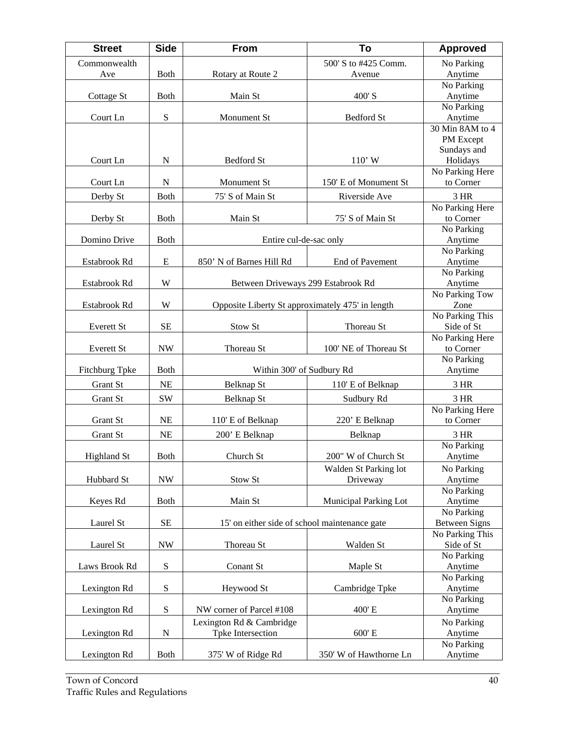| Street | Side | From | To | Approved |
|---|---|---|---|---|
| Commonwealth Ave | Both | Rotary at Route 2 | 500' S to #425 Comm. Avenue | No Parking Anytime |
| Cottage St | Both | Main St | 400' S | No Parking Anytime |
| Court Ln | S | Monument St | Bedford St | No Parking Anytime |
| Court Ln | N | Bedford St | 110' W | 30 Min 8AM to 4 PM Except Sundays and Holidays |
| Court Ln | N | Monument St | 150' E of Monument St | No Parking Here to Corner |
| Derby St | Both | 75' S of Main St | Riverside Ave | 3 HR |
| Derby St | Both | Main St | 75' S of Main St | No Parking Here to Corner |
| Domino Drive | Both | Entire cul-de-sac only | | No Parking Anytime |
| Estabrook Rd | E | 850' N of Barnes Hill Rd | End of Pavement | No Parking Anytime |
| Estabrook Rd | W | Between Driveways 299 Estabrook Rd | | No Parking Anytime |
| Estabrook Rd | W | Opposite Liberty St approximately 475' in length | | No Parking Tow Zone |
| Everett St | SE | Stow St | Thoreau St | No Parking This Side of St |
| Everett St | NW | Thoreau St | 100' NE of Thoreau St | No Parking Here to Corner |
| Fitchburg Tpke | Both | Within 300' of Sudbury Rd | | No Parking Anytime |
| Grant St | NE | Belknap St | 110' E of Belknap | 3 HR |
| Grant St | SW | Belknap St | Sudbury Rd | 3 HR |
| Grant St | NE | 110' E of Belknap | 220' E Belknap | No Parking Here to Corner |
| Grant St | NE | 200' E Belknap | Belknap | 3 HR |
| Highland St | Both | Church St | 200" W of Church St | No Parking Anytime |
| Hubbard St | NW | Stow St | Walden St Parking lot Driveway | No Parking Anytime |
| Keyes Rd | Both | Main St | Municipal Parking Lot | No Parking Anytime |
| Laurel St | SE | 15' on either side of school maintenance gate | | No Parking Between Signs |
| Laurel St | NW | Thoreau St | Walden St | No Parking This Side of St |
| Laws Brook Rd | S | Conant St | Maple St | No Parking Anytime |
| Lexington Rd | S | Heywood St | Cambridge Tpke | No Parking Anytime |
| Lexington Rd | S | NW corner of Parcel #108 | 400' E | No Parking Anytime |
| Lexington Rd | N | Lexington Rd & Cambridge Tpke Intersection | 600' E | No Parking Anytime |
| Lexington Rd | Both | 375' W of Ridge Rd | 350' W of Hawthorne Ln | No Parking Anytime |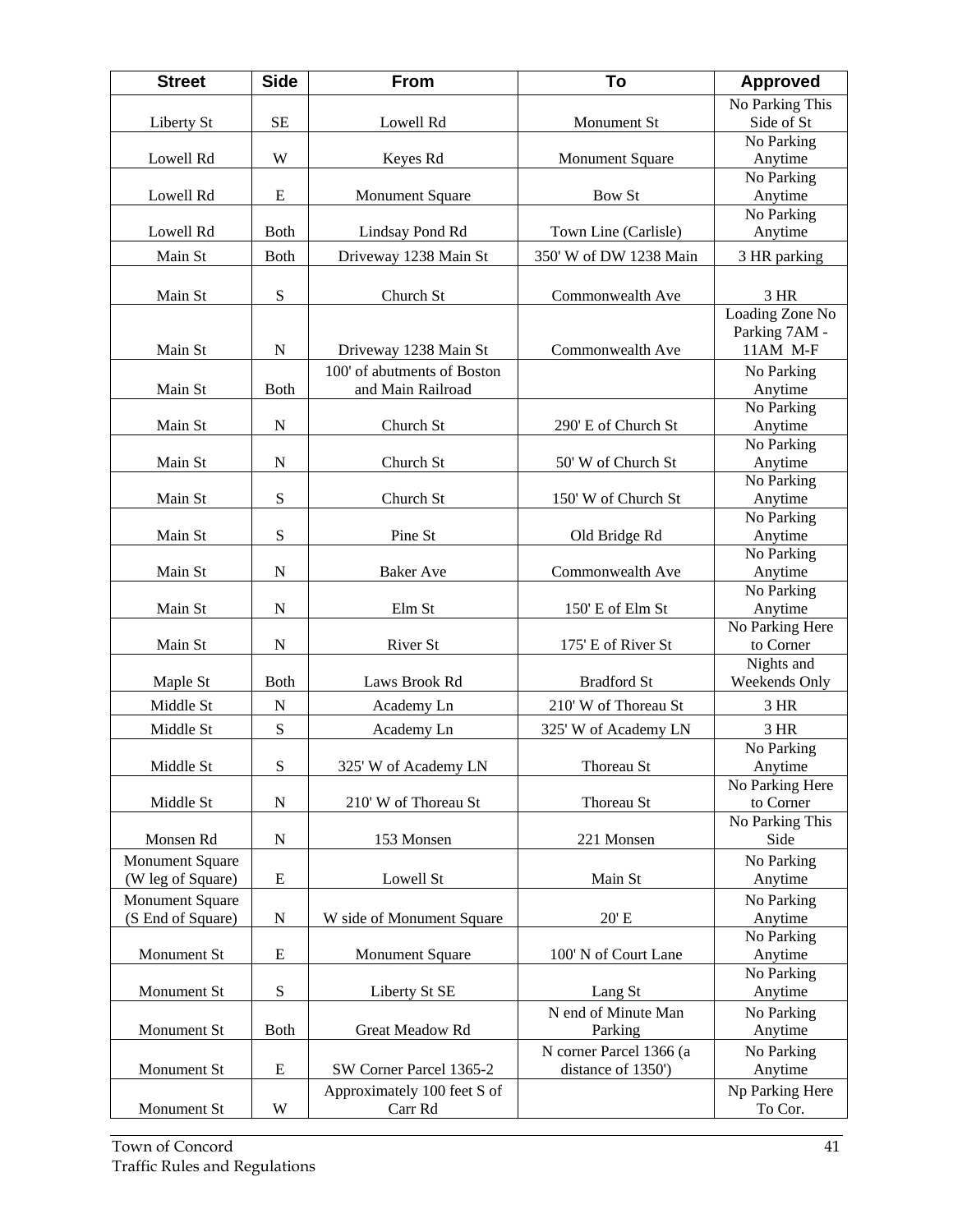| Street | Side | From | To | Approved |
|---|---|---|---|---|
| Liberty St | SE | Lowell Rd | Monument St | No Parking This Side of St |
| Lowell Rd | W | Keyes Rd | Monument Square | No Parking Anytime |
| Lowell Rd | E | Monument Square | Bow St | No Parking Anytime |
| Lowell Rd | Both | Lindsay Pond Rd | Town Line (Carlisle) | No Parking Anytime |
| Main St | Both | Driveway 1238 Main St | 350' W of DW 1238 Main | 3 HR parking |
| Main St | S | Church St | Commonwealth Ave | 3 HR |
| Main St | N | Driveway 1238 Main St | Commonwealth Ave | Loading Zone No Parking 7AM - 11AM M-F |
| Main St | Both | 100' of abutments of Boston and Main Railroad | | No Parking Anytime |
| Main St | N | Church St | 290' E of Church St | No Parking Anytime |
| Main St | N | Church St | 50' W of Church St | No Parking Anytime |
| Main St | S | Church St | 150' W of Church St | No Parking Anytime |
| Main St | S | Pine St | Old Bridge Rd | No Parking Anytime |
| Main St | N | Baker Ave | Commonwealth Ave | No Parking Anytime |
| Main St | N | Elm St | 150' E of Elm St | No Parking Anytime |
| Main St | N | River St | 175' E of River St | No Parking Here to Corner |
| Maple St | Both | Laws Brook Rd | Bradford St | Nights and Weekends Only |
| Middle St | N | Academy Ln | 210' W of Thoreau St | 3 HR |
| Middle St | S | Academy Ln | 325' W of Academy LN | 3 HR |
| Middle St | S | 325' W of Academy LN | Thoreau St | No Parking Anytime |
| Middle St | N | 210' W of Thoreau St | Thoreau St | No Parking Here to Corner |
| Monsen Rd | N | 153 Monsen | 221 Monsen | No Parking This Side |
| Monument Square (W leg of Square) | E | Lowell St | Main St | No Parking Anytime |
| Monument Square (S End of Square) | N | W side of Monument Square | 20' E | No Parking Anytime |
| Monument St | E | Monument Square | 100' N of Court Lane | No Parking Anytime |
| Monument St | S | Liberty St SE | Lang St | No Parking Anytime |
| Monument St | Both | Great Meadow Rd | N end of Minute Man Parking | No Parking Anytime |
| Monument St | E | SW Corner Parcel 1365-2 | N corner Parcel 1366 (a distance of 1350') | No Parking Anytime |
| Monument St | W | Approximately 100 feet S of Carr Rd | | Np Parking Here To Cor. |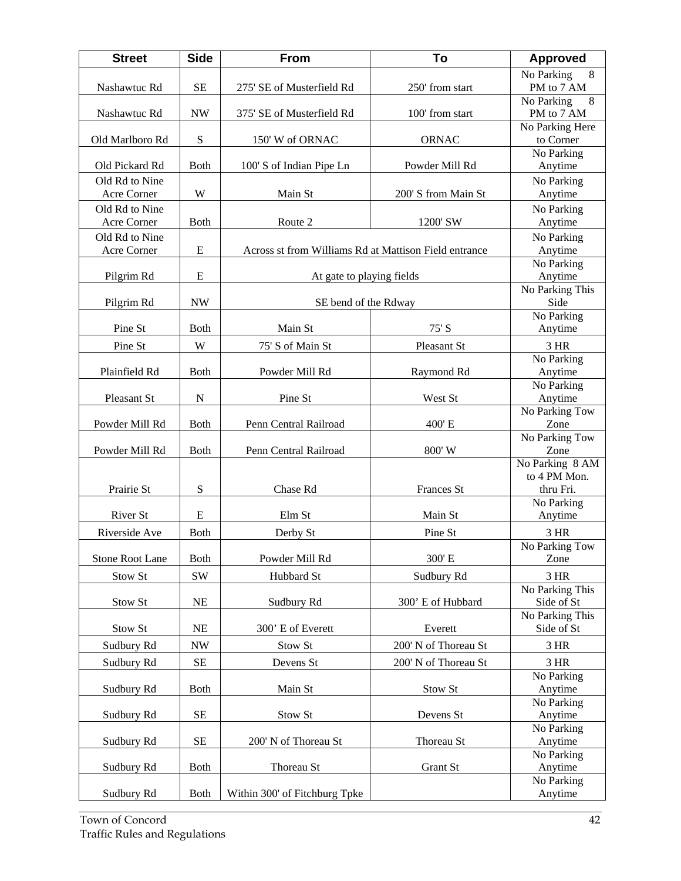| Street | Side | From | To | Approved |
|---|---|---|---|---|
| Nashawtuc Rd | SE | 275' SE of Musterfield Rd | 250' from start | No Parking 8 PM to 7 AM |
| Nashawtuc Rd | NW | 375' SE of Musterfield Rd | 100' from start | No Parking 8 PM to 7 AM |
| Old Marlboro Rd | S | 150' W of ORNAC | ORNAC | No Parking Here to Corner |
| Old Pickard Rd | Both | 100' S of Indian Pipe Ln | Powder Mill Rd | No Parking Anytime |
| Old Rd to Nine Acre Corner | W | Main St | 200' S from Main St | No Parking Anytime |
| Old Rd to Nine Acre Corner | Both | Route 2 | 1200' SW | No Parking Anytime |
| Old Rd to Nine Acre Corner | E | Across st from Williams Rd at Mattison Field entrance | | No Parking Anytime |
| Pilgrim Rd | E | At gate to playing fields | | No Parking Anytime |
| Pilgrim Rd | NW | SE bend of the Rdway | | No Parking This Side |
| Pine St | Both | Main St | 75' S | No Parking Anytime |
| Pine St | W | 75' S of Main St | Pleasant St | 3 HR |
| Plainfield Rd | Both | Powder Mill Rd | Raymond Rd | No Parking Anytime |
| Pleasant St | N | Pine St | West St | No Parking Anytime |
| Powder Mill Rd | Both | Penn Central Railroad | 400' E | No Parking Tow Zone |
| Powder Mill Rd | Both | Penn Central Railroad | 800' W | No Parking Tow Zone |
| Prairie St | S | Chase Rd | Frances St | No Parking 8 AM to 4 PM Mon. thru Fri. |
| River St | E | Elm St | Main St | No Parking Anytime |
| Riverside Ave | Both | Derby St | Pine St | 3 HR |
| Stone Root Lane | Both | Powder Mill Rd | 300' E | No Parking Tow Zone |
| Stow St | SW | Hubbard St | Sudbury Rd | 3 HR |
| Stow St | NE | Sudbury Rd | 300’ E of Hubbard | No Parking This Side of St |
| Stow St | NE | 300’ E of Everett | Everett | No Parking This Side of St |
| Sudbury Rd | NW | Stow St | 200' N of Thoreau St | 3 HR |
| Sudbury Rd | SE | Devens St | 200' N of Thoreau St | 3 HR |
| Sudbury Rd | Both | Main St | Stow St | No Parking Anytime |
| Sudbury Rd | SE | Stow St | Devens St | No Parking Anytime |
| Sudbury Rd | SE | 200' N of Thoreau St | Thoreau St | No Parking Anytime |
| Sudbury Rd | Both | Thoreau St | Grant St | No Parking Anytime |
| Sudbury Rd | Both | Within 300' of Fitchburg Tpke | | No Parking Anytime |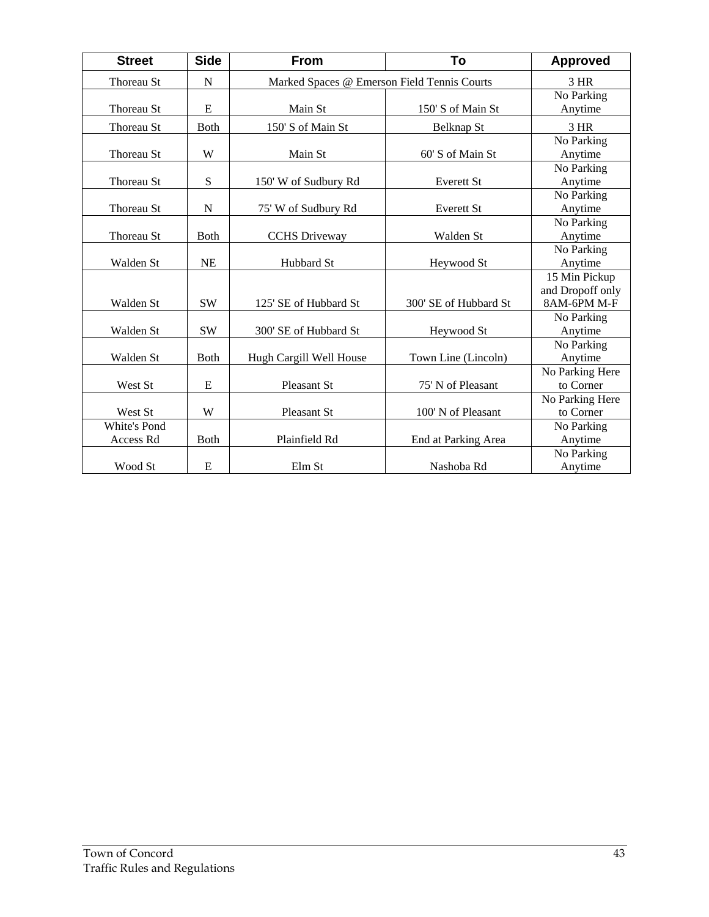| Street | Side | From | To | Approved |
|---|---|---|---|---|
| Thoreau St | N | Marked Spaces @ Emerson Field Tennis Courts | | 3 HR |
| Thoreau St | E | Main St | 150' S of Main St | No Parking Anytime |
| Thoreau St | Both | 150' S of Main St | Belknap St | 3 HR |
| Thoreau St | W | Main St | 60' S of Main St | No Parking Anytime |
| Thoreau St | S | 150' W of Sudbury Rd | Everett St | No Parking Anytime |
| Thoreau St | N | 75' W of Sudbury Rd | Everett St | No Parking Anytime |
| Thoreau St | Both | CCHS Driveway | Walden St | No Parking Anytime |
| Walden St | NE | Hubbard St | Heywood St | No Parking Anytime |
| Walden St | SW | 125' SE of Hubbard St | 300' SE of Hubbard St | 15 Min Pickup and Dropoff only 8AM-6PM M-F |
| Walden St | SW | 300' SE of Hubbard St | Heywood St | No Parking Anytime |
| Walden St | Both | Hugh Cargill Well House | Town Line (Lincoln) | No Parking Anytime |
| West St | E | Pleasant St | 75' N of Pleasant | No Parking Here to Corner |
| West St | W | Pleasant St | 100' N of Pleasant | No Parking Here to Corner |
| White's Pond Access Rd | Both | Plainfield Rd | End at Parking Area | No Parking Anytime |
| Wood St | E | Elm St | Nashoba Rd | No Parking Anytime |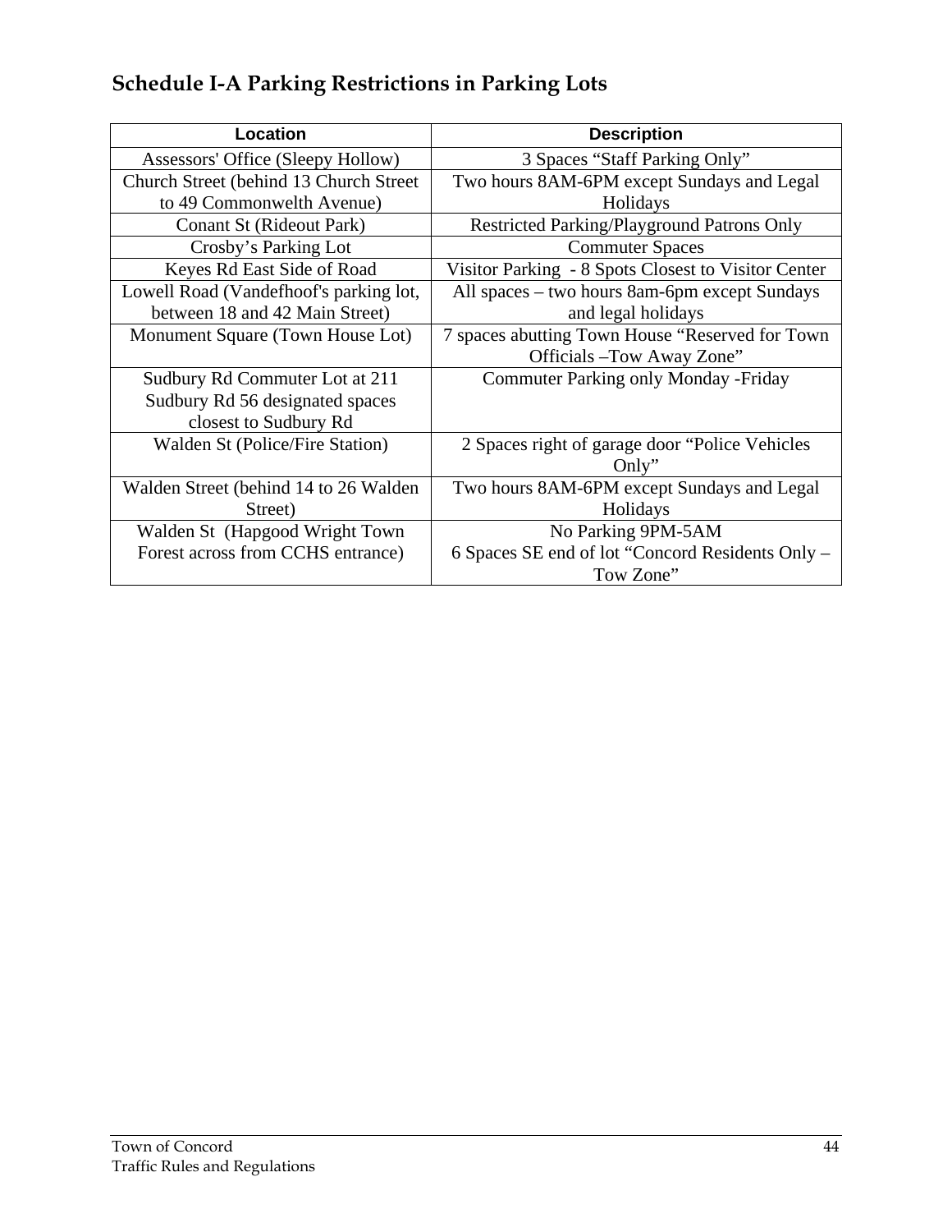## Schedule I-A Parking Restrictions in Parking Lots

| Location | Description |
|---|---|
| Assessors' Office (Sleepy Hollow) | 3 Spaces "Staff Parking Only" |
| Church Street (behind 13 Church Street to 49 Commonwelth Avenue) | Two hours 8AM-6PM except Sundays and Legal Holidays |
| Conant St (Rideout Park) | Restricted Parking/Playground Patrons Only |
| Crosby's Parking Lot | Commuter Spaces |
| Keyes Rd East Side of Road | Visitor Parking - 8 Spots Closest to Visitor Center |
| Lowell Road (Vandefhoof's parking lot, between 18 and 42 Main Street) | All spaces – two hours 8am-6pm except Sundays and legal holidays |
| Monument Square (Town House Lot) | 7 spaces abutting Town House "Reserved for Town Officials –Tow Away Zone" |
| Sudbury Rd Commuter Lot at 211 Sudbury Rd 56 designated spaces closest to Sudbury Rd | Commuter Parking only Monday -Friday |
| Walden St (Police/Fire Station) | 2 Spaces right of garage door "Police Vehicles Only" |
| Walden Street (behind 14 to 26 Walden Street) | Two hours 8AM-6PM except Sundays and Legal Holidays |
| Walden St (Hapgood Wright Town Forest across from CCHS entrance) | No Parking 9PM-5AM<br>6 Spaces SE end of lot "Concord Residents Only – Tow Zone" |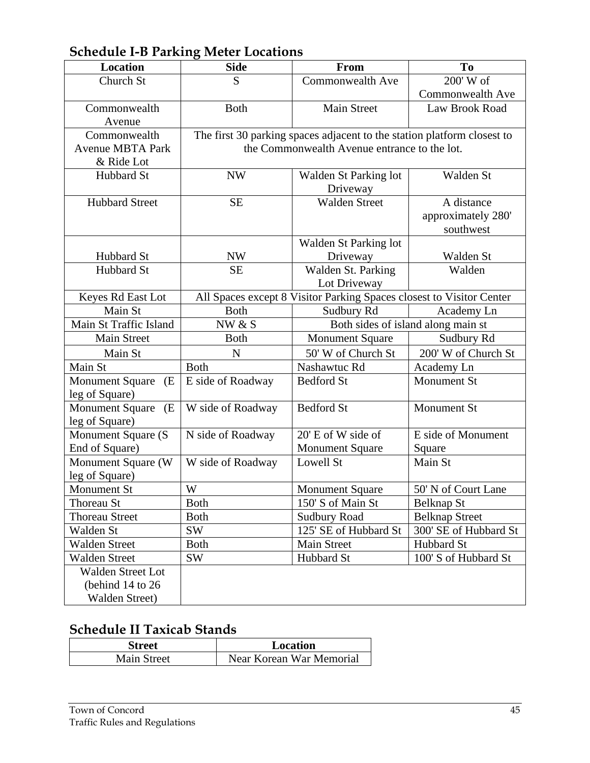## Schedule I-B Parking Meter Locations

| Location | Side | From | To |
|---|---|---|---|
| Church St | S | Commonwealth Ave | 200' W of Commonwealth Ave |
| Commonwealth Avenue | Both | Main Street | Law Brook Road |
| Commonwealth Avenue MBTA Park & Ride Lot | The first 30 parking spaces adjacent to the station platform closest to the Commonwealth Avenue entrance to the lot. | | |
| Hubbard St | NW | Walden St Parking lot Driveway | Walden St |
| Hubbard Street | SE | Walden Street | A distance approximately 280' southwest |
| Hubbard St | NW | Walden St Parking lot Driveway | Walden St |
| Hubbard St | SE | Walden St. Parking Lot Driveway | Walden |
| Keyes Rd East Lot | All Spaces except 8 Visitor Parking Spaces closest to Visitor Center | | |
| Main St | Both | Sudbury Rd | Academy Ln |
| Main St Traffic Island | NW & S | Both sides of island along main st | |
| Main Street | Both | Monument Square | Sudbury Rd |
| Main St | N | 50' W of Church St | 200' W of Church St |
| Main St | Both | Nashawtuc Rd | Academy Ln |
| Monument Square (E leg of Square) | E side of Roadway | Bedford St | Monument St |
| Monument Square (E leg of Square) | W side of Roadway | Bedford St | Monument St |
| Monument Square (S End of Square) | N side of Roadway | 20' E of W side of Monument Square | E side of Monument Square |
| Monument Square (W leg of Square) | W side of Roadway | Lowell St | Main St |
| Monument St | W | Monument Square | 50' N of Court Lane |
| Thoreau St | Both | 150' S of Main St | Belknap St |
| Thoreau Street | Both | Sudbury Road | Belknap Street |
| Walden St | SW | 125' SE of Hubbard St | 300' SE of Hubbard St |
| Walden Street | Both | Main Street | Hubbard St |
| Walden Street | SW | Hubbard St | 100' S of Hubbard St |
| Walden Street Lot (behind 14 to 26 Walden Street) | | | |

## Schedule II Taxicab Stands

| Street | Location |
|---|---|
| Main Street | Near Korean War Memorial |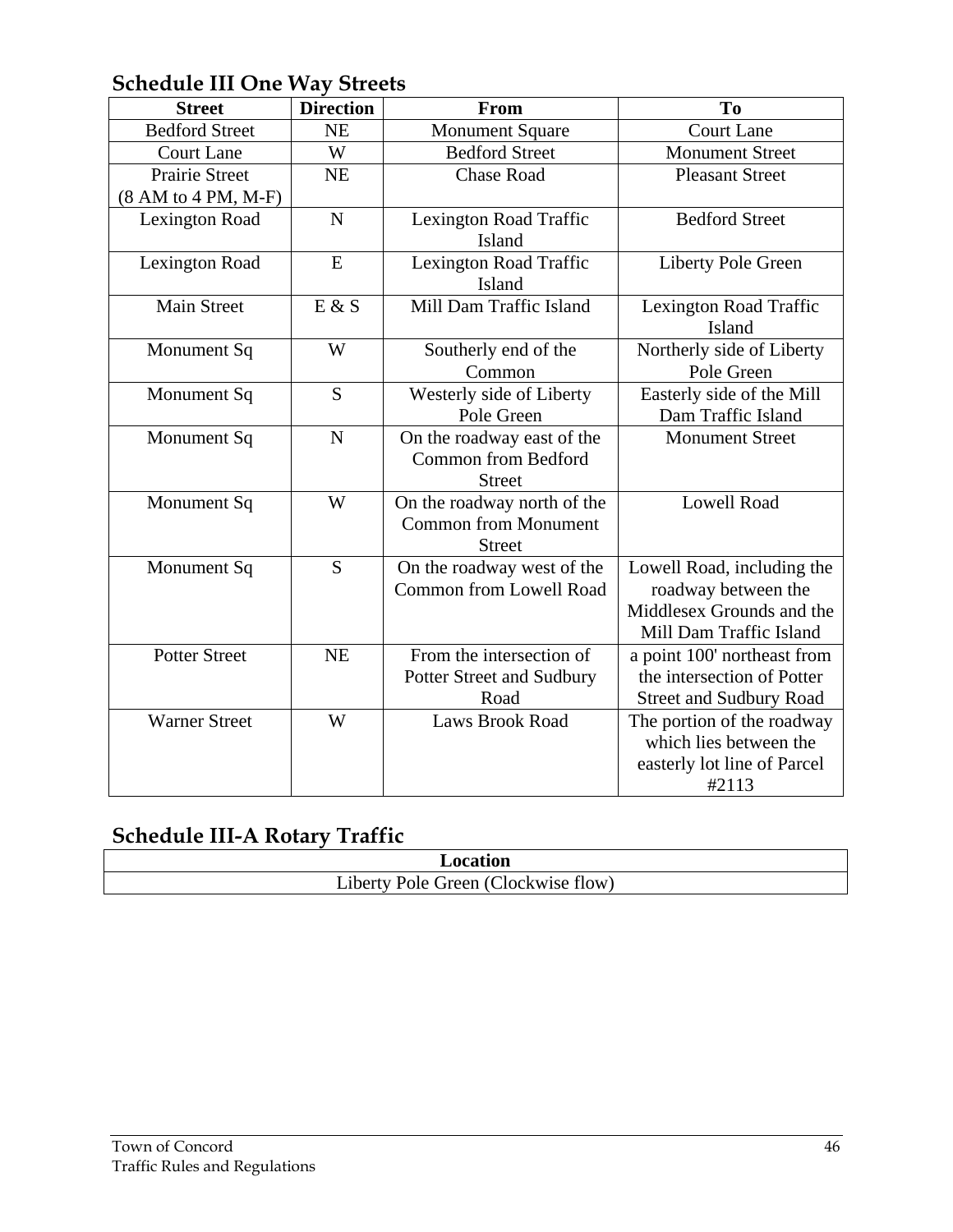## Schedule III One Way Streets

| Street | Direction | From | To |
|---|---|---|---|
| Bedford Street | NE | Monument Square | Court Lane |
| Court Lane | W | Bedford Street | Monument Street |
| Prairie Street (8 AM to 4 PM, M-F) | NE | Chase Road | Pleasant Street |
| Lexington Road | N | Lexington Road Traffic Island | Bedford Street |
| Lexington Road | E | Lexington Road Traffic Island | Liberty Pole Green |
| Main Street | E & S | Mill Dam Traffic Island | Lexington Road Traffic Island |
| Monument Sq | W | Southerly end of the Common | Northerly side of Liberty Pole Green |
| Monument Sq | S | Westerly side of Liberty Pole Green | Easterly side of the Mill Dam Traffic Island |
| Monument Sq | N | On the roadway east of the Common from Bedford Street | Monument Street |
| Monument Sq | W | On the roadway north of the Common from Monument Street | Lowell Road |
| Monument Sq | S | On the roadway west of the Common from Lowell Road | Lowell Road, including the roadway between the Middlesex Grounds and the Mill Dam Traffic Island |
| Potter Street | NE | From the intersection of Potter Street and Sudbury Road | a point 100' northeast from the intersection of Potter Street and Sudbury Road |
| Warner Street | W | Laws Brook Road | The portion of the roadway which lies between the easterly lot line of Parcel #2113 |

## Schedule III-A Rotary Traffic

| Location |
|---|
| Liberty Pole Green (Clockwise flow) |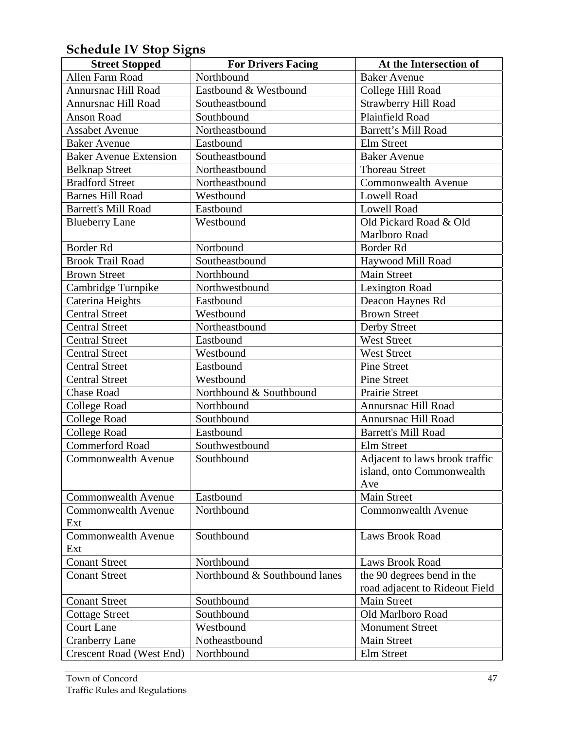## Schedule IV Stop Signs

| Street Stopped | For Drivers Facing | At the Intersection of |
|---|---|---|
| Allen Farm Road | Northbound | Baker Avenue |
| Annursnac Hill Road | Eastbound & Westbound | College Hill Road |
| Annursnac Hill Road | Southeastbound | Strawberry Hill Road |
| Anson Road | Southbound | Plainfield Road |
| Assabet Avenue | Northeastbound | Barrett's Mill Road |
| Baker Avenue | Eastbound | Elm Street |
| Baker Avenue Extension | Southeastbound | Baker Avenue |
| Belknap Street | Northeastbound | Thoreau Street |
| Bradford Street | Northeastbound | Commonwealth Avenue |
| Barnes Hill Road | Westbound | Lowell Road |
| Barrett's Mill Road | Eastbound | Lowell Road |
| Blueberry Lane | Westbound | Old Pickard Road & Old Marlboro Road |
| Border Rd | Nortbound | Border Rd |
| Brook Trail Road | Southeastbound | Haywood Mill Road |
| Brown Street | Northbound | Main Street |
| Cambridge Turnpike | Northwestbound | Lexington Road |
| Caterina Heights | Eastbound | Deacon Haynes Rd |
| Central Street | Westbound | Brown Street |
| Central Street | Northeastbound | Derby Street |
| Central Street | Eastbound | West Street |
| Central Street | Westbound | West Street |
| Central Street | Eastbound | Pine Street |
| Central Street | Westbound | Pine Street |
| Chase Road | Northbound & Southbound | Prairie Street |
| College Road | Northbound | Annursnac Hill Road |
| College Road | Southbound | Annursnac Hill Road |
| College Road | Eastbound | Barrett's Mill Road |
| Commerford Road | Southwestbound | Elm Street |
| Commonwealth Avenue | Southbound | Adjacent to laws brook traffic island, onto Commonwealth Ave |
| Commonwealth Avenue | Eastbound | Main Street |
| Commonwealth Avenue Ext | Northbound | Commonwealth Avenue |
| Commonwealth Avenue Ext | Southbound | Laws Brook Road |
| Conant Street | Northbound | Laws Brook Road |
| Conant Street | Northbound & Southbound lanes | the 90 degrees bend in the road adjacent to Rideout Field |
| Conant Street | Southbound | Main Street |
| Cottage Street | Southbound | Old Marlboro Road |
| Court Lane | Westbound | Monument Street |
| Cranberry Lane | Notheastbound | Main Street |
| Crescent Road (West End) | Northbound | Elm Street |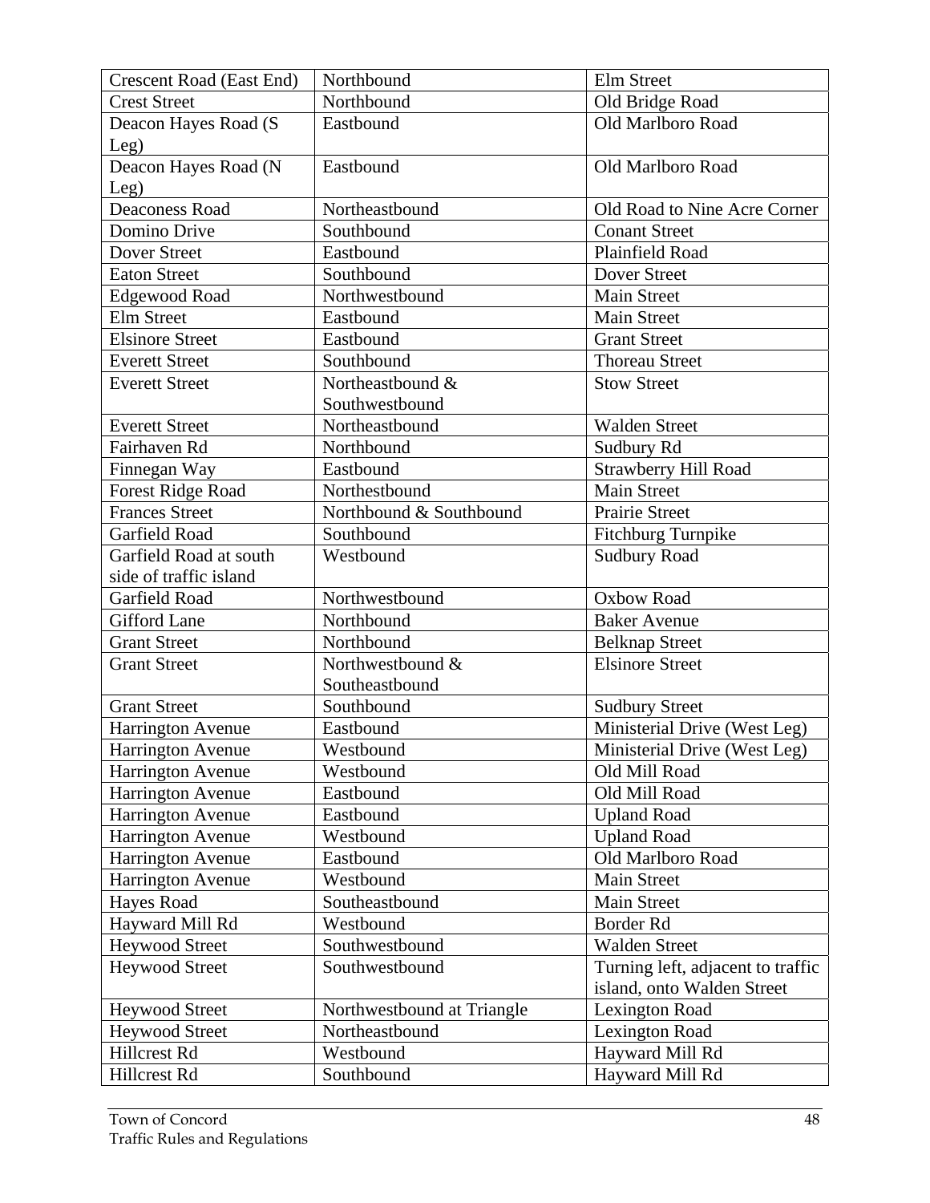| | | |
|---|---|---|
| Crescent Road (East End) | Northbound | Elm Street |
| Crest Street | Northbound | Old Bridge Road |
| Deacon Hayes Road (S Leg) | Eastbound | Old Marlboro Road |
| Deacon Hayes Road (N Leg) | Eastbound | Old Marlboro Road |
| Deaconess Road | Northeastbound | Old Road to Nine Acre Corner |
| Domino Drive | Southbound | Conant Street |
| Dover Street | Eastbound | Plainfield Road |
| Eaton Street | Southbound | Dover Street |
| Edgewood Road | Northwestbound | Main Street |
| Elm Street | Eastbound | Main Street |
| Elsinore Street | Eastbound | Grant Street |
| Everett Street | Southbound | Thoreau Street |
| Everett Street | Northeastbound & Southwestbound | Stow Street |
| Everett Street | Northeastbound | Walden Street |
| Fairhaven Rd | Northbound | Sudbury Rd |
| Finnegan Way | Eastbound | Strawberry Hill Road |
| Forest Ridge Road | Northestbound | Main Street |
| Frances Street | Northbound & Southbound | Prairie Street |
| Garfield Road | Southbound | Fitchburg Turnpike |
| Garfield Road at south side of traffic island | Westbound | Sudbury Road |
| Garfield Road | Northwestbound | Oxbow Road |
| Gifford Lane | Northbound | Baker Avenue |
| Grant Street | Northbound | Belknap Street |
| Grant Street | Northwestbound & Southeastbound | Elsinore Street |
| Grant Street | Southbound | Sudbury Street |
| Harrington Avenue | Eastbound | Ministerial Drive (West Leg) |
| Harrington Avenue | Westbound | Ministerial Drive (West Leg) |
| Harrington Avenue | Westbound | Old Mill Road |
| Harrington Avenue | Eastbound | Old Mill Road |
| Harrington Avenue | Eastbound | Upland Road |
| Harrington Avenue | Westbound | Upland Road |
| Harrington Avenue | Eastbound | Old Marlboro Road |
| Harrington Avenue | Westbound | Main Street |
| Hayes Road | Southeastbound | Main Street |
| Hayward Mill Rd | Westbound | Border Rd |
| Heywood Street | Southwestbound | Walden Street |
| Heywood Street | Southwestbound | Turning left, adjacent to traffic island, onto Walden Street |
| Heywood Street | Northwestbound at Triangle | Lexington Road |
| Heywood Street | Northeastbound | Lexington Road |
| Hillcrest Rd | Westbound | Hayward Mill Rd |
| Hillcrest Rd | Southbound | Hayward Mill Rd |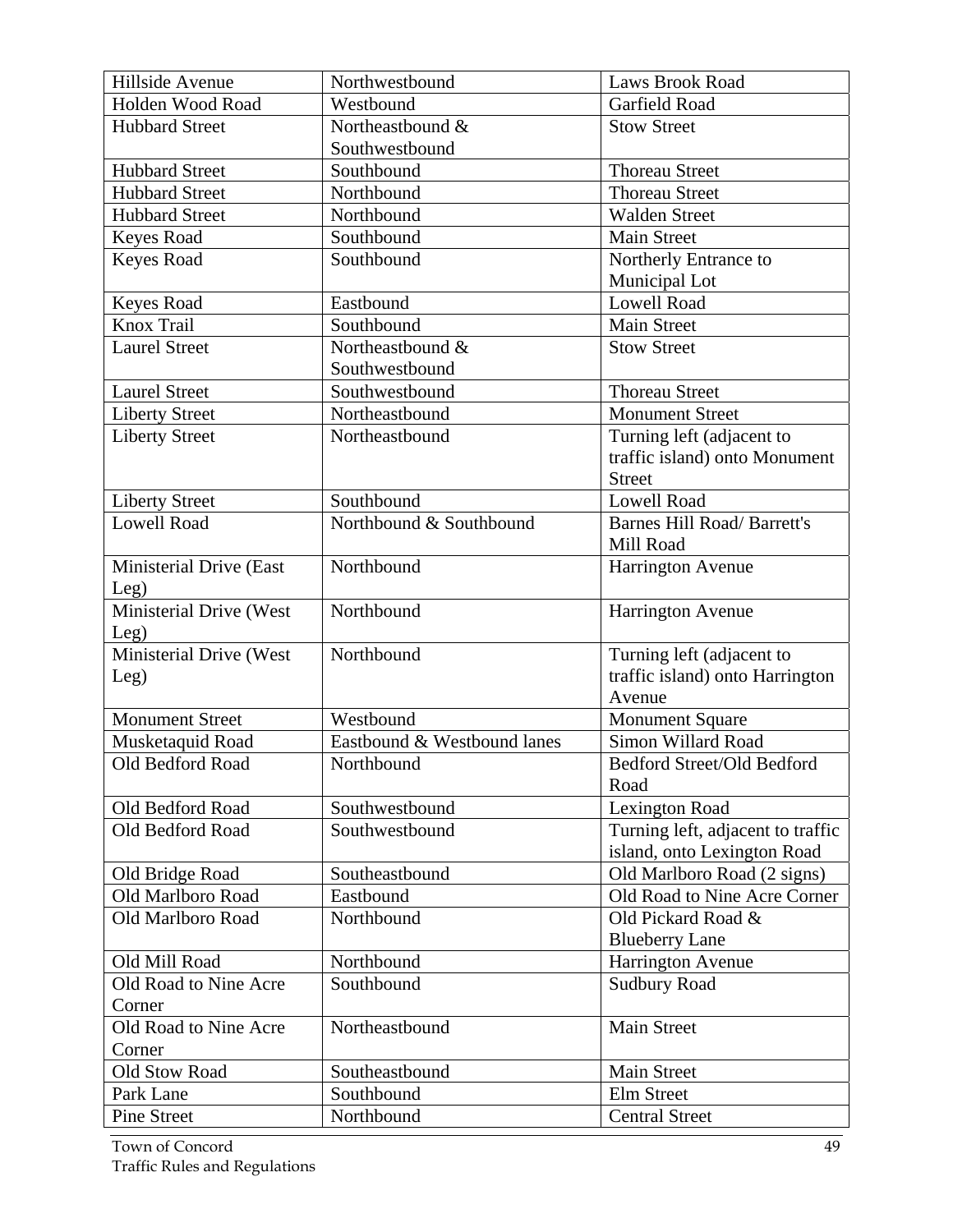| Hillside Avenue | Northwestbound | Laws Brook Road |
|---|---|---|
| Holden Wood Road | Westbound | Garfield Road |
| Hubbard Street | Northeastbound & Southwestbound | Stow Street |
| Hubbard Street | Southbound | Thoreau Street |
| Hubbard Street | Northbound | Thoreau Street |
| Hubbard Street | Northbound | Walden Street |
| Keyes Road | Southbound | Main Street |
| Keyes Road | Southbound | Northerly Entrance to Municipal Lot |
| Keyes Road | Eastbound | Lowell Road |
| Knox Trail | Southbound | Main Street |
| Laurel Street | Northeastbound & Southwestbound | Stow Street |
| Laurel Street | Southwestbound | Thoreau Street |
| Liberty Street | Northeastbound | Monument Street |
| Liberty Street | Northeastbound | Turning left (adjacent to traffic island) onto Monument Street |
| Liberty Street | Southbound | Lowell Road |
| Lowell Road | Northbound & Southbound | Barnes Hill Road/ Barrett's Mill Road |
| Ministerial Drive (East Leg) | Northbound | Harrington Avenue |
| Ministerial Drive (West Leg) | Northbound | Harrington Avenue |
| Ministerial Drive (West Leg) | Northbound | Turning left (adjacent to traffic island) onto Harrington Avenue |
| Monument Street | Westbound | Monument Square |
| Musketaquid Road | Eastbound & Westbound lanes | Simon Willard Road |
| Old Bedford Road | Northbound | Bedford Street/Old Bedford Road |
| Old Bedford Road | Southwestbound | Lexington Road |
| Old Bedford Road | Southwestbound | Turning left, adjacent to traffic island, onto Lexington Road |
| Old Bridge Road | Southeastbound | Old Marlboro Road (2 signs) |
| Old Marlboro Road | Eastbound | Old Road to Nine Acre Corner |
| Old Marlboro Road | Northbound | Old Pickard Road & Blueberry Lane |
| Old Mill Road | Northbound | Harrington Avenue |
| Old Road to Nine Acre Corner | Southbound | Sudbury Road |
| Old Road to Nine Acre Corner | Northeastbound | Main Street |
| Old Stow Road | Southeastbound | Main Street |
| Park Lane | Southbound | Elm Street |
| Pine Street | Northbound | Central Street |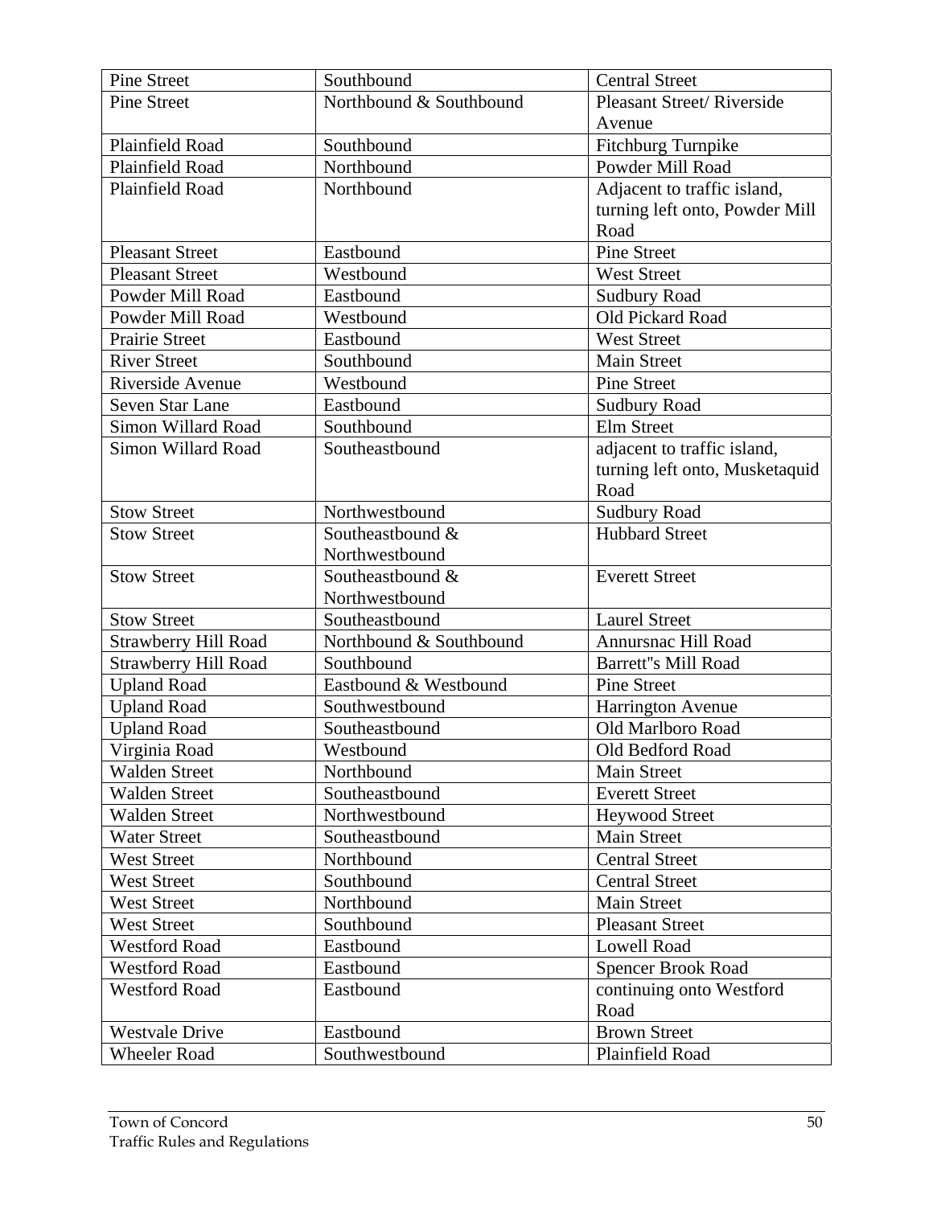| Pine Street | Southbound | Central Street |
|---|---|---|
| Pine Street | Northbound & Southbound | Pleasant Street/ Riverside Avenue |
| Plainfield Road | Southbound | Fitchburg Turnpike |
| Plainfield Road | Northbound | Powder Mill Road |
| Plainfield Road | Northbound | Adjacent to traffic island, turning left onto, Powder Mill Road |
| Pleasant Street | Eastbound | Pine Street |
| Pleasant Street | Westbound | West Street |
| Powder Mill Road | Eastbound | Sudbury Road |
| Powder Mill Road | Westbound | Old Pickard Road |
| Prairie Street | Eastbound | West Street |
| River Street | Southbound | Main Street |
| Riverside Avenue | Westbound | Pine Street |
| Seven Star Lane | Eastbound | Sudbury Road |
| Simon Willard Road | Southbound | Elm Street |
| Simon Willard Road | Southeastbound | adjacent to traffic island, turning left onto, Musketaquid Road |
| Stow Street | Northwestbound | Sudbury Road |
| Stow Street | Southeastbound & Northwestbound | Hubbard Street |
| Stow Street | Southeastbound & Northwestbound | Everett Street |
| Stow Street | Southeastbound | Laurel Street |
| Strawberry Hill Road | Northbound & Southbound | Annursnac Hill Road |
| Strawberry Hill Road | Southbound | Barrett"s Mill Road |
| Upland Road | Eastbound & Westbound | Pine Street |
| Upland Road | Southwestbound | Harrington Avenue |
| Upland Road | Southeastbound | Old Marlboro Road |
| Virginia Road | Westbound | Old Bedford Road |
| Walden Street | Northbound | Main Street |
| Walden Street | Southeastbound | Everett Street |
| Walden Street | Northwestbound | Heywood Street |
| Water Street | Southeastbound | Main Street |
| West Street | Northbound | Central Street |
| West Street | Southbound | Central Street |
| West Street | Northbound | Main Street |
| West Street | Southbound | Pleasant Street |
| Westford Road | Eastbound | Lowell Road |
| Westford Road | Eastbound | Spencer Brook Road |
| Westford Road | Eastbound | continuing onto Westford Road |
| Westvale Drive | Eastbound | Brown Street |
| Wheeler Road | Southwestbound | Plainfield Road |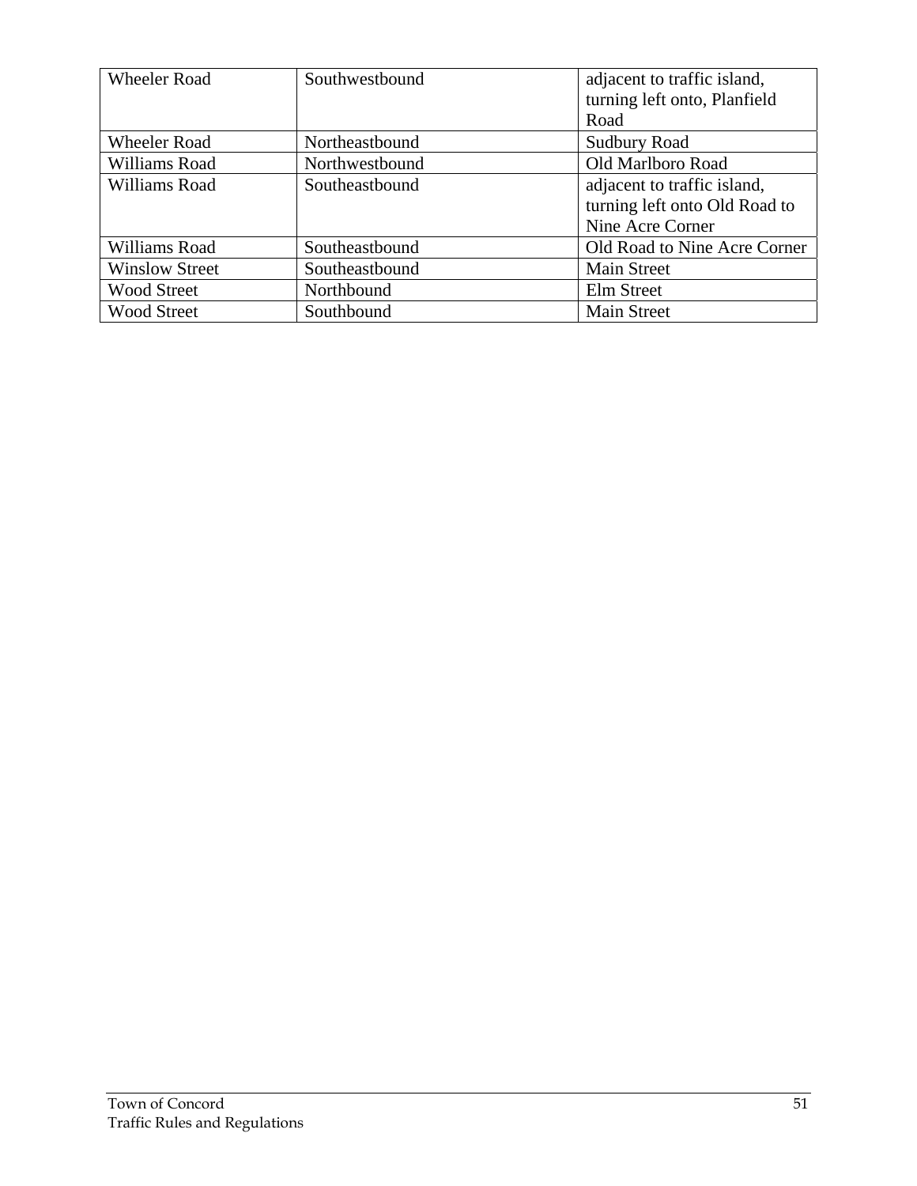| Wheeler Road | Southwestbound | adjacent to traffic island, turning left onto, Planfield Road |
|---|---|---|
| Wheeler Road | Northeastbound | Sudbury Road |
| Williams Road | Northwestbound | Old Marlboro Road |
| Williams Road | Southeastbound | adjacent to traffic island, turning left onto Old Road to Nine Acre Corner |
| Williams Road | Southeastbound | Old Road to Nine Acre Corner |
| Winslow Street | Southeastbound | Main Street |
| Wood Street | Northbound | Elm Street |
| Wood Street | Southbound | Main Street |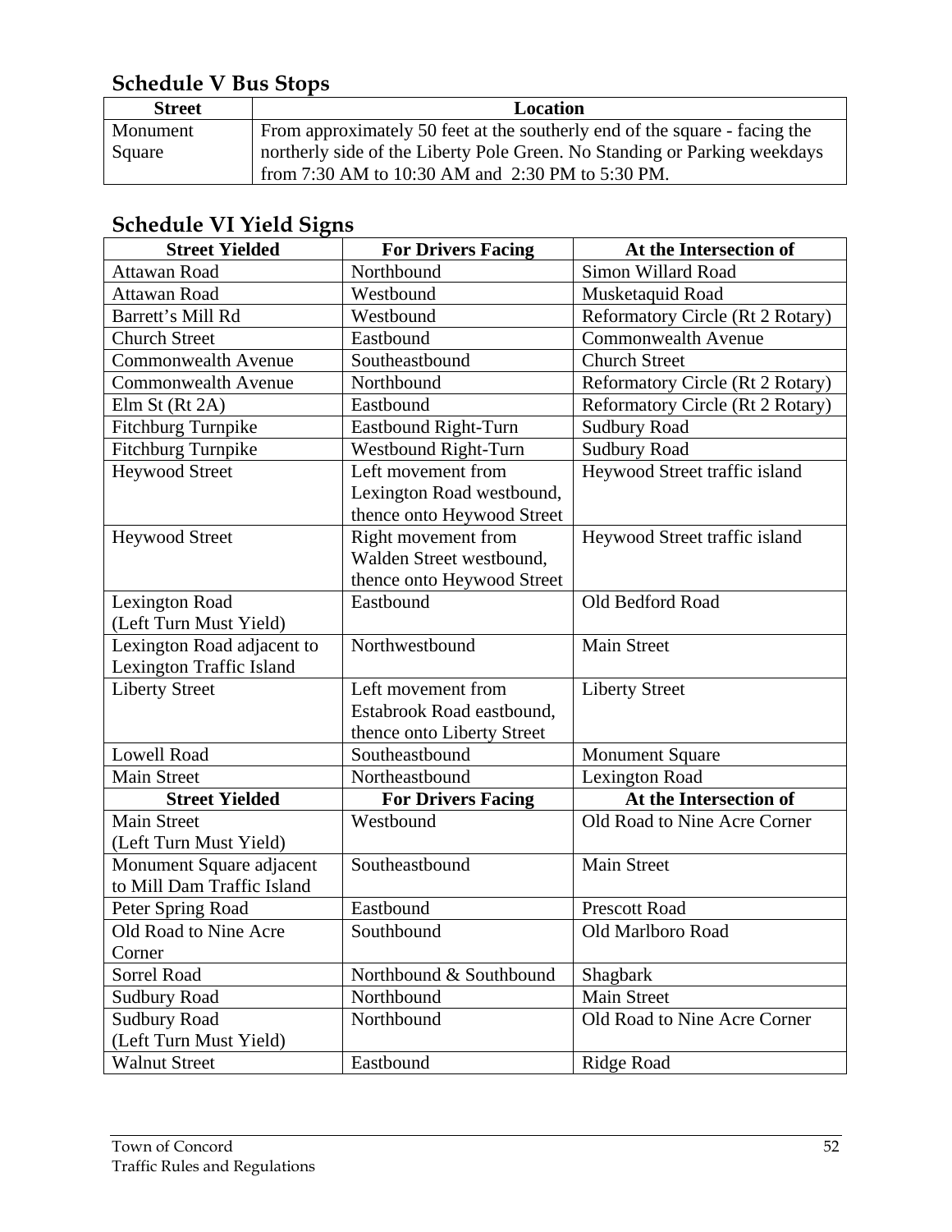## Schedule V Bus Stops

| Street | Location |
|---|---|
| Monument Square | From approximately 50 feet at the southerly end of the square - facing the northerly side of the Liberty Pole Green. No Standing or Parking weekdays from 7:30 AM to 10:30 AM and 2:30 PM to 5:30 PM. |

## Schedule VI Yield Signs

| Street Yielded | For Drivers Facing | At the Intersection of |
|---|---|---|
| Attawan Road | Northbound | Simon Willard Road |
| Attawan Road | Westbound | Musketaquid Road |
| Barrett's Mill Rd | Westbound | Reformatory Circle (Rt 2 Rotary) |
| Church Street | Eastbound | Commonwealth Avenue |
| Commonwealth Avenue | Southeastbound | Church Street |
| Commonwealth Avenue | Northbound | Reformatory Circle (Rt 2 Rotary) |
| Elm St (Rt 2A) | Eastbound | Reformatory Circle (Rt 2 Rotary) |
| Fitchburg Turnpike | Eastbound Right-Turn | Sudbury Road |
| Fitchburg Turnpike | Westbound Right-Turn | Sudbury Road |
| Heywood Street | Left movement from Lexington Road westbound, thence onto Heywood Street | Heywood Street traffic island |
| Heywood Street | Right movement from Walden Street westbound, thence onto Heywood Street | Heywood Street traffic island |
| Lexington Road (Left Turn Must Yield) | Eastbound | Old Bedford Road |
| Lexington Road adjacent to Lexington Traffic Island | Northwestbound | Main Street |
| Liberty Street | Left movement from Estabrook Road eastbound, thence onto Liberty Street | Liberty Street |
| Lowell Road | Southeastbound | Monument Square |
| Main Street | Northeastbound | Lexington Road |
| Main Street (Left Turn Must Yield) | Westbound | Old Road to Nine Acre Corner |
| Monument Square adjacent to Mill Dam Traffic Island | Southeastbound | Main Street |
| Peter Spring Road | Eastbound | Prescott Road |
| Old Road to Nine Acre Corner | Southbound | Old Marlboro Road |
| Sorrel Road | Northbound & Southbound | Shagbark |
| Sudbury Road | Northbound | Main Street |
| Sudbury Road (Left Turn Must Yield) | Northbound | Old Road to Nine Acre Corner |
| Walnut Street | Eastbound | Ridge Road |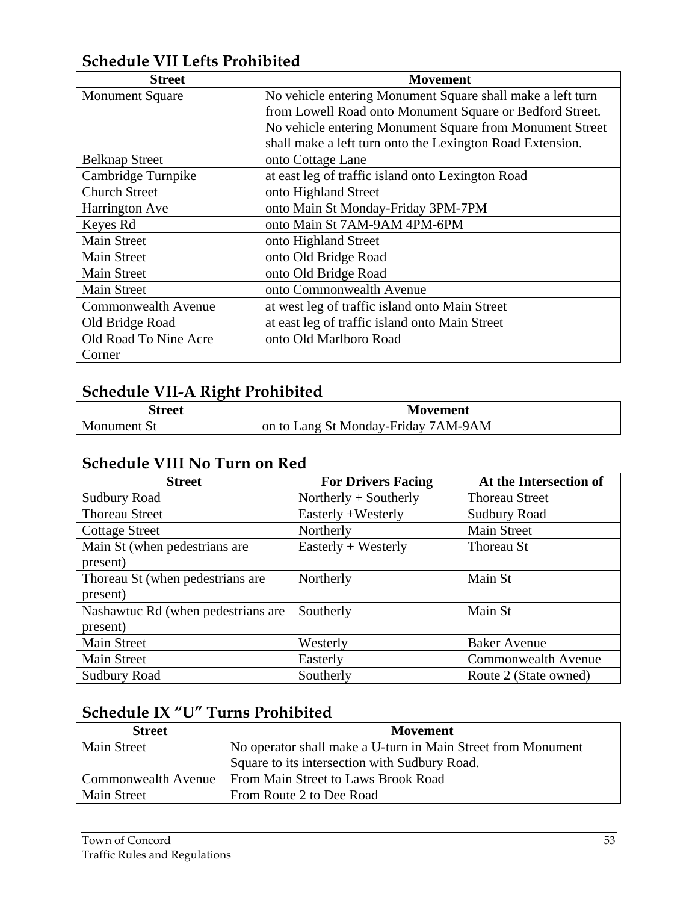## Schedule VII Lefts Prohibited

| Street | Movement |
|---|---|
| Monument Square | No vehicle entering Monument Square shall make a left turn from Lowell Road onto Monument Square or Bedford Street. No vehicle entering Monument Square from Monument Street shall make a left turn onto the Lexington Road Extension. |
| Belknap Street | onto Cottage Lane |
| Cambridge Turnpike | at east leg of traffic island onto Lexington Road |
| Church Street | onto Highland Street |
| Harrington Ave | onto Main St Monday-Friday 3PM-7PM |
| Keyes Rd | onto Main St 7AM-9AM 4PM-6PM |
| Main Street | onto Highland Street |
| Main Street | onto Old Bridge Road |
| Main Street | onto Old Bridge Road |
| Main Street | onto Commonwealth Avenue |
| Commonwealth Avenue | at west leg of traffic island onto Main Street |
| Old Bridge Road | at east leg of traffic island onto Main Street |
| Old Road To Nine Acre Corner | onto Old Marlboro Road |

## Schedule VII-A Right Prohibited

| Street | Movement |
|---|---|
| Monument St | on to Lang St Monday-Friday 7AM-9AM |

## Schedule VIII No Turn on Red

| Street | For Drivers Facing | At the Intersection of |
|---|---|---|
| Sudbury Road | Northerly + Southerly | Thoreau Street |
| Thoreau Street | Easterly +Westerly | Sudbury Road |
| Cottage Street | Northerly | Main Street |
| Main St (when pedestrians are present) | Easterly + Westerly | Thoreau St |
| Thoreau St (when pedestrians are present) | Northerly | Main St |
| Nashawtuc Rd (when pedestrians are present) | Southerly | Main St |
| Main Street | Westerly | Baker Avenue |
| Main Street | Easterly | Commonwealth Avenue |
| Sudbury Road | Southerly | Route 2 (State owned) |

## Schedule IX "U" Turns Prohibited

| Street | Movement |
|---|---|
| Main Street | No operator shall make a U-turn in Main Street from Monument Square to its intersection with Sudbury Road. |
| Commonwealth Avenue | From Main Street to Laws Brook Road |
| Main Street | From Route 2 to Dee Road |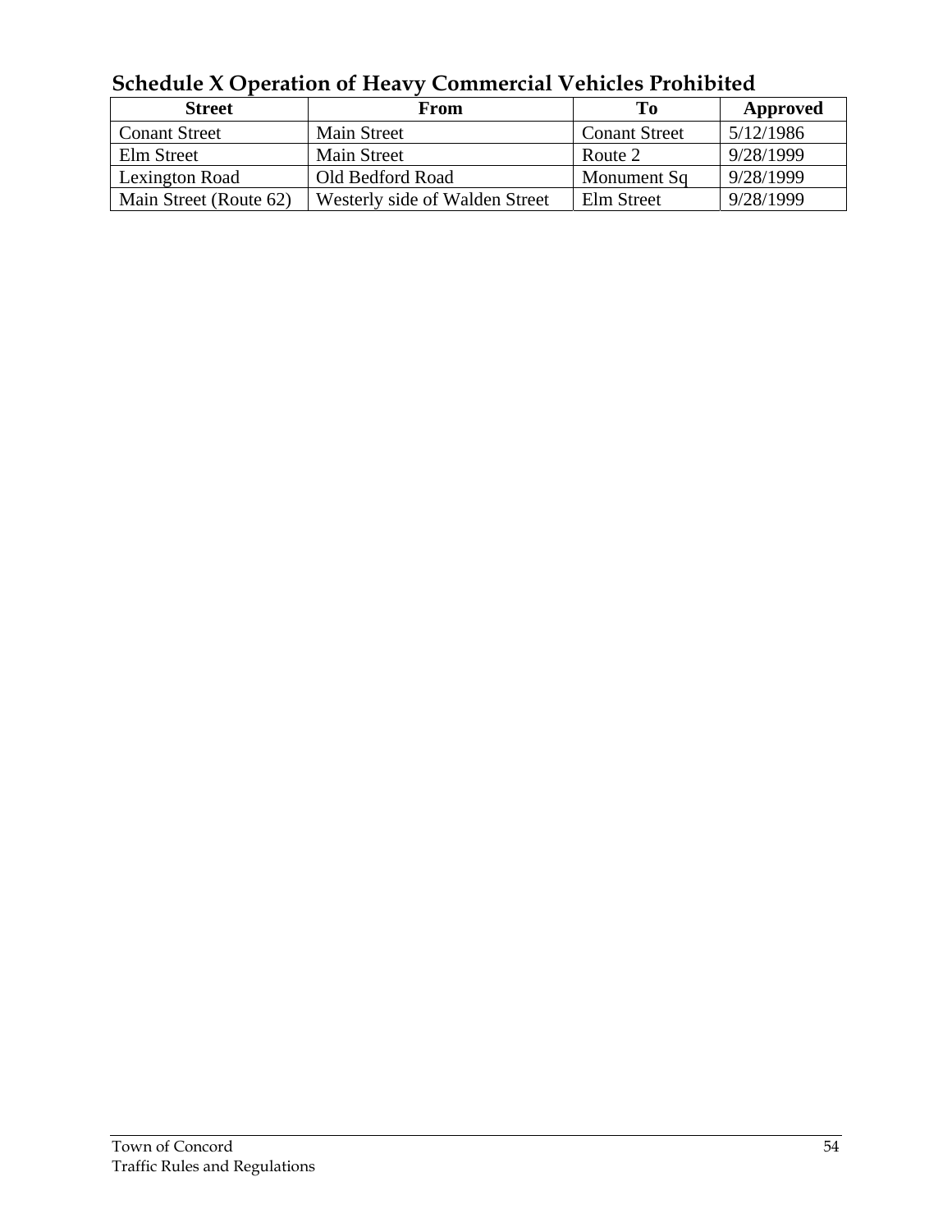## Schedule X Operation of Heavy Commercial Vehicles Prohibited

| Street | From | To | Approved |
|---|---|---|---|
| Conant Street | Main Street | Conant Street | 5/12/1986 |
| Elm Street | Main Street | Route 2 | 9/28/1999 |
| Lexington Road | Old Bedford Road | Monument Sq | 9/28/1999 |
| Main Street (Route 62) | Westerly side of Walden Street | Elm Street | 9/28/1999 |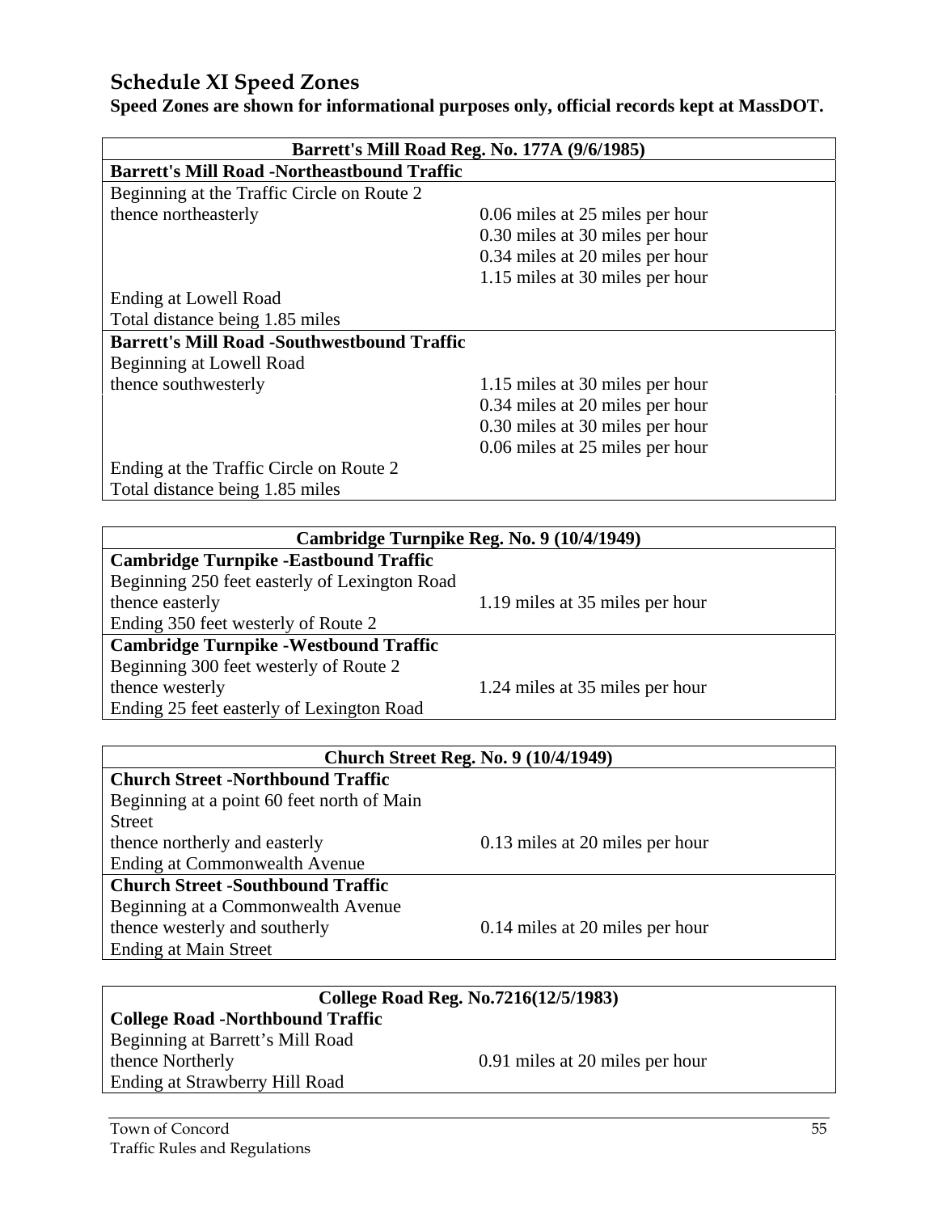## Schedule XI Speed Zones

**Speed Zones are shown for informational purposes only, official records kept at MassDOT.**

| Barrett's Mill Road Reg. No. 177A (9/6/1985) | |
|---|---|
| **Barrett's Mill Road -Northeastbound Traffic** | |
| Beginning at the Traffic Circle on Route 2 | |
| thence northeasterly | 0.06 miles at 25 miles per hour |
| | 0.30 miles at 30 miles per hour |
| | 0.34 miles at 20 miles per hour |
| | 1.15 miles at 30 miles per hour |
| Ending at Lowell Road | |
| Total distance being 1.85 miles | |
| **Barrett's Mill Road -Southwestbound Traffic** | |
| Beginning at Lowell Road | |
| thence southwesterly | 1.15 miles at 30 miles per hour |
| | 0.34 miles at 20 miles per hour |
| | 0.30 miles at 30 miles per hour |
| | 0.06 miles at 25 miles per hour |
| Ending at the Traffic Circle on Route 2 | |
| Total distance being 1.85 miles | |

| Cambridge Turnpike Reg. No. 9 (10/4/1949) | |
|---|---|
| **Cambridge Turnpike -Eastbound Traffic** | |
| Beginning 250 feet easterly of Lexington Road | |
| thence easterly | 1.19 miles at 35 miles per hour |
| Ending 350 feet westerly of Route 2 | |
| **Cambridge Turnpike -Westbound Traffic** | |
| Beginning 300 feet westerly of Route 2 | |
| thence westerly | 1.24 miles at 35 miles per hour |
| Ending 25 feet easterly of Lexington Road | |

| Church Street Reg. No. 9 (10/4/1949) | |
|---|---|
| **Church Street -Northbound Traffic** | |
| Beginning at a point 60 feet north of Main Street | |
| thence northerly and easterly | 0.13 miles at 20 miles per hour |
| Ending at Commonwealth Avenue | |
| **Church Street -Southbound Traffic** | |
| Beginning at a Commonwealth Avenue | |
| thence westerly and southerly | 0.14 miles at 20 miles per hour |
| Ending at Main Street | |

| College Road Reg. No.7216(12/5/1983) | |
|---|---|
| **College Road -Northbound Traffic** | |
| Beginning at Barrett's Mill Road | |
| thence Northerly | 0.91 miles at 20 miles per hour |
| Ending at Strawberry Hill Road | |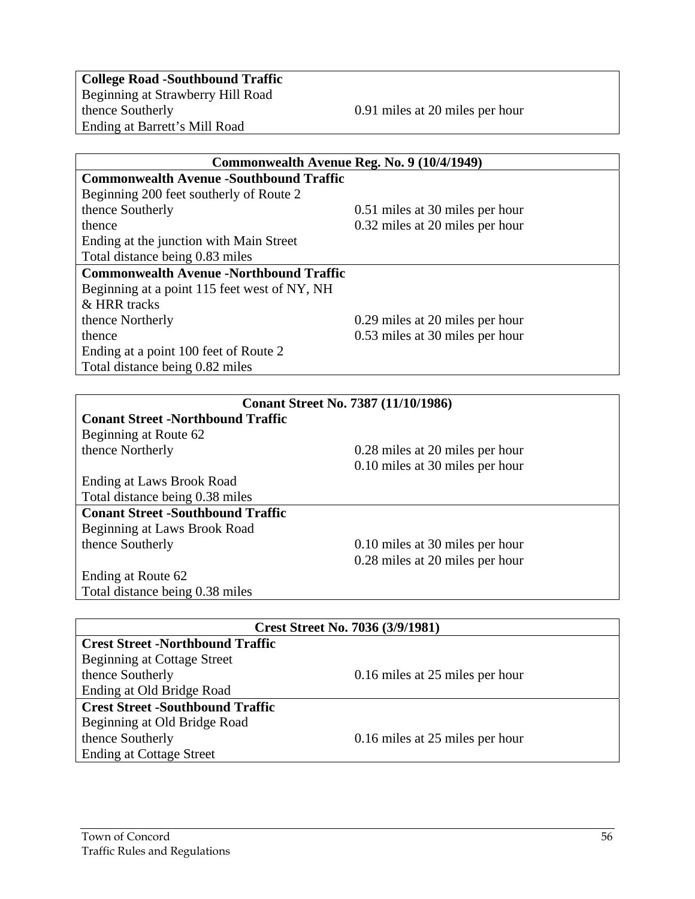| **College Road -Southbound Traffic** | |
|---|---|
| Beginning at Strawberry Hill Road | |
| thence Southerly | 0.91 miles at 20 miles per hour |
| Ending at Barrett's Mill Road | |

| **Commonwealth Avenue Reg. No. 9 (10/4/1949)** | |
|---|---|
| **Commonwealth Avenue -Southbound Traffic** | |
| Beginning 200 feet southerly of Route 2 | |
| thence Southerly | 0.51 miles at 30 miles per hour |
| thence | 0.32 miles at 20 miles per hour |
| Ending at the junction with Main Street | |
| Total distance being 0.83 miles | |
| **Commonwealth Avenue -Northbound Traffic** | |
| Beginning at a point 115 feet west of NY, NH & HRR tracks | |
| thence Northerly | 0.29 miles at 20 miles per hour |
| thence | 0.53 miles at 30 miles per hour |
| Ending at a point 100 feet of Route 2 | |
| Total distance being 0.82 miles | |

| **Conant Street No. 7387 (11/10/1986)** | |
|---|---|
| **Conant Street -Northbound Traffic** | |
| Beginning at Route 62 | |
| thence Northerly | 0.28 miles at 20 miles per hour |
| | 0.10 miles at 30 miles per hour |
| Ending at Laws Brook Road | |
| Total distance being 0.38 miles | |
| **Conant Street -Southbound Traffic** | |
| Beginning at Laws Brook Road | |
| thence Southerly | 0.10 miles at 30 miles per hour |
| | 0.28 miles at 20 miles per hour |
| Ending at Route 62 | |
| Total distance being 0.38 miles | |

| **Crest Street No. 7036 (3/9/1981)** | |
|---|---|
| **Crest Street -Northbound Traffic** | |
| Beginning at Cottage Street | |
| thence Southerly | 0.16 miles at 25 miles per hour |
| Ending at Old Bridge Road | |
| **Crest Street -Southbound Traffic** | |
| Beginning at Old Bridge Road | |
| thence Southerly | 0.16 miles at 25 miles per hour |
| Ending at Cottage Street | |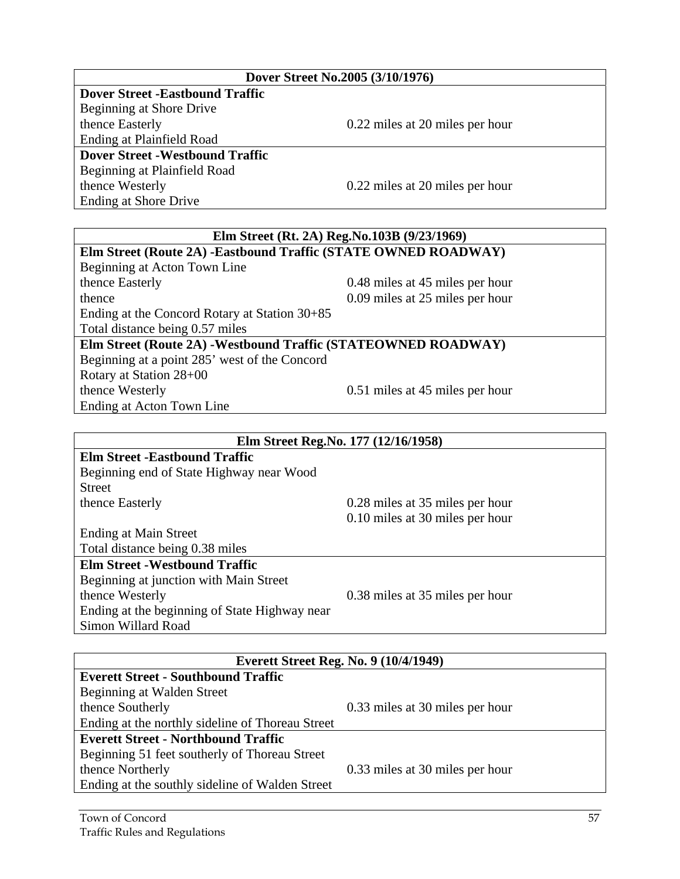| Dover Street No.2005 (3/10/1976) | |
|---|---|
| **Dover Street -Eastbound Traffic** | |
| Beginning at Shore Drive | |
| thence Easterly | 0.22 miles at 20 miles per hour |
| Ending at Plainfield Road | |
| **Dover Street -Westbound Traffic** | |
| Beginning at Plainfield Road | |
| thence Westerly | 0.22 miles at 20 miles per hour |
| Ending at Shore Drive | |

| Elm Street (Rt. 2A) Reg.No.103B (9/23/1969) | |
|---|---|
| **Elm Street (Route 2A) -Eastbound Traffic (STATE OWNED ROADWAY)** | |
| Beginning at Acton Town Line | |
| thence Easterly | 0.48 miles at 45 miles per hour |
| thence | 0.09 miles at 25 miles per hour |
| Ending at the Concord Rotary at Station 30+85 | |
| Total distance being 0.57 miles | |
| **Elm Street (Route 2A) -Westbound Traffic (STATEOWNED ROADWAY)** | |
| Beginning at a point 285' west of the Concord Rotary at Station 28+00 | |
| thence Westerly | 0.51 miles at 45 miles per hour |
| Ending at Acton Town Line | |

| Elm Street Reg.No. 177 (12/16/1958) | |
|---|---|
| **Elm Street -Eastbound Traffic** | |
| Beginning end of State Highway near Wood Street | |
| thence Easterly | 0.28 miles at 35 miles per hour |
| | 0.10 miles at 30 miles per hour |
| Ending at Main Street | |
| Total distance being 0.38 miles | |
| **Elm Street -Westbound Traffic** | |
| Beginning at junction with Main Street | |
| thence Westerly | 0.38 miles at 35 miles per hour |
| Ending at the beginning of State Highway near Simon Willard Road | |

| Everett Street Reg. No. 9 (10/4/1949) | |
|---|---|
| **Everett Street - Southbound Traffic** | |
| Beginning at Walden Street | |
| thence Southerly | 0.33 miles at 30 miles per hour |
| Ending at the northly sideline of Thoreau Street | |
| **Everett Street - Northbound Traffic** | |
| Beginning 51 feet southerly of Thoreau Street | |
| thence Northerly | 0.33 miles at 30 miles per hour |
| Ending at the southly sideline of Walden Street | |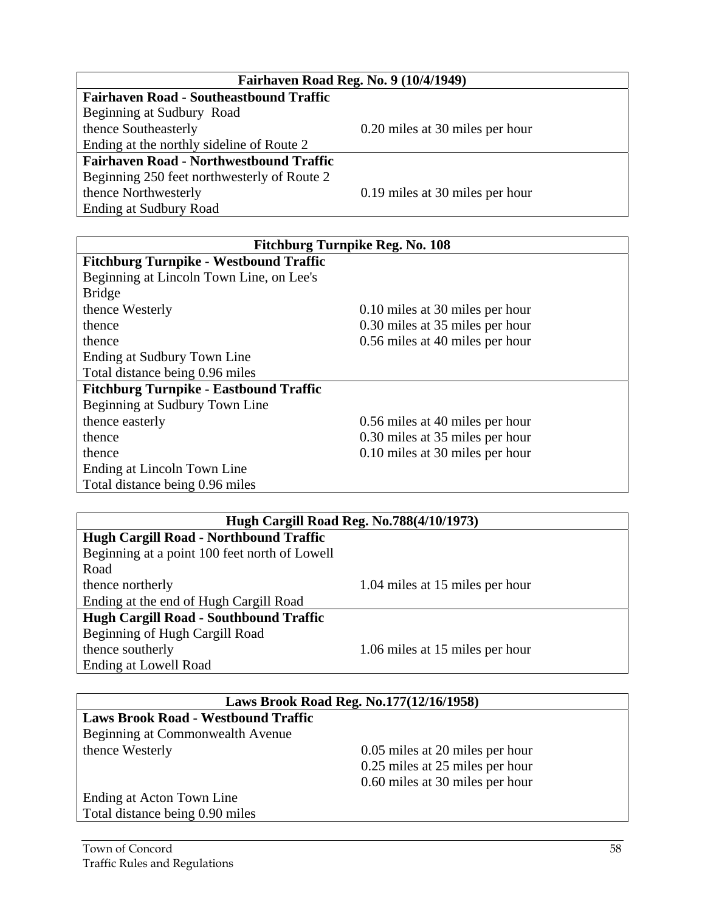| Fairhaven Road Reg. No. 9 (10/4/1949) | |
|---|---|
| **Fairhaven Road - Southeastbound Traffic** | |
| Beginning at Sudbury Road | |
| thence Southeasterly | 0.20 miles at 30 miles per hour |
| Ending at the northly sideline of Route 2 | |
| **Fairhaven Road - Northwestbound Traffic** | |
| Beginning 250 feet northwesterly of Route 2 | |
| thence Northwesterly | 0.19 miles at 30 miles per hour |
| Ending at Sudbury Road | |

| Fitchburg Turnpike Reg. No. 108 | |
|---|---|
| **Fitchburg Turnpike - Westbound Traffic** | |
| Beginning at Lincoln Town Line, on Lee's Bridge | |
| thence Westerly | 0.10 miles at 30 miles per hour |
| thence | 0.30 miles at 35 miles per hour |
| thence | 0.56 miles at 40 miles per hour |
| Ending at Sudbury Town Line | |
| Total distance being 0.96 miles | |
| **Fitchburg Turnpike - Eastbound Traffic** | |
| Beginning at Sudbury Town Line | |
| thence easterly | 0.56 miles at 40 miles per hour |
| thence | 0.30 miles at 35 miles per hour |
| thence | 0.10 miles at 30 miles per hour |
| Ending at Lincoln Town Line | |
| Total distance being 0.96 miles | |

| Hugh Cargill Road Reg. No.788(4/10/1973) | |
|---|---|
| **Hugh Cargill Road - Northbound Traffic** | |
| Beginning at a point 100 feet north of Lowell Road | |
| thence northerly | 1.04 miles at 15 miles per hour |
| Ending at the end of Hugh Cargill Road | |
| **Hugh Cargill Road - Southbound Traffic** | |
| Beginning of Hugh Cargill Road | |
| thence southerly | 1.06 miles at 15 miles per hour |
| Ending at Lowell Road | |

| Laws Brook Road Reg. No.177(12/16/1958) | |
|---|---|
| **Laws Brook Road - Westbound Traffic** | |
| Beginning at Commonwealth Avenue | |
| thence Westerly | 0.05 miles at 20 miles per hour |
| | 0.25 miles at 25 miles per hour |
| | 0.60 miles at 30 miles per hour |
| Ending at Acton Town Line | |
| Total distance being 0.90 miles | |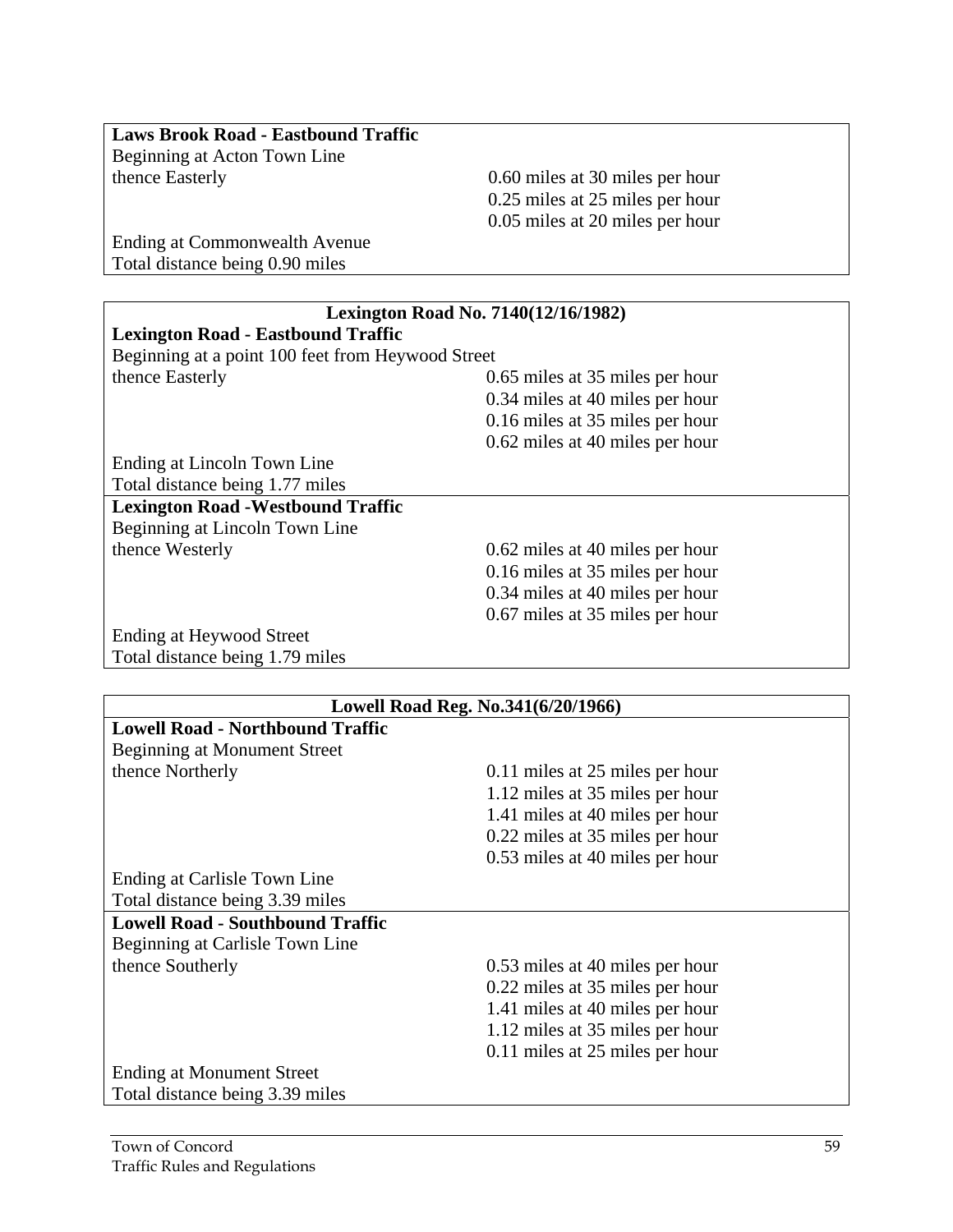**Laws Brook Road - Eastbound Traffic**

Beginning at Acton Town Line

| thence Easterly | 0.60 miles at 30 miles per hour |
|---|---|
| | 0.25 miles at 25 miles per hour |
| | 0.05 miles at 20 miles per hour |

Ending at Commonwealth Avenue

Total distance being 0.90 miles

**Lexington Road No. 7140(12/16/1982)**

**Lexington Road - Eastbound Traffic**

Beginning at a point 100 feet from Heywood Street

| thence Easterly | 0.65 miles at 35 miles per hour |
|---|---|
| | 0.34 miles at 40 miles per hour |
| | 0.16 miles at 35 miles per hour |
| | 0.62 miles at 40 miles per hour |

Ending at Lincoln Town Line

Total distance being 1.77 miles

**Lexington Road -Westbound Traffic**

Beginning at Lincoln Town Line

| thence Westerly | 0.62 miles at 40 miles per hour |
|---|---|
| | 0.16 miles at 35 miles per hour |
| | 0.34 miles at 40 miles per hour |
| | 0.67 miles at 35 miles per hour |

Ending at Heywood Street

Total distance being 1.79 miles

**Lowell Road Reg. No.341(6/20/1966)**

**Lowell Road - Northbound Traffic**

Beginning at Monument Street

| thence Northerly | 0.11 miles at 25 miles per hour |
|---|---|
| | 1.12 miles at 35 miles per hour |
| | 1.41 miles at 40 miles per hour |
| | 0.22 miles at 35 miles per hour |
| | 0.53 miles at 40 miles per hour |

Ending at Carlisle Town Line

Total distance being 3.39 miles

**Lowell Road - Southbound Traffic**

Beginning at Carlisle Town Line

| thence Southerly | 0.53 miles at 40 miles per hour |
|---|---|
| | 0.22 miles at 35 miles per hour |
| | 1.41 miles at 40 miles per hour |
| | 1.12 miles at 35 miles per hour |
| | 0.11 miles at 25 miles per hour |

Ending at Monument Street

Total distance being 3.39 miles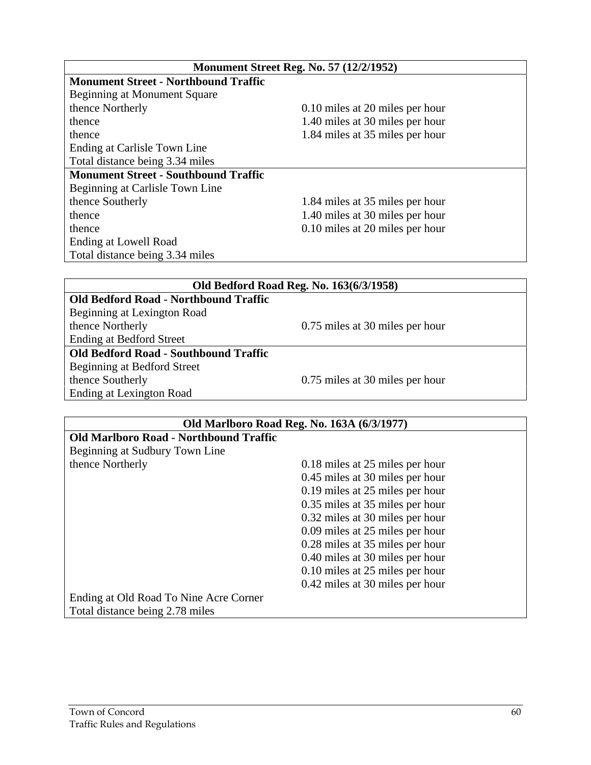| Monument Street Reg. No. 57 (12/2/1952) | |
|---|---|
| **Monument Street - Northbound Traffic** | |
| Beginning at Monument Square | |
| thence Northerly | 0.10 miles at 20 miles per hour |
| thence | 1.40 miles at 30 miles per hour |
| thence | 1.84 miles at 35 miles per hour |
| Ending at Carlisle Town Line | |
| Total distance being 3.34 miles | |
| **Monument Street - Southbound Traffic** | |
| Beginning at Carlisle Town Line | |
| thence Southerly | 1.84 miles at 35 miles per hour |
| thence | 1.40 miles at 30 miles per hour |
| thence | 0.10 miles at 20 miles per hour |
| Ending at Lowell Road | |
| Total distance being 3.34 miles | |

| Old Bedford Road Reg. No. 163(6/3/1958) | |
|---|---|
| **Old Bedford Road - Northbound Traffic** | |
| Beginning at Lexington Road | |
| thence Northerly | 0.75 miles at 30 miles per hour |
| Ending at Bedford Street | |
| **Old Bedford Road - Southbound Traffic** | |
| Beginning at Bedford Street | |
| thence Southerly | 0.75 miles at 30 miles per hour |
| Ending at Lexington Road | |

| Old Marlboro Road Reg. No. 163A (6/3/1977) | |
|---|---|
| **Old Marlboro Road - Northbound Traffic** | |
| Beginning at Sudbury Town Line | |
| thence Northerly | 0.18 miles at 25 miles per hour |
| | 0.45 miles at 30 miles per hour |
| | 0.19 miles at 25 miles per hour |
| | 0.35 miles at 35 miles per hour |
| | 0.32 miles at 30 miles per hour |
| | 0.09 miles at 25 miles per hour |
| | 0.28 miles at 35 miles per hour |
| | 0.40 miles at 30 miles per hour |
| | 0.10 miles at 25 miles per hour |
| | 0.42 miles at 30 miles per hour |
| Ending at Old Road To Nine Acre Corner | |
| Total distance being 2.78 miles | |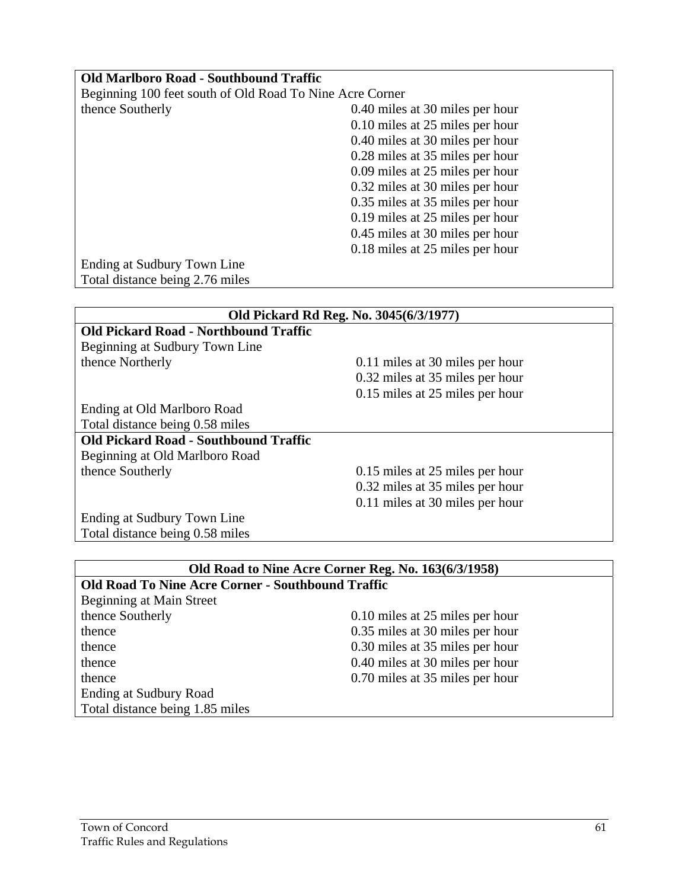**Old Marlboro Road - Southbound Traffic**

| | |
|---|---|
| Beginning 100 feet south of Old Road To Nine Acre Corner | |
| thence Southerly | 0.40 miles at 30 miles per hour |
| | 0.10 miles at 25 miles per hour |
| | 0.40 miles at 30 miles per hour |
| | 0.28 miles at 35 miles per hour |
| | 0.09 miles at 25 miles per hour |
| | 0.32 miles at 30 miles per hour |
| | 0.35 miles at 35 miles per hour |
| | 0.19 miles at 25 miles per hour |
| | 0.45 miles at 30 miles per hour |
| | 0.18 miles at 25 miles per hour |
| Ending at Sudbury Town Line | |
| Total distance being 2.76 miles | |

**Old Pickard Rd Reg. No. 3045(6/3/1977)**

**Old Pickard Road - Northbound Traffic**

| | |
|---|---|
| Beginning at Sudbury Town Line | |
| thence Northerly | 0.11 miles at 30 miles per hour |
| | 0.32 miles at 35 miles per hour |
| | 0.15 miles at 25 miles per hour |
| Ending at Old Marlboro Road | |
| Total distance being 0.58 miles | |

**Old Pickard Road - Southbound Traffic**

| | |
|---|---|
| Beginning at Old Marlboro Road | |
| thence Southerly | 0.15 miles at 25 miles per hour |
| | 0.32 miles at 35 miles per hour |
| | 0.11 miles at 30 miles per hour |
| Ending at Sudbury Town Line | |
| Total distance being 0.58 miles | |

**Old Road to Nine Acre Corner Reg. No. 163(6/3/1958)**

**Old Road To Nine Acre Corner - Southbound Traffic**

| | |
|---|---|
| Beginning at Main Street | |
| thence Southerly | 0.10 miles at 25 miles per hour |
| thence | 0.35 miles at 30 miles per hour |
| thence | 0.30 miles at 35 miles per hour |
| thence | 0.40 miles at 30 miles per hour |
| thence | 0.70 miles at 35 miles per hour |
| Ending at Sudbury Road | |
| Total distance being 1.85 miles | |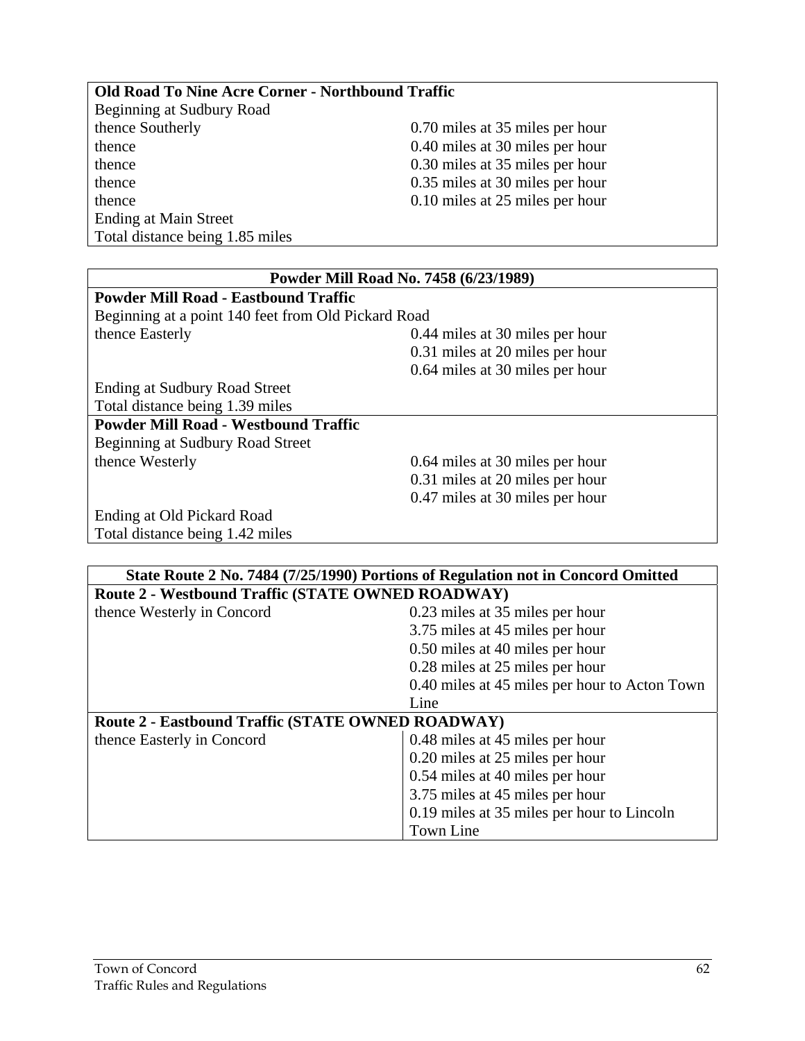| Old Road To Nine Acre Corner - Northbound Traffic | |
|---|---|
| Beginning at Sudbury Road | |
| thence Southerly | 0.70 miles at 35 miles per hour |
| thence | 0.40 miles at 30 miles per hour |
| thence | 0.30 miles at 35 miles per hour |
| thence | 0.35 miles at 30 miles per hour |
| thence | 0.10 miles at 25 miles per hour |
| Ending at Main Street | |
| Total distance being 1.85 miles | |

| Powder Mill Road No. 7458 (6/23/1989) | |
|---|---|
| **Powder Mill Road - Eastbound Traffic** | |
| Beginning at a point 140 feet from Old Pickard Road | |
| thence Easterly | 0.44 miles at 30 miles per hour |
| | 0.31 miles at 20 miles per hour |
| | 0.64 miles at 30 miles per hour |
| Ending at Sudbury Road Street | |
| Total distance being 1.39 miles | |
| **Powder Mill Road - Westbound Traffic** | |
| Beginning at Sudbury Road Street | |
| thence Westerly | 0.64 miles at 30 miles per hour |
| | 0.31 miles at 20 miles per hour |
| | 0.47 miles at 30 miles per hour |
| Ending at Old Pickard Road | |
| Total distance being 1.42 miles | |

| State Route 2 No. 7484 (7/25/1990) Portions of Regulation not in Concord Omitted | |
|---|---|
| **Route 2 - Westbound Traffic (STATE OWNED ROADWAY)** | |
| thence Westerly in Concord | 0.23 miles at 35 miles per hour |
| | 3.75 miles at 45 miles per hour |
| | 0.50 miles at 40 miles per hour |
| | 0.28 miles at 25 miles per hour |
| | 0.40 miles at 45 miles per hour to Acton Town Line |
| **Route 2 - Eastbound Traffic (STATE OWNED ROADWAY)** | |
| thence Easterly in Concord | 0.48 miles at 45 miles per hour |
| | 0.20 miles at 25 miles per hour |
| | 0.54 miles at 40 miles per hour |
| | 3.75 miles at 45 miles per hour |
| | 0.19 miles at 35 miles per hour to Lincoln Town Line |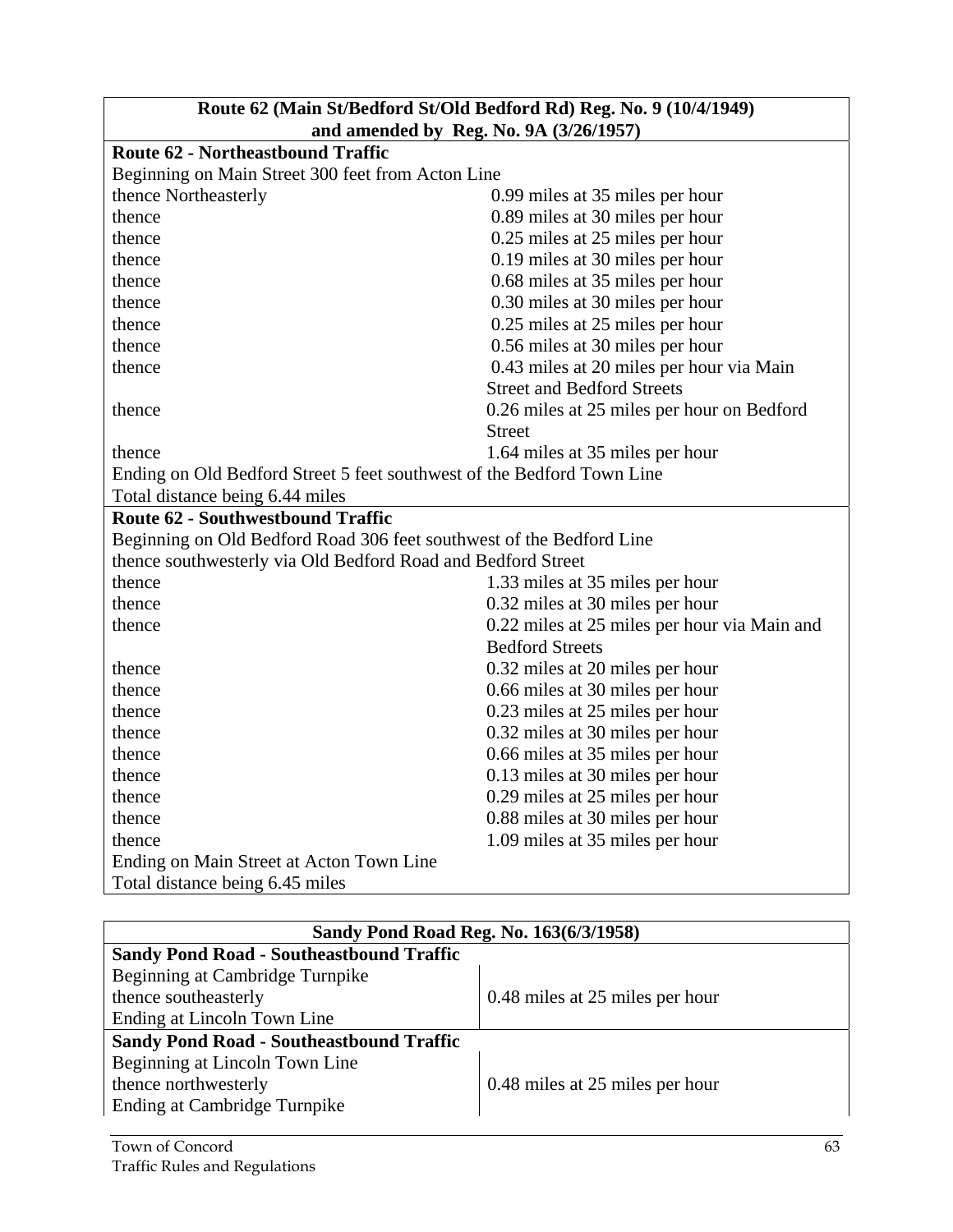| Route 62 (Main St/Bedford St/Old Bedford Rd) Reg. No. 9 (10/4/1949) and amended by Reg. No. 9A (3/26/1957) | |
|---|---|
| **Route 62 - Northeastbound Traffic** | |
| Beginning on Main Street 300 feet from Acton Line | |
| thence Northeasterly | 0.99 miles at 35 miles per hour |
| thence | 0.89 miles at 30 miles per hour |
| thence | 0.25 miles at 25 miles per hour |
| thence | 0.19 miles at 30 miles per hour |
| thence | 0.68 miles at 35 miles per hour |
| thence | 0.30 miles at 30 miles per hour |
| thence | 0.25 miles at 25 miles per hour |
| thence | 0.56 miles at 30 miles per hour |
| thence | 0.43 miles at 20 miles per hour via Main Street and Bedford Streets |
| thence | 0.26 miles at 25 miles per hour on Bedford Street |
| thence | 1.64 miles at 35 miles per hour |
| Ending on Old Bedford Street 5 feet southwest of the Bedford Town Line | |
| Total distance being 6.44 miles | |
| **Route 62 - Southwestbound Traffic** | |
| Beginning on Old Bedford Road 306 feet southwest of the Bedford Line | |
| thence southwesterly via Old Bedford Road and Bedford Street | |
| thence | 1.33 miles at 35 miles per hour |
| thence | 0.32 miles at 30 miles per hour |
| thence | 0.22 miles at 25 miles per hour via Main and Bedford Streets |
| thence | 0.32 miles at 20 miles per hour |
| thence | 0.66 miles at 30 miles per hour |
| thence | 0.23 miles at 25 miles per hour |
| thence | 0.32 miles at 30 miles per hour |
| thence | 0.66 miles at 35 miles per hour |
| thence | 0.13 miles at 30 miles per hour |
| thence | 0.29 miles at 25 miles per hour |
| thence | 0.88 miles at 30 miles per hour |
| thence | 1.09 miles at 35 miles per hour |
| Ending on Main Street at Acton Town Line | |
| Total distance being 6.45 miles | |

| Sandy Pond Road Reg. No. 163(6/3/1958) | |
|---|---|
| **Sandy Pond Road - Southeastbound Traffic** | |
| Beginning at Cambridge Turnpike<br>thence southeasterly<br>Ending at Lincoln Town Line | 0.48 miles at 25 miles per hour |
| **Sandy Pond Road - Southeastbound Traffic** | |
| Beginning at Lincoln Town Line<br>thence northwesterly<br>Ending at Cambridge Turnpike | 0.48 miles at 25 miles per hour |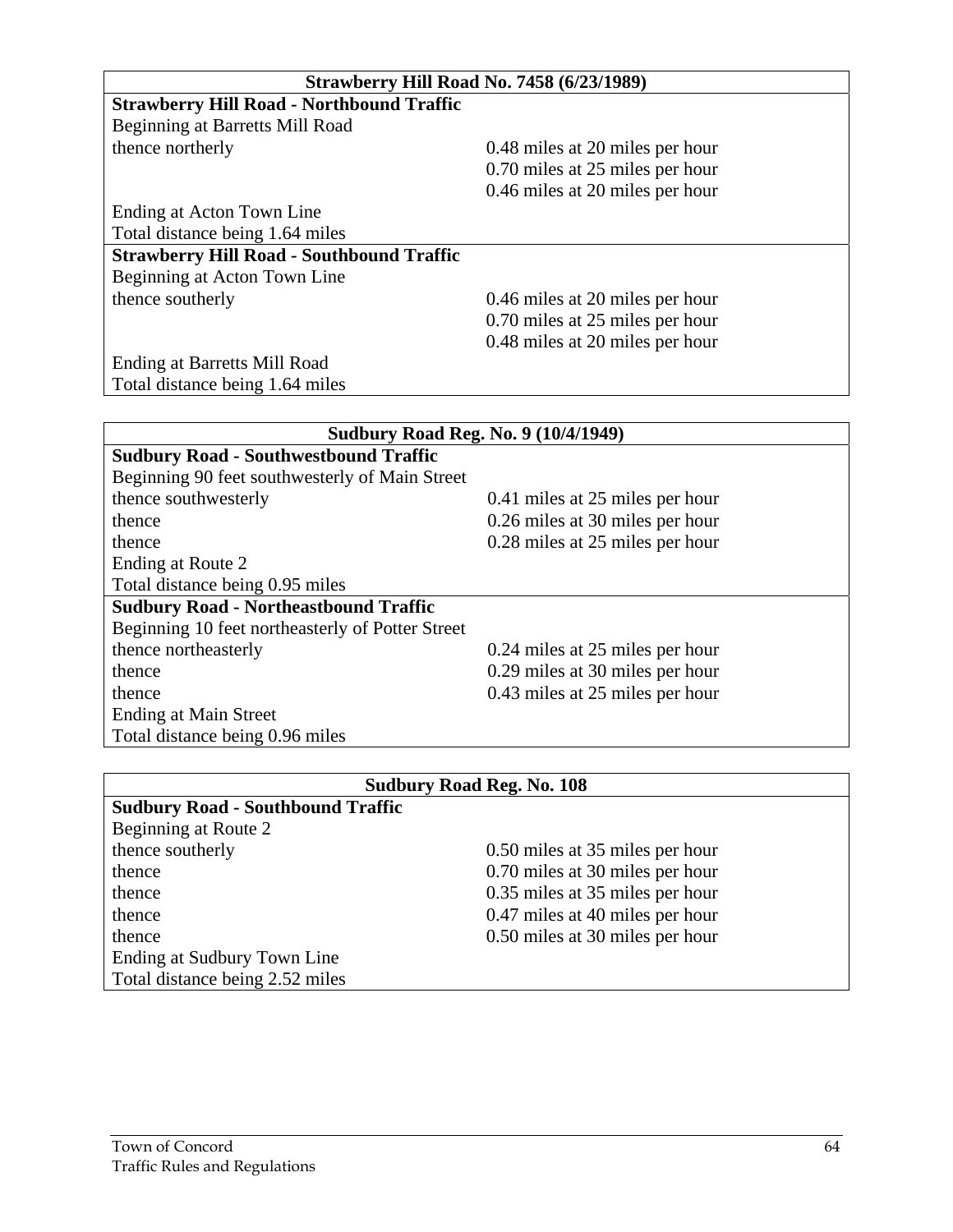| Strawberry Hill Road No. 7458 (6/23/1989) | |
|---|---|
| **Strawberry Hill Road - Northbound Traffic** | |
| Beginning at Barretts Mill Road | |
| thence northerly | 0.48 miles at 20 miles per hour |
| | 0.70 miles at 25 miles per hour |
| | 0.46 miles at 20 miles per hour |
| Ending at Acton Town Line | |
| Total distance being 1.64 miles | |
| **Strawberry Hill Road - Southbound Traffic** | |
| Beginning at Acton Town Line | |
| thence southerly | 0.46 miles at 20 miles per hour |
| | 0.70 miles at 25 miles per hour |
| | 0.48 miles at 20 miles per hour |
| Ending at Barretts Mill Road | |
| Total distance being 1.64 miles | |

| Sudbury Road Reg. No. 9 (10/4/1949) | |
|---|---|
| **Sudbury Road - Southwestbound Traffic** | |
| Beginning 90 feet southwesterly of Main Street | |
| thence southwesterly | 0.41 miles at 25 miles per hour |
| thence | 0.26 miles at 30 miles per hour |
| thence | 0.28 miles at 25 miles per hour |
| Ending at Route 2 | |
| Total distance being 0.95 miles | |
| **Sudbury Road - Northeastbound Traffic** | |
| Beginning 10 feet northeasterly of Potter Street | |
| thence northeasterly | 0.24 miles at 25 miles per hour |
| thence | 0.29 miles at 30 miles per hour |
| thence | 0.43 miles at 25 miles per hour |
| Ending at Main Street | |
| Total distance being 0.96 miles | |

| Sudbury Road Reg. No. 108 | |
|---|---|
| **Sudbury Road - Southbound Traffic** | |
| Beginning at Route 2 | |
| thence southerly | 0.50 miles at 35 miles per hour |
| thence | 0.70 miles at 30 miles per hour |
| thence | 0.35 miles at 35 miles per hour |
| thence | 0.47 miles at 40 miles per hour |
| thence | 0.50 miles at 30 miles per hour |
| Ending at Sudbury Town Line | |
| Total distance being 2.52 miles | |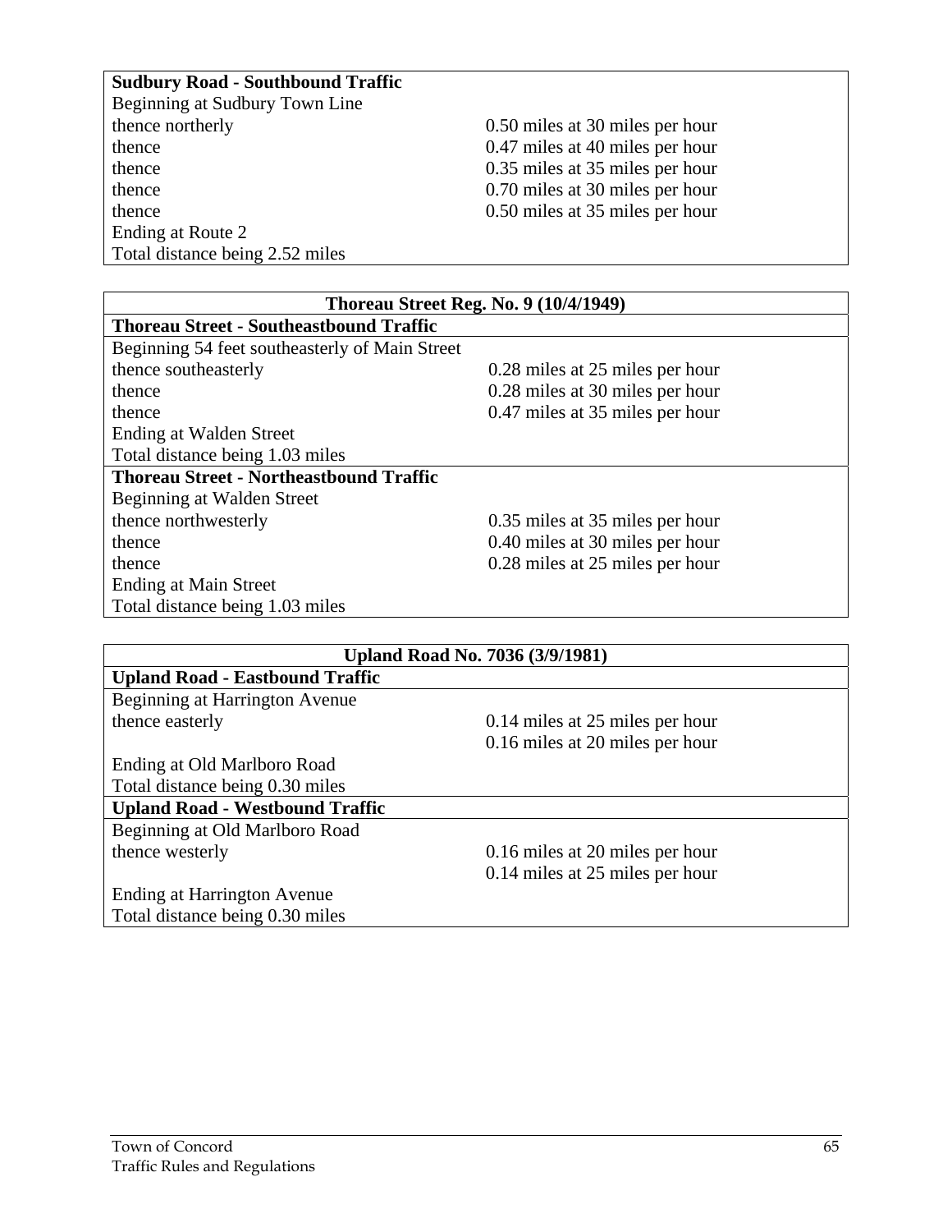| **Sudbury Road - Southbound Traffic** | |
|---|---|
| Beginning at Sudbury Town Line | |
| thence northerly | 0.50 miles at 30 miles per hour |
| thence | 0.47 miles at 40 miles per hour |
| thence | 0.35 miles at 35 miles per hour |
| thence | 0.70 miles at 30 miles per hour |
| thence | 0.50 miles at 35 miles per hour |
| Ending at Route 2 | |
| Total distance being 2.52 miles | |

| **Thoreau Street Reg. No. 9 (10/4/1949)** | |
|---|---|
| **Thoreau Street - Southeastbound Traffic** | |
| Beginning 54 feet southeasterly of Main Street | |
| thence southeasterly | 0.28 miles at 25 miles per hour |
| thence | 0.28 miles at 30 miles per hour |
| thence | 0.47 miles at 35 miles per hour |
| Ending at Walden Street | |
| Total distance being 1.03 miles | |
| **Thoreau Street - Northeastbound Traffic** | |
| Beginning at Walden Street | |
| thence northwesterly | 0.35 miles at 35 miles per hour |
| thence | 0.40 miles at 30 miles per hour |
| thence | 0.28 miles at 25 miles per hour |
| Ending at Main Street | |
| Total distance being 1.03 miles | |

| **Upland Road No. 7036 (3/9/1981)** | |
|---|---|
| **Upland Road - Eastbound Traffic** | |
| Beginning at Harrington Avenue | |
| thence easterly | 0.14 miles at 25 miles per hour |
| | 0.16 miles at 20 miles per hour |
| Ending at Old Marlboro Road | |
| Total distance being 0.30 miles | |
| **Upland Road - Westbound Traffic** | |
| Beginning at Old Marlboro Road | |
| thence westerly | 0.16 miles at 20 miles per hour |
| | 0.14 miles at 25 miles per hour |
| Ending at Harrington Avenue | |
| Total distance being 0.30 miles | |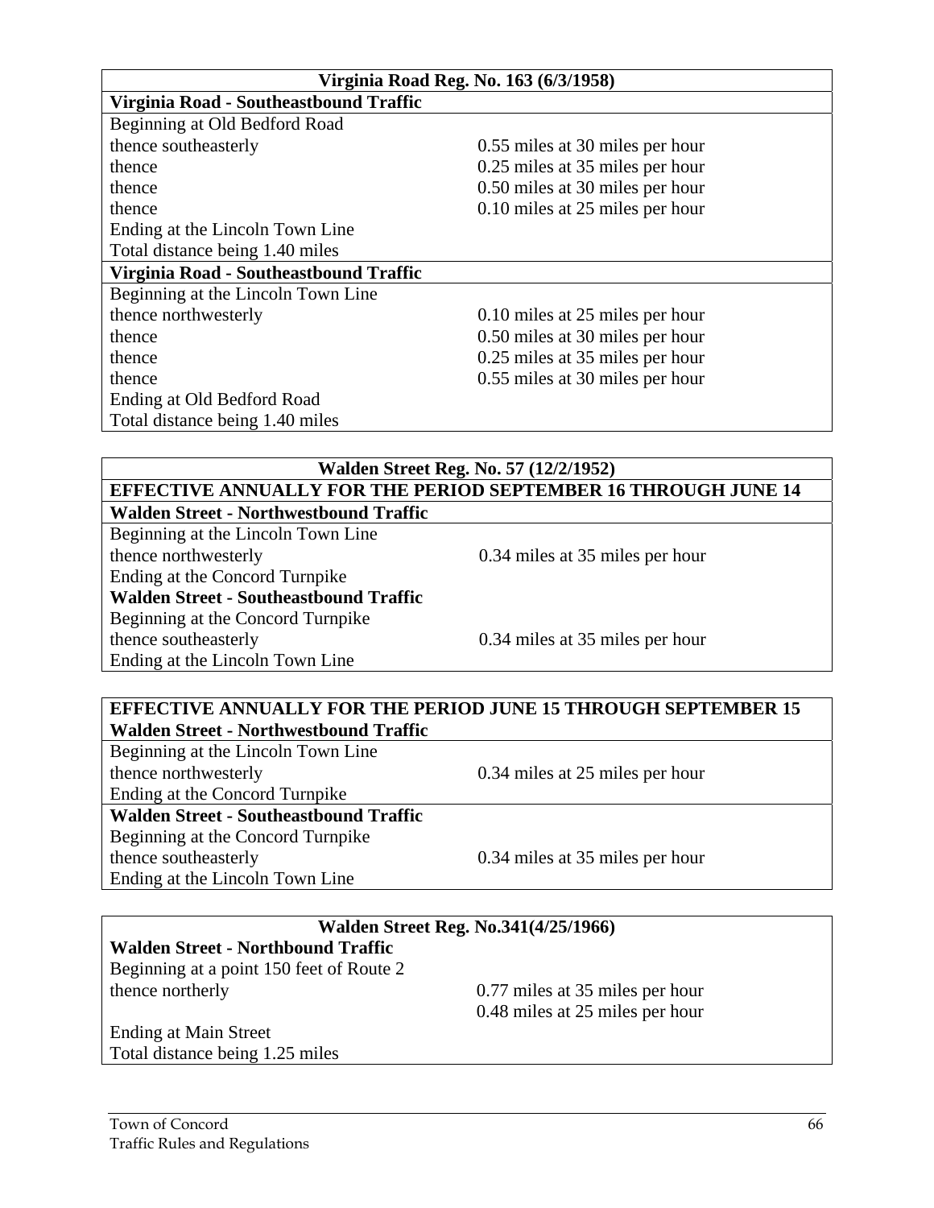| Virginia Road Reg. No. 163 (6/3/1958) | |
|---|---|
| **Virginia Road - Southeastbound Traffic** | |
| Beginning at Old Bedford Road | |
| thence southeasterly | 0.55 miles at 30 miles per hour |
| thence | 0.25 miles at 35 miles per hour |
| thence | 0.50 miles at 30 miles per hour |
| thence | 0.10 miles at 25 miles per hour |
| Ending at the Lincoln Town Line | |
| Total distance being 1.40 miles | |
| **Virginia Road - Southeastbound Traffic** | |
| Beginning at the Lincoln Town Line | |
| thence northwesterly | 0.10 miles at 25 miles per hour |
| thence | 0.50 miles at 30 miles per hour |
| thence | 0.25 miles at 35 miles per hour |
| thence | 0.55 miles at 30 miles per hour |
| Ending at Old Bedford Road | |
| Total distance being 1.40 miles | |

| Walden Street Reg. No. 57 (12/2/1952) | |
|---|---|
| **EFFECTIVE ANNUALLY FOR THE PERIOD SEPTEMBER 16 THROUGH JUNE 14** | |
| **Walden Street - Northwestbound Traffic** | |
| Beginning at the Lincoln Town Line | |
| thence northwesterly | 0.34 miles at 35 miles per hour |
| Ending at the Concord Turnpike | |
| **Walden Street - Southeastbound Traffic** | |
| Beginning at the Concord Turnpike | |
| thence southeasterly | 0.34 miles at 35 miles per hour |
| Ending at the Lincoln Town Line | |

| EFFECTIVE ANNUALLY FOR THE PERIOD JUNE 15 THROUGH SEPTEMBER 15 | |
|---|---|
| **Walden Street - Northwestbound Traffic** | |
| Beginning at the Lincoln Town Line | |
| thence northwesterly | 0.34 miles at 25 miles per hour |
| Ending at the Concord Turnpike | |
| **Walden Street - Southeastbound Traffic** | |
| Beginning at the Concord Turnpike | |
| thence southeasterly | 0.34 miles at 35 miles per hour |
| Ending at the Lincoln Town Line | |

| Walden Street Reg. No.341(4/25/1966) | |
|---|---|
| **Walden Street - Northbound Traffic** | |
| Beginning at a point 150 feet of Route 2 | |
| thence northerly | 0.77 miles at 35 miles per hour |
| | 0.48 miles at 25 miles per hour |
| Ending at Main Street | |
| Total distance being 1.25 miles | |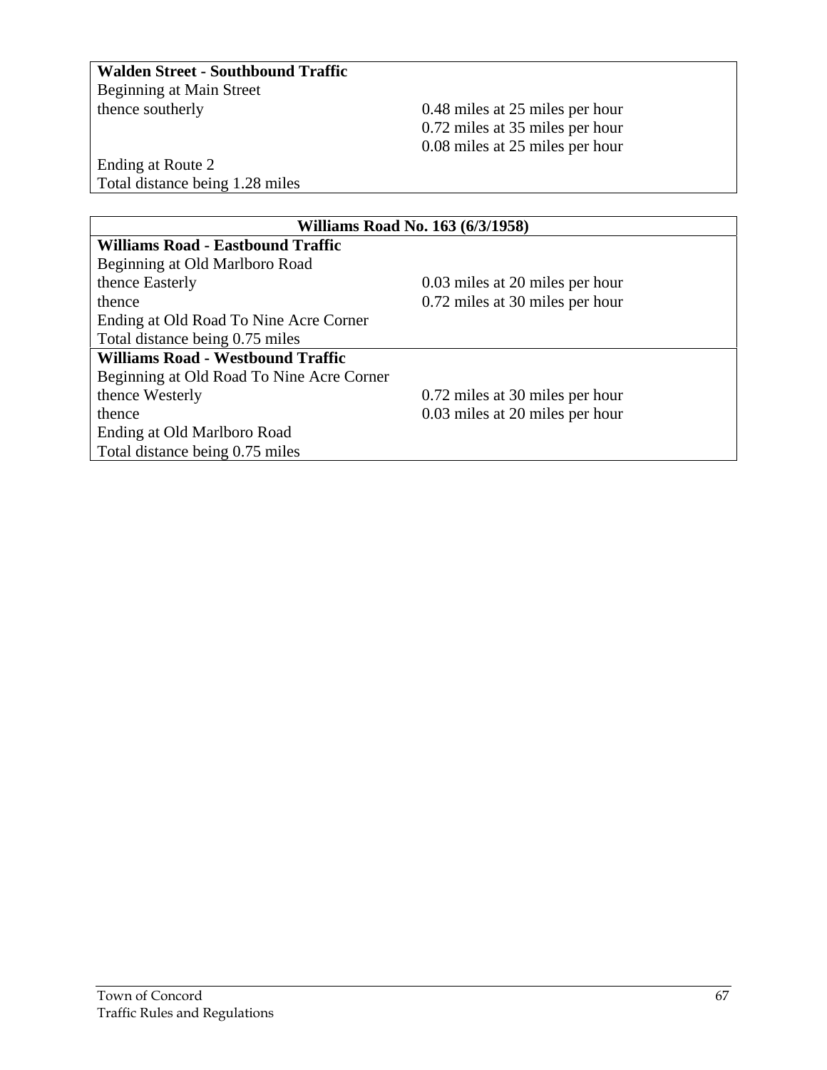| **Walden Street - Southbound Traffic** | |
|---|---|
| Beginning at Main Street | |
| thence southerly | 0.48 miles at 25 miles per hour |
| | 0.72 miles at 35 miles per hour |
| | 0.08 miles at 25 miles per hour |
| Ending at Route 2 | |
| Total distance being 1.28 miles | |

| **Williams Road No. 163 (6/3/1958)** | |
|---|---|
| **Williams Road - Eastbound Traffic** | |
| Beginning at Old Marlboro Road | |
| thence Easterly | 0.03 miles at 20 miles per hour |
| thence | 0.72 miles at 30 miles per hour |
| Ending at Old Road To Nine Acre Corner | |
| Total distance being 0.75 miles | |
| **Williams Road - Westbound Traffic** | |
| Beginning at Old Road To Nine Acre Corner | |
| thence Westerly | 0.72 miles at 30 miles per hour |
| thence | 0.03 miles at 20 miles per hour |
| Ending at Old Marlboro Road | |
| Total distance being 0.75 miles | |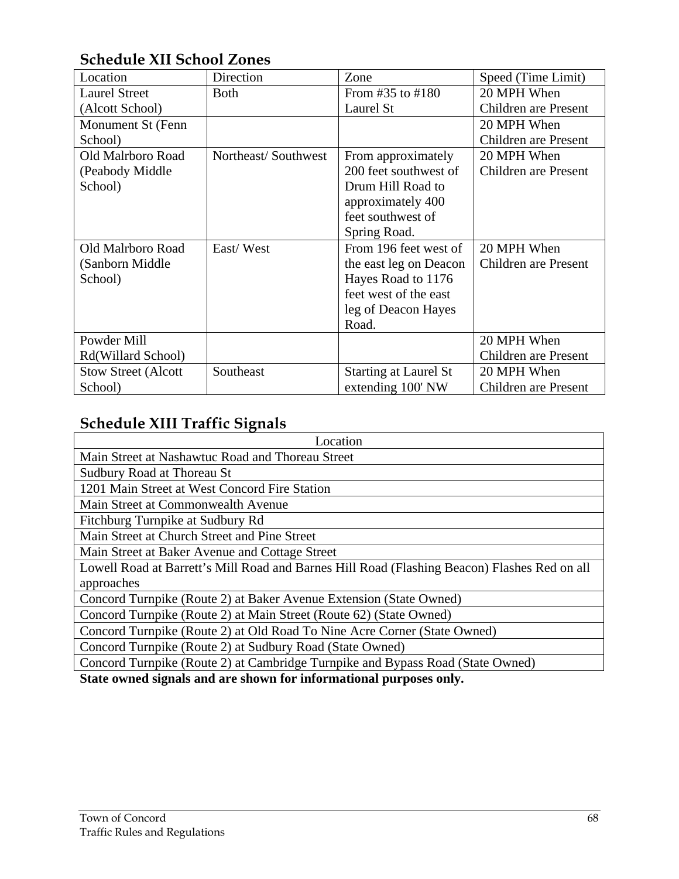## Schedule XII School Zones

| Location | Direction | Zone | Speed (Time Limit) |
|---|---|---|---|
| Laurel Street (Alcott School) | Both | From #35 to #180 Laurel St | 20 MPH When Children are Present |
| Monument St (Fenn School) | | | 20 MPH When Children are Present |
| Old Malrboro Road (Peabody Middle School) | Northeast/ Southwest | From approximately 200 feet southwest of Drum Hill Road to approximately 400 feet southwest of Spring Road. | 20 MPH When Children are Present |
| Old Malrboro Road (Sanborn Middle School) | East/ West | From 196 feet west of the east leg on Deacon Hayes Road to 1176 feet west of the east leg of Deacon Hayes Road. | 20 MPH When Children are Present |
| Powder Mill Rd(Willard School) | | | 20 MPH When Children are Present |
| Stow Street (Alcott School) | Southeast | Starting at Laurel St extending 100' NW | 20 MPH When Children are Present |

## Schedule XIII Traffic Signals

| Location |
|---|
| Main Street at Nashawtuc Road and Thoreau Street |
| Sudbury Road at Thoreau St |
| 1201 Main Street at West Concord Fire Station |
| Main Street at Commonwealth Avenue |
| Fitchburg Turnpike at Sudbury Rd |
| Main Street at Church Street and Pine Street |
| Main Street at Baker Avenue and Cottage Street |
| Lowell Road at Barrett's Mill Road and Barnes Hill Road (Flashing Beacon) Flashes Red on all approaches |
| Concord Turnpike (Route 2) at Baker Avenue Extension (State Owned) |
| Concord Turnpike (Route 2) at Main Street (Route 62) (State Owned) |
| Concord Turnpike (Route 2) at Old Road To Nine Acre Corner (State Owned) |
| Concord Turnpike (Route 2) at Sudbury Road (State Owned) |
| Concord Turnpike (Route 2) at Cambridge Turnpike and Bypass Road (State Owned) |

**State owned signals and are shown for informational purposes only.**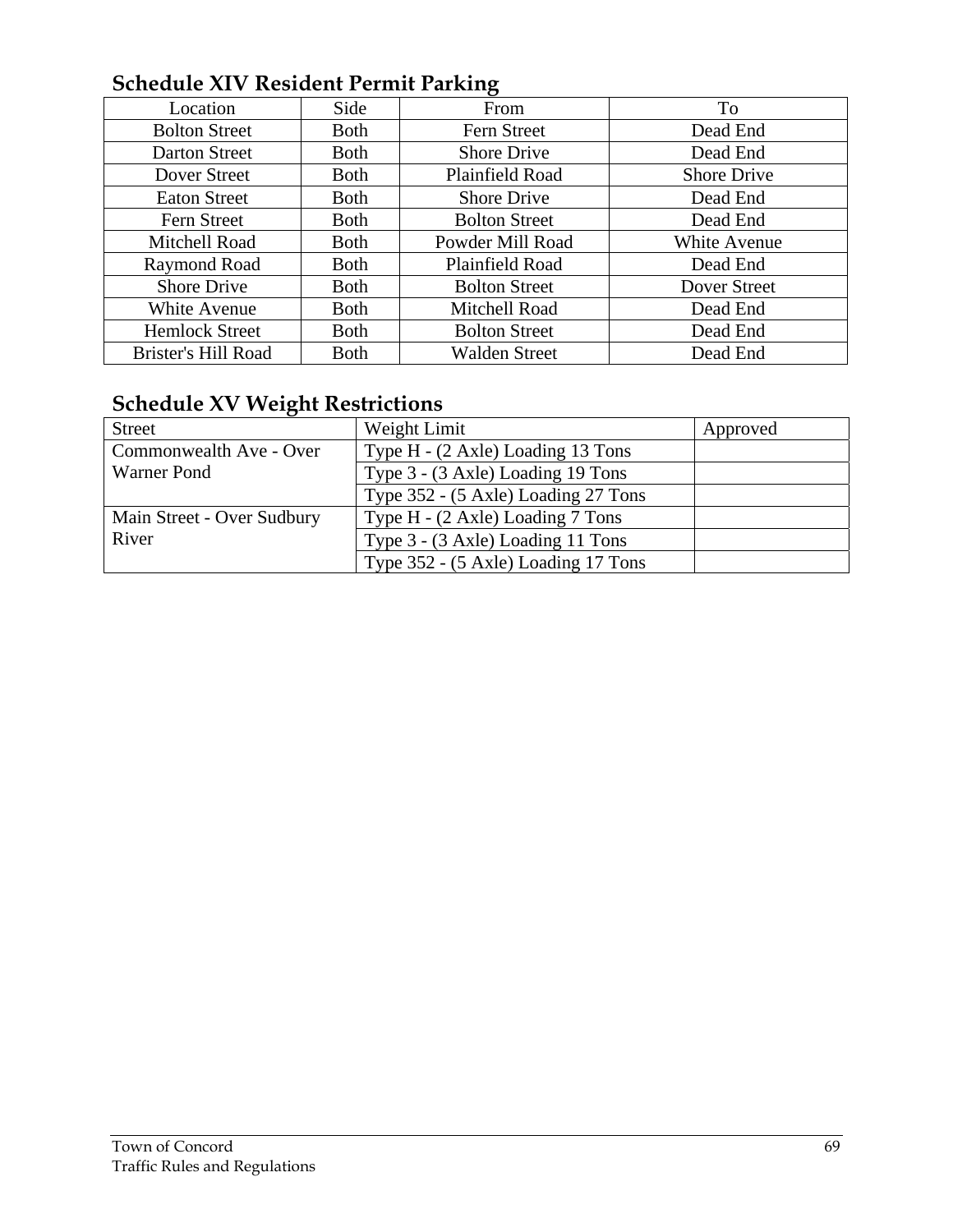## Schedule XIV Resident Permit Parking

| Location | Side | From | To |
|---|---|---|---|
| Bolton Street | Both | Fern Street | Dead End |
| Darton Street | Both | Shore Drive | Dead End |
| Dover Street | Both | Plainfield Road | Shore Drive |
| Eaton Street | Both | Shore Drive | Dead End |
| Fern Street | Both | Bolton Street | Dead End |
| Mitchell Road | Both | Powder Mill Road | White Avenue |
| Raymond Road | Both | Plainfield Road | Dead End |
| Shore Drive | Both | Bolton Street | Dover Street |
| White Avenue | Both | Mitchell Road | Dead End |
| Hemlock Street | Both | Bolton Street | Dead End |
| Brister's Hill Road | Both | Walden Street | Dead End |

## Schedule XV Weight Restrictions

| Street | Weight Limit | Approved |
|---|---|---|
| Commonwealth Ave - Over Warner Pond | Type H - (2 Axle) Loading 13 Tons | |
| | Type 3 - (3 Axle) Loading 19 Tons | |
| | Type 352 - (5 Axle) Loading 27 Tons | |
| Main Street - Over Sudbury River | Type H - (2 Axle) Loading 7 Tons | |
| | Type 3 - (3 Axle) Loading 11 Tons | |
| | Type 352 - (5 Axle) Loading 17 Tons | |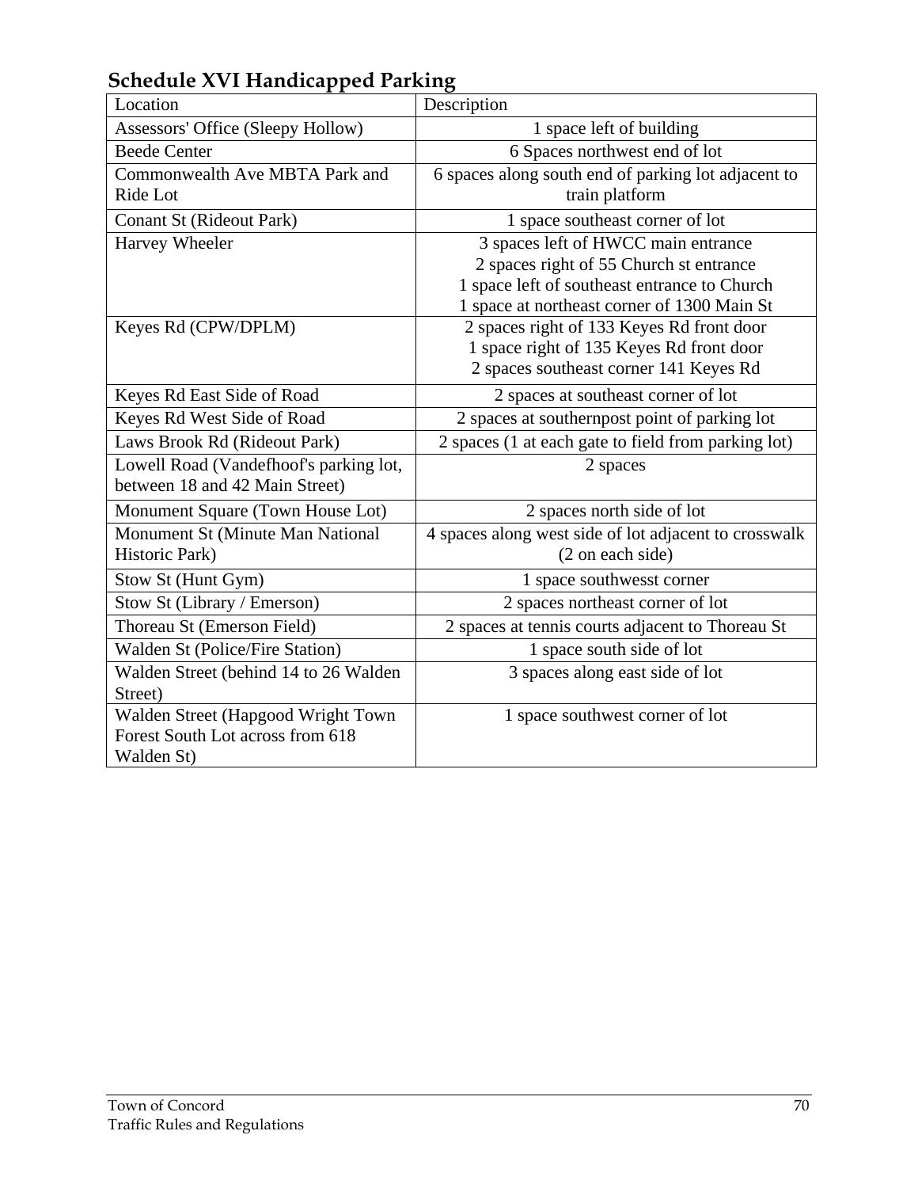## Schedule XVI Handicapped Parking

| Location | Description |
|---|---|
| Assessors' Office (Sleepy Hollow) | 1 space left of building |
| Beede Center | 6 Spaces northwest end of lot |
| Commonwealth Ave MBTA Park and Ride Lot | 6 spaces along south end of parking lot adjacent to train platform |
| Conant St (Rideout Park) | 1 space southeast corner of lot |
| Harvey Wheeler | 3 spaces left of HWCC main entrance<br>2 spaces right of 55 Church st entrance<br>1 space left of southeast entrance to Church<br>1 space at northeast corner of 1300 Main St |
| Keyes Rd (CPW/DPLM) | 2 spaces right of 133 Keyes Rd front door<br>1 space right of 135 Keyes Rd front door<br>2 spaces southeast corner 141 Keyes Rd |
| Keyes Rd East Side of Road | 2 spaces at southeast corner of lot |
| Keyes Rd West Side of Road | 2 spaces at southernpost point of parking lot |
| Laws Brook Rd (Rideout Park) | 2 spaces (1 at each gate to field from parking lot) |
| Lowell Road (Vandefhoof's parking lot, between 18 and 42 Main Street) | 2 spaces |
| Monument Square (Town House Lot) | 2 spaces north side of lot |
| Monument St (Minute Man National Historic Park) | 4 spaces along west side of lot adjacent to crosswalk (2 on each side) |
| Stow St (Hunt Gym) | 1 space southwesst corner |
| Stow St (Library / Emerson) | 2 spaces northeast corner of lot |
| Thoreau St (Emerson Field) | 2 spaces at tennis courts adjacent to Thoreau St |
| Walden St (Police/Fire Station) | 1 space south side of lot |
| Walden Street (behind 14 to 26 Walden Street) | 3 spaces along east side of lot |
| Walden Street (Hapgood Wright Town Forest South Lot across from 618 Walden St) | 1 space southwest corner of lot |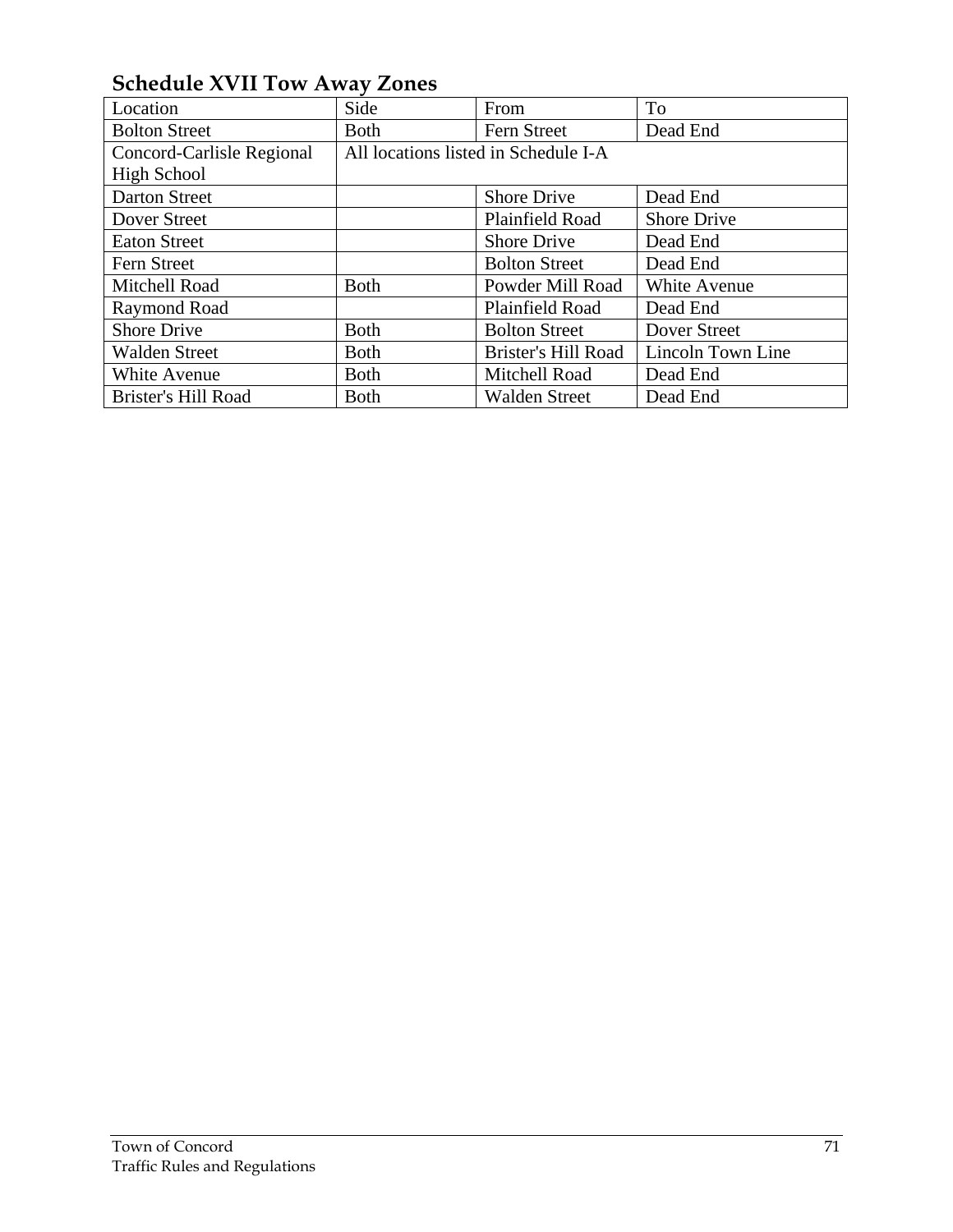## Schedule XVII Tow Away Zones

| Location | Side | From | To |
|---|---|---|---|
| Bolton Street | Both | Fern Street | Dead End |
| Concord-Carlisle Regional High School | All locations listed in Schedule I-A | | |
| Darton Street | | Shore Drive | Dead End |
| Dover Street | | Plainfield Road | Shore Drive |
| Eaton Street | | Shore Drive | Dead End |
| Fern Street | | Bolton Street | Dead End |
| Mitchell Road | Both | Powder Mill Road | White Avenue |
| Raymond Road | | Plainfield Road | Dead End |
| Shore Drive | Both | Bolton Street | Dover Street |
| Walden Street | Both | Brister's Hill Road | Lincoln Town Line |
| White Avenue | Both | Mitchell Road | Dead End |
| Brister's Hill Road | Both | Walden Street | Dead End |